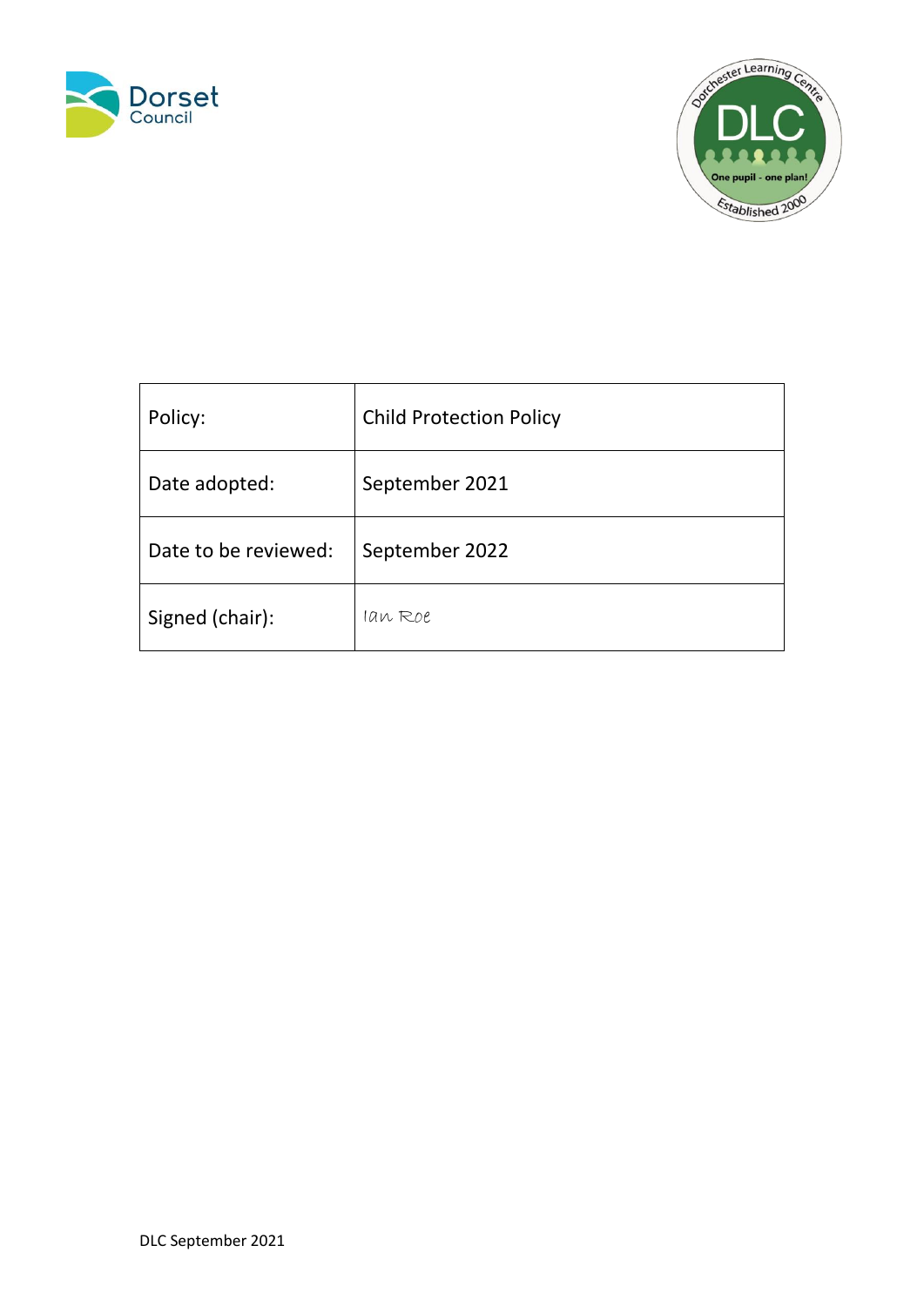| Policy: | Child Protection Policy |
| --- | --- |
| Date adopted: | September 2021 |
| Date to be reviewed: | September 2022 |
| Signed (chair): | Ian Roe |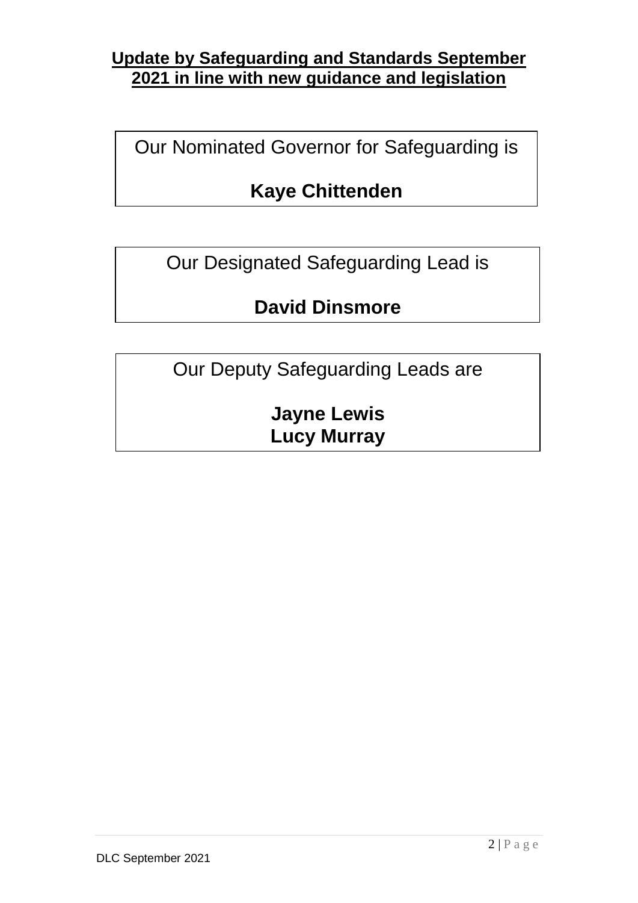**Update by Safeguarding and Standards September 2021 in line with new guidance and legislation**

Our Nominated Governor for Safeguarding is

**Kaye Chittenden**

Our Designated Safeguarding Lead is

**David Dinsmore**

Our Deputy Safeguarding Leads are

**Jayne Lewis**
**Lucy Murray**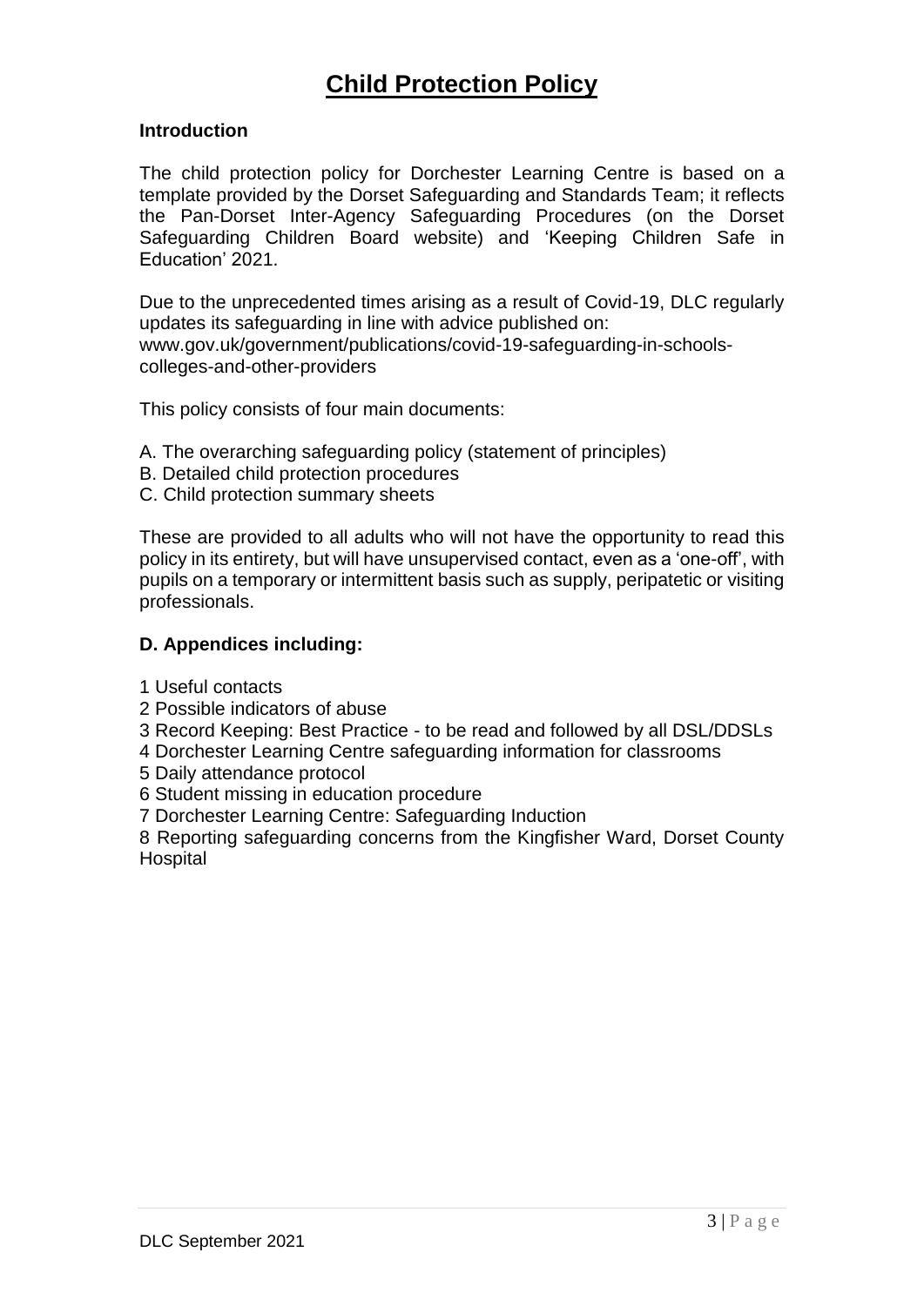# Child Protection Policy

### Introduction

The child protection policy for Dorchester Learning Centre is based on a template provided by the Dorset Safeguarding and Standards Team; it reflects the Pan-Dorset Inter-Agency Safeguarding Procedures (on the Dorset Safeguarding Children Board website) and 'Keeping Children Safe in Education' 2021.

Due to the unprecedented times arising as a result of Covid-19, DLC regularly updates its safeguarding in line with advice published on: www.gov.uk/government/publications/covid-19-safeguarding-in-schools-colleges-and-other-providers

This policy consists of four main documents:

A. The overarching safeguarding policy (statement of principles)
B. Detailed child protection procedures
C. Child protection summary sheets

These are provided to all adults who will not have the opportunity to read this policy in its entirety, but will have unsupervised contact, even as a 'one-off', with pupils on a temporary or intermittent basis such as supply, peripatetic or visiting professionals.

### D. Appendices including:

1 Useful contacts
2 Possible indicators of abuse
3 Record Keeping: Best Practice - to be read and followed by all DSL/DDSLs
4 Dorchester Learning Centre safeguarding information for classrooms
5 Daily attendance protocol
6 Student missing in education procedure
7 Dorchester Learning Centre: Safeguarding Induction
8 Reporting safeguarding concerns from the Kingfisher Ward, Dorset County Hospital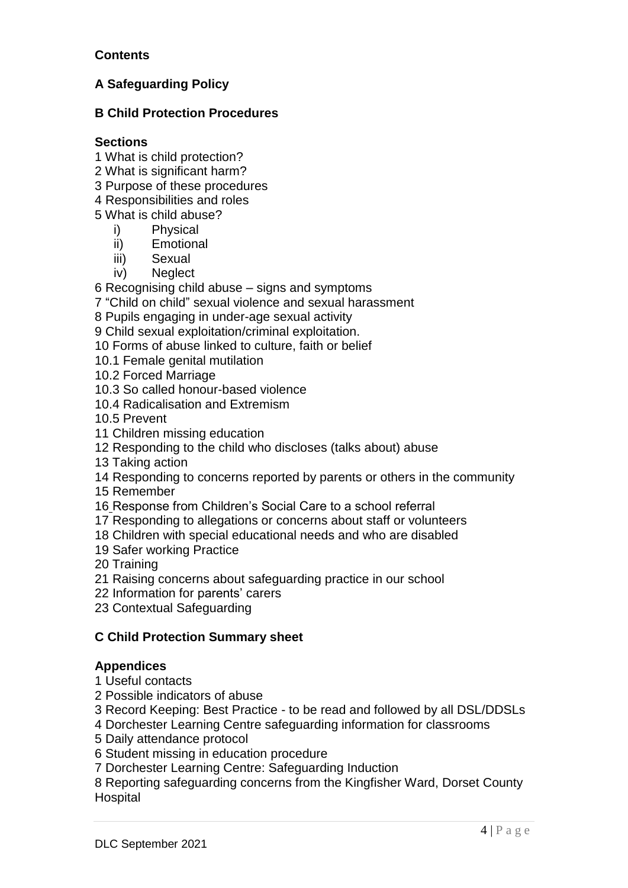**Contents**

**A Safeguarding Policy**

**B Child Protection Procedures**

**Sections**

1 What is child protection?
2 What is significant harm?
3 Purpose of these procedures
4 Responsibilities and roles
5 What is child abuse?
   i) Physical
   ii) Emotional
   iii) Sexual
   iv) Neglect
6 Recognising child abuse – signs and symptoms
7 "Child on child" sexual violence and sexual harassment
8 Pupils engaging in under-age sexual activity
9 Child sexual exploitation/criminal exploitation.
10 Forms of abuse linked to culture, faith or belief
10.1 Female genital mutilation
10.2 Forced Marriage
10.3 So called honour-based violence
10.4 Radicalisation and Extremism
10.5 Prevent
11 Children missing education
12 Responding to the child who discloses (talks about) abuse
13 Taking action
14 Responding to concerns reported by parents or others in the community
15 Remember
16 Response from Children's Social Care to a school referral
17 Responding to allegations or concerns about staff or volunteers
18 Children with special educational needs and who are disabled
19 Safer working Practice
20 Training
21 Raising concerns about safeguarding practice in our school
22 Information for parents' carers
23 Contextual Safeguarding

**C Child Protection Summary sheet**

**Appendices**

1 Useful contacts
2 Possible indicators of abuse
3 Record Keeping: Best Practice - to be read and followed by all DSL/DDSLs
4 Dorchester Learning Centre safeguarding information for classrooms
5 Daily attendance protocol
6 Student missing in education procedure
7 Dorchester Learning Centre: Safeguarding Induction
8 Reporting safeguarding concerns from the Kingfisher Ward, Dorset County Hospital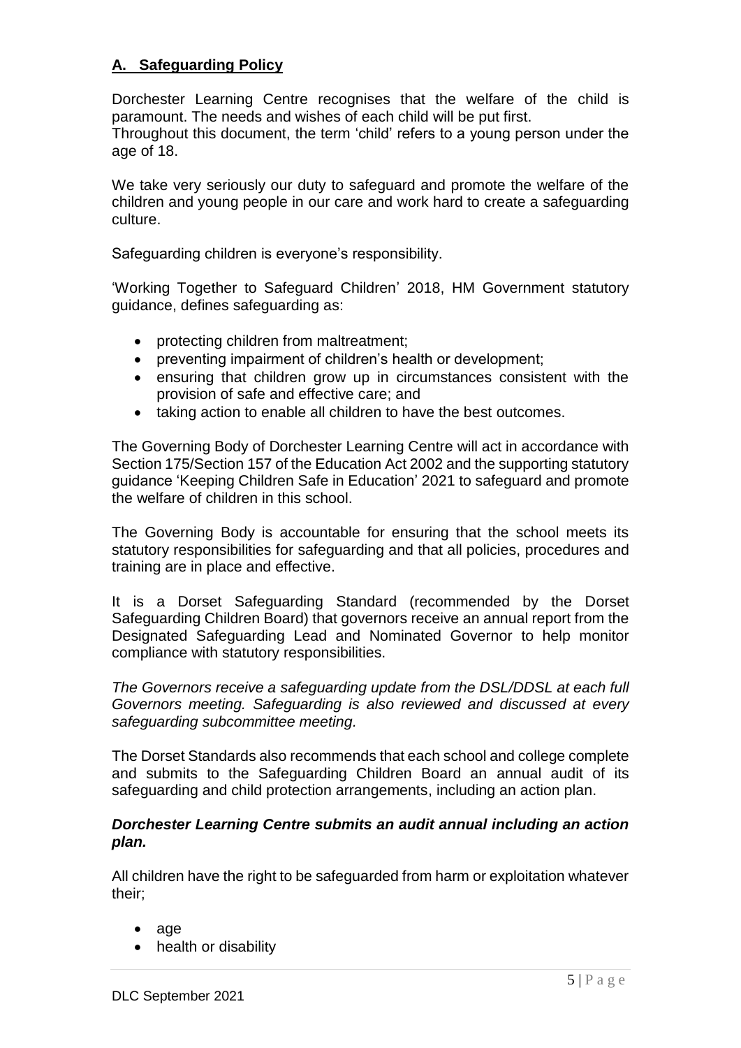## A. Safeguarding Policy

Dorchester Learning Centre recognises that the welfare of the child is paramount. The needs and wishes of each child will be put first.
Throughout this document, the term 'child' refers to a young person under the age of 18.

We take very seriously our duty to safeguard and promote the welfare of the children and young people in our care and work hard to create a safeguarding culture.

Safeguarding children is everyone's responsibility.

'Working Together to Safeguard Children' 2018, HM Government statutory guidance, defines safeguarding as:

- protecting children from maltreatment;
- preventing impairment of children's health or development;
- ensuring that children grow up in circumstances consistent with the provision of safe and effective care; and
- taking action to enable all children to have the best outcomes.

The Governing Body of Dorchester Learning Centre will act in accordance with Section 175/Section 157 of the Education Act 2002 and the supporting statutory guidance 'Keeping Children Safe in Education' 2021 to safeguard and promote the welfare of children in this school.

The Governing Body is accountable for ensuring that the school meets its statutory responsibilities for safeguarding and that all policies, procedures and training are in place and effective.

It is a Dorset Safeguarding Standard (recommended by the Dorset Safeguarding Children Board) that governors receive an annual report from the Designated Safeguarding Lead and Nominated Governor to help monitor compliance with statutory responsibilities.

*The Governors receive a safeguarding update from the DSL/DDSL at each full Governors meeting. Safeguarding is also reviewed and discussed at every safeguarding subcommittee meeting.*

The Dorset Standards also recommends that each school and college complete and submits to the Safeguarding Children Board an annual audit of its safeguarding and child protection arrangements, including an action plan.

***Dorchester Learning Centre submits an audit annual including an action plan.***

All children have the right to be safeguarded from harm or exploitation whatever their;

- age
- health or disability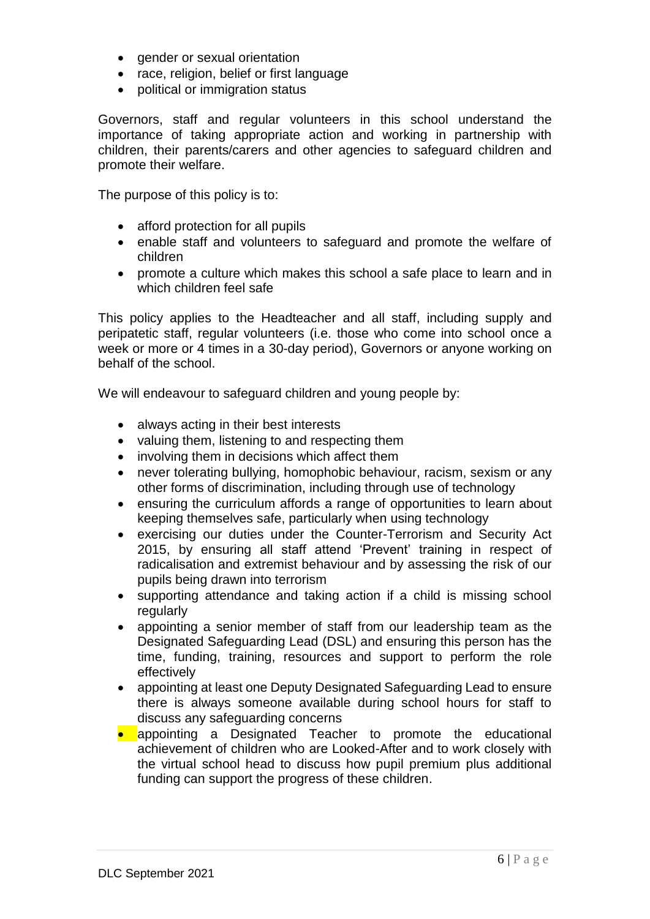- gender or sexual orientation
- race, religion, belief or first language
- political or immigration status

Governors, staff and regular volunteers in this school understand the importance of taking appropriate action and working in partnership with children, their parents/carers and other agencies to safeguard children and promote their welfare.

The purpose of this policy is to:

- afford protection for all pupils
- enable staff and volunteers to safeguard and promote the welfare of children
- promote a culture which makes this school a safe place to learn and in which children feel safe

This policy applies to the Headteacher and all staff, including supply and peripatetic staff, regular volunteers (i.e. those who come into school once a week or more or 4 times in a 30-day period), Governors or anyone working on behalf of the school.

We will endeavour to safeguard children and young people by:

- always acting in their best interests
- valuing them, listening to and respecting them
- involving them in decisions which affect them
- never tolerating bullying, homophobic behaviour, racism, sexism or any other forms of discrimination, including through use of technology
- ensuring the curriculum affords a range of opportunities to learn about keeping themselves safe, particularly when using technology
- exercising our duties under the Counter-Terrorism and Security Act 2015, by ensuring all staff attend 'Prevent' training in respect of radicalisation and extremist behaviour and by assessing the risk of our pupils being drawn into terrorism
- supporting attendance and taking action if a child is missing school regularly
- appointing a senior member of staff from our leadership team as the Designated Safeguarding Lead (DSL) and ensuring this person has the time, funding, training, resources and support to perform the role effectively
- appointing at least one Deputy Designated Safeguarding Lead to ensure there is always someone available during school hours for staff to discuss any safeguarding concerns
- appointing a Designated Teacher to promote the educational achievement of children who are Looked-After and to work closely with the virtual school head to discuss how pupil premium plus additional funding can support the progress of these children.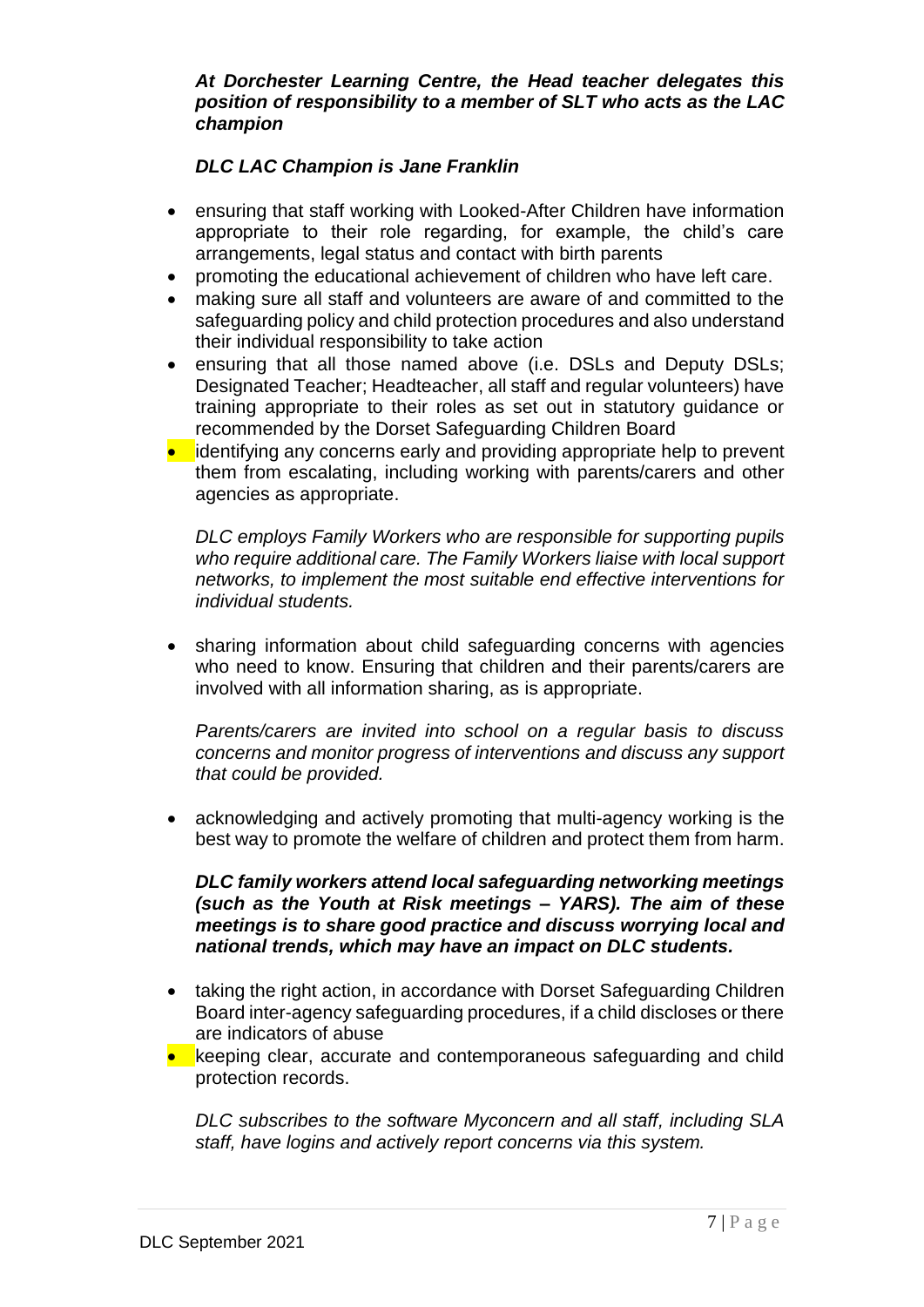***At Dorchester Learning Centre, the Head teacher delegates this position of responsibility to a member of SLT who acts as the LAC champion***

***DLC LAC Champion is Jane Franklin***

- ensuring that staff working with Looked-After Children have information appropriate to their role regarding, for example, the child's care arrangements, legal status and contact with birth parents
- promoting the educational achievement of children who have left care.
- making sure all staff and volunteers are aware of and committed to the safeguarding policy and child protection procedures and also understand their individual responsibility to take action
- ensuring that all those named above (i.e. DSLs and Deputy DSLs; Designated Teacher; Headteacher, all staff and regular volunteers) have training appropriate to their roles as set out in statutory guidance or recommended by the Dorset Safeguarding Children Board
- identifying any concerns early and providing appropriate help to prevent them from escalating, including working with parents/carers and other agencies as appropriate.

  *DLC employs Family Workers who are responsible for supporting pupils who require additional care. The Family Workers liaise with local support networks, to implement the most suitable end effective interventions for individual students.*

- sharing information about child safeguarding concerns with agencies who need to know. Ensuring that children and their parents/carers are involved with all information sharing, as is appropriate.

  *Parents/carers are invited into school on a regular basis to discuss concerns and monitor progress of interventions and discuss any support that could be provided.*

- acknowledging and actively promoting that multi-agency working is the best way to promote the welfare of children and protect them from harm.

  ***DLC family workers attend local safeguarding networking meetings (such as the Youth at Risk meetings – YARS). The aim of these meetings is to share good practice and discuss worrying local and national trends, which may have an impact on DLC students.***

- taking the right action, in accordance with Dorset Safeguarding Children Board inter-agency safeguarding procedures, if a child discloses or there are indicators of abuse
- keeping clear, accurate and contemporaneous safeguarding and child protection records.

  *DLC subscribes to the software Myconcern and all staff, including SLA staff, have logins and actively report concerns via this system.*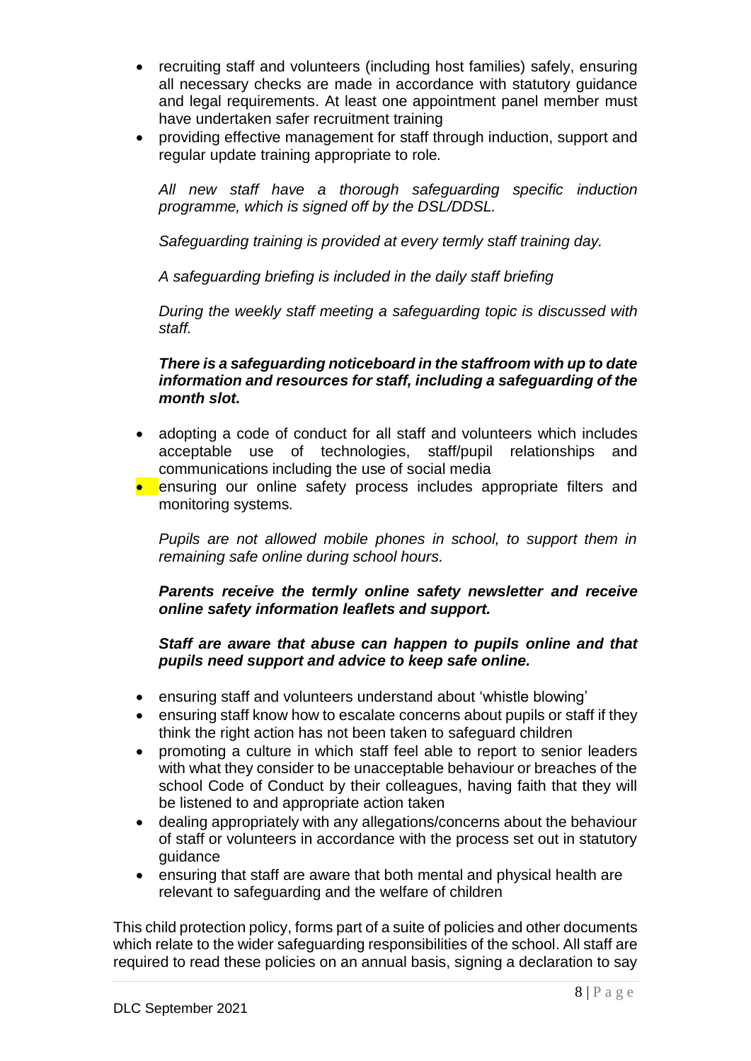- recruiting staff and volunteers (including host families) safely, ensuring all necessary checks are made in accordance with statutory guidance and legal requirements. At least one appointment panel member must have undertaken safer recruitment training
- providing effective management for staff through induction, support and regular update training appropriate to role.

  *All new staff have a thorough safeguarding specific induction programme, which is signed off by the DSL/DDSL.*

  *Safeguarding training is provided at every termly staff training day.*

  *A safeguarding briefing is included in the daily staff briefing*

  *During the weekly staff meeting a safeguarding topic is discussed with staff.*

  ***There is a safeguarding noticeboard in the staffroom with up to date information and resources for staff, including a safeguarding of the month slot.***

- adopting a code of conduct for all staff and volunteers which includes acceptable use of technologies, staff/pupil relationships and communications including the use of social media
- ensuring our online safety process includes appropriate filters and monitoring systems.

  *Pupils are not allowed mobile phones in school, to support them in remaining safe online during school hours.*

  ***Parents receive the termly online safety newsletter and receive online safety information leaflets and support.***

  ***Staff are aware that abuse can happen to pupils online and that pupils need support and advice to keep safe online.***

- ensuring staff and volunteers understand about 'whistle blowing'
- ensuring staff know how to escalate concerns about pupils or staff if they think the right action has not been taken to safeguard children
- promoting a culture in which staff feel able to report to senior leaders with what they consider to be unacceptable behaviour or breaches of the school Code of Conduct by their colleagues, having faith that they will be listened to and appropriate action taken
- dealing appropriately with any allegations/concerns about the behaviour of staff or volunteers in accordance with the process set out in statutory guidance
- ensuring that staff are aware that both mental and physical health are relevant to safeguarding and the welfare of children

This child protection policy, forms part of a suite of policies and other documents which relate to the wider safeguarding responsibilities of the school. All staff are required to read these policies on an annual basis, signing a declaration to say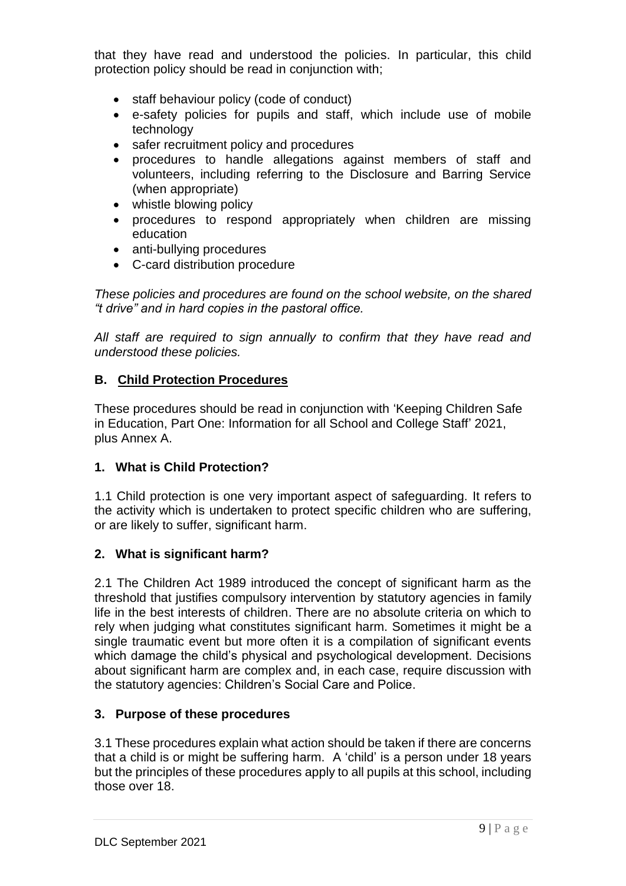that they have read and understood the policies. In particular, this child protection policy should be read in conjunction with;

- staff behaviour policy (code of conduct)
- e-safety policies for pupils and staff, which include use of mobile technology
- safer recruitment policy and procedures
- procedures to handle allegations against members of staff and volunteers, including referring to the Disclosure and Barring Service (when appropriate)
- whistle blowing policy
- procedures to respond appropriately when children are missing education
- anti-bullying procedures
- C-card distribution procedure

*These policies and procedures are found on the school website, on the shared "t drive" and in hard copies in the pastoral office.*

*All staff are required to sign annually to confirm that they have read and understood these policies.*

## B. <u>Child Protection Procedures</u>

These procedures should be read in conjunction with 'Keeping Children Safe in Education, Part One: Information for all School and College Staff' 2021, plus Annex A.

### 1. What is Child Protection?

1.1 Child protection is one very important aspect of safeguarding. It refers to the activity which is undertaken to protect specific children who are suffering, or are likely to suffer, significant harm.

### 2. What is significant harm?

2.1 The Children Act 1989 introduced the concept of significant harm as the threshold that justifies compulsory intervention by statutory agencies in family life in the best interests of children. There are no absolute criteria on which to rely when judging what constitutes significant harm. Sometimes it might be a single traumatic event but more often it is a compilation of significant events which damage the child's physical and psychological development. Decisions about significant harm are complex and, in each case, require discussion with the statutory agencies: Children's Social Care and Police.

### 3. Purpose of these procedures

3.1 These procedures explain what action should be taken if there are concerns that a child is or might be suffering harm. A 'child' is a person under 18 years but the principles of these procedures apply to all pupils at this school, including those over 18.

DLC September 2021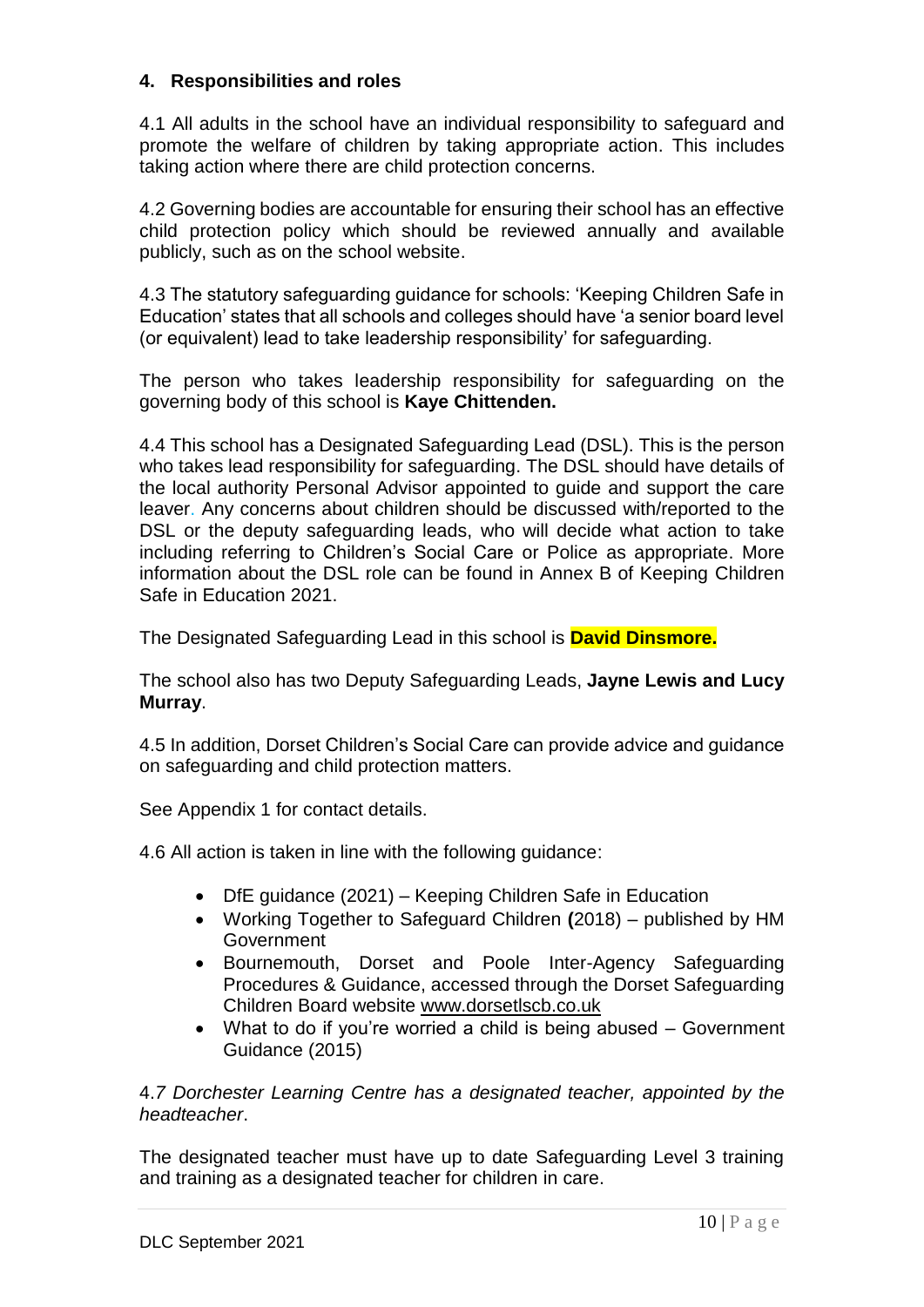## 4. Responsibilities and roles

4.1 All adults in the school have an individual responsibility to safeguard and promote the welfare of children by taking appropriate action. This includes taking action where there are child protection concerns.

4.2 Governing bodies are accountable for ensuring their school has an effective child protection policy which should be reviewed annually and available publicly, such as on the school website.

4.3 The statutory safeguarding guidance for schools: 'Keeping Children Safe in Education' states that all schools and colleges should have 'a senior board level (or equivalent) lead to take leadership responsibility' for safeguarding.

The person who takes leadership responsibility for safeguarding on the governing body of this school is **Kaye Chittenden.**

4.4 This school has a Designated Safeguarding Lead (DSL). This is the person who takes lead responsibility for safeguarding. The DSL should have details of the local authority Personal Advisor appointed to guide and support the care leaver. Any concerns about children should be discussed with/reported to the DSL or the deputy safeguarding leads, who will decide what action to take including referring to Children's Social Care or Police as appropriate. More information about the DSL role can be found in Annex B of Keeping Children Safe in Education 2021.

The Designated Safeguarding Lead in this school is **David Dinsmore.**

The school also has two Deputy Safeguarding Leads, **Jayne Lewis and Lucy Murray**.

4.5 In addition, Dorset Children's Social Care can provide advice and guidance on safeguarding and child protection matters.

See Appendix 1 for contact details.

4.6 All action is taken in line with the following guidance:

- DfE guidance (2021) – Keeping Children Safe in Education
- Working Together to Safeguard Children **(**2018) – published by HM Government
- Bournemouth, Dorset and Poole Inter-Agency Safeguarding Procedures & Guidance, accessed through the Dorset Safeguarding Children Board website www.dorsetlscb.co.uk
- What to do if you're worried a child is being abused – Government Guidance (2015)

4.*7 Dorchester Learning Centre has a designated teacher, appointed by the headteacher*.

The designated teacher must have up to date Safeguarding Level 3 training and training as a designated teacher for children in care.

DLC September 2021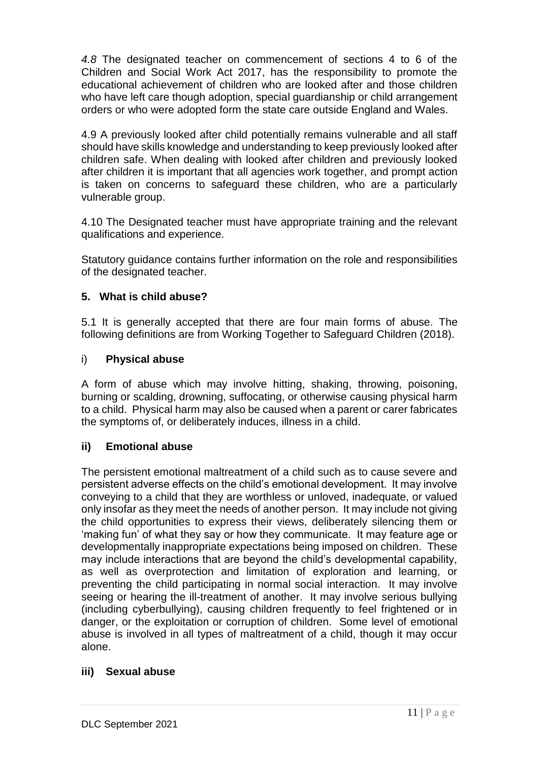*4.8* The designated teacher on commencement of sections 4 to 6 of the Children and Social Work Act 2017, has the responsibility to promote the educational achievement of children who are looked after and those children who have left care though adoption, special guardianship or child arrangement orders or who were adopted form the state care outside England and Wales.

4.9 A previously looked after child potentially remains vulnerable and all staff should have skills knowledge and understanding to keep previously looked after children safe. When dealing with looked after children and previously looked after children it is important that all agencies work together, and prompt action is taken on concerns to safeguard these children, who are a particularly vulnerable group.

4.10 The Designated teacher must have appropriate training and the relevant qualifications and experience.

Statutory guidance contains further information on the role and responsibilities of the designated teacher.

## 5. What is child abuse?

5.1 It is generally accepted that there are four main forms of abuse. The following definitions are from Working Together to Safeguard Children (2018).

### i) **Physical abuse**

A form of abuse which may involve hitting, shaking, throwing, poisoning, burning or scalding, drowning, suffocating, or otherwise causing physical harm to a child. Physical harm may also be caused when a parent or carer fabricates the symptoms of, or deliberately induces, illness in a child.

### ii) Emotional abuse

The persistent emotional maltreatment of a child such as to cause severe and persistent adverse effects on the child's emotional development. It may involve conveying to a child that they are worthless or unloved, inadequate, or valued only insofar as they meet the needs of another person. It may include not giving the child opportunities to express their views, deliberately silencing them or 'making fun' of what they say or how they communicate. It may feature age or developmentally inappropriate expectations being imposed on children. These may include interactions that are beyond the child's developmental capability, as well as overprotection and limitation of exploration and learning, or preventing the child participating in normal social interaction. It may involve seeing or hearing the ill-treatment of another. It may involve serious bullying (including cyberbullying), causing children frequently to feel frightened or in danger, or the exploitation or corruption of children. Some level of emotional abuse is involved in all types of maltreatment of a child, though it may occur alone.

### iii) Sexual abuse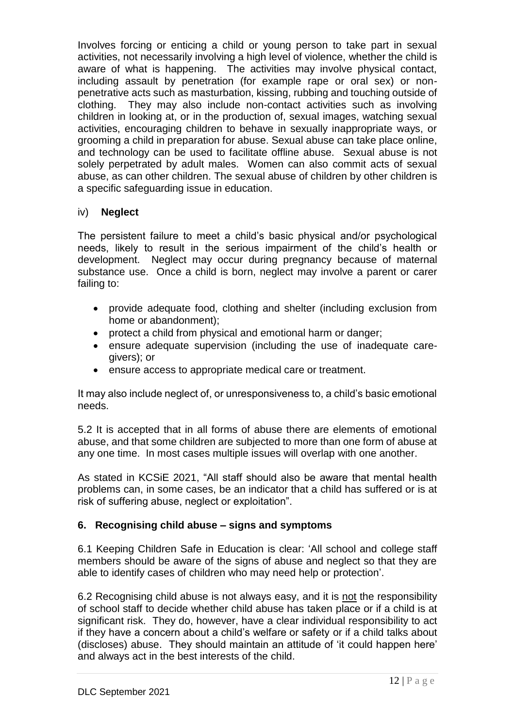Involves forcing or enticing a child or young person to take part in sexual activities, not necessarily involving a high level of violence, whether the child is aware of what is happening. The activities may involve physical contact, including assault by penetration (for example rape or oral sex) or non-penetrative acts such as masturbation, kissing, rubbing and touching outside of clothing. They may also include non-contact activities such as involving children in looking at, or in the production of, sexual images, watching sexual activities, encouraging children to behave in sexually inappropriate ways, or grooming a child in preparation for abuse. Sexual abuse can take place online, and technology can be used to facilitate offline abuse. Sexual abuse is not solely perpetrated by adult males. Women can also commit acts of sexual abuse, as can other children. The sexual abuse of children by other children is a specific safeguarding issue in education.

iv) **Neglect**

The persistent failure to meet a child's basic physical and/or psychological needs, likely to result in the serious impairment of the child's health or development. Neglect may occur during pregnancy because of maternal substance use. Once a child is born, neglect may involve a parent or carer failing to:

- provide adequate food, clothing and shelter (including exclusion from home or abandonment);
- protect a child from physical and emotional harm or danger;
- ensure adequate supervision (including the use of inadequate care-givers); or
- ensure access to appropriate medical care or treatment.

It may also include neglect of, or unresponsiveness to, a child's basic emotional needs.

5.2 It is accepted that in all forms of abuse there are elements of emotional abuse, and that some children are subjected to more than one form of abuse at any one time. In most cases multiple issues will overlap with one another.

As stated in KCSiE 2021, "All staff should also be aware that mental health problems can, in some cases, be an indicator that a child has suffered or is at risk of suffering abuse, neglect or exploitation".

## 6. Recognising child abuse – signs and symptoms

6.1 Keeping Children Safe in Education is clear: 'All school and college staff members should be aware of the signs of abuse and neglect so that they are able to identify cases of children who may need help or protection'.

6.2 Recognising child abuse is not always easy, and it is <u>not</u> the responsibility of school staff to decide whether child abuse has taken place or if a child is at significant risk. They do, however, have a clear individual responsibility to act if they have a concern about a child's welfare or safety or if a child talks about (discloses) abuse. They should maintain an attitude of 'it could happen here' and always act in the best interests of the child.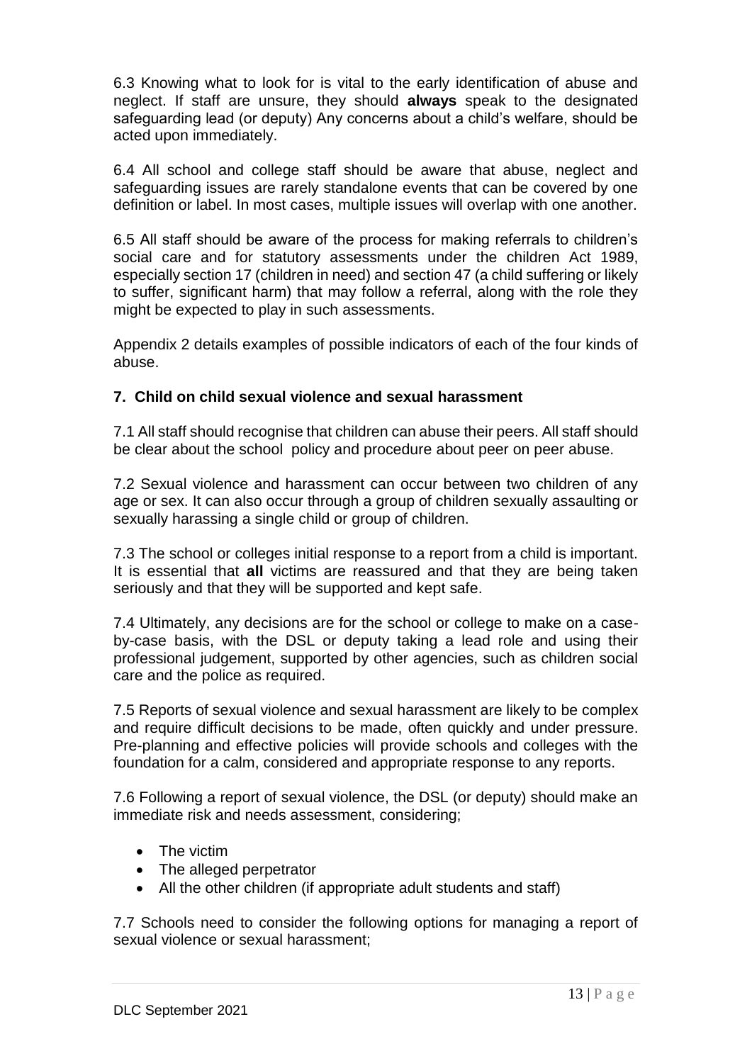6.3 Knowing what to look for is vital to the early identification of abuse and neglect. If staff are unsure, they should **always** speak to the designated safeguarding lead (or deputy) Any concerns about a child's welfare, should be acted upon immediately.

6.4 All school and college staff should be aware that abuse, neglect and safeguarding issues are rarely standalone events that can be covered by one definition or label. In most cases, multiple issues will overlap with one another.

6.5 All staff should be aware of the process for making referrals to children's social care and for statutory assessments under the children Act 1989, especially section 17 (children in need) and section 47 (a child suffering or likely to suffer, significant harm) that may follow a referral, along with the role they might be expected to play in such assessments.

Appendix 2 details examples of possible indicators of each of the four kinds of abuse.

## 7. Child on child sexual violence and sexual harassment

7.1 All staff should recognise that children can abuse their peers. All staff should be clear about the school policy and procedure about peer on peer abuse.

7.2 Sexual violence and harassment can occur between two children of any age or sex. It can also occur through a group of children sexually assaulting or sexually harassing a single child or group of children.

7.3 The school or colleges initial response to a report from a child is important. It is essential that **all** victims are reassured and that they are being taken seriously and that they will be supported and kept safe.

7.4 Ultimately, any decisions are for the school or college to make on a case-by-case basis, with the DSL or deputy taking a lead role and using their professional judgement, supported by other agencies, such as children social care and the police as required.

7.5 Reports of sexual violence and sexual harassment are likely to be complex and require difficult decisions to be made, often quickly and under pressure. Pre-planning and effective policies will provide schools and colleges with the foundation for a calm, considered and appropriate response to any reports.

7.6 Following a report of sexual violence, the DSL (or deputy) should make an immediate risk and needs assessment, considering;

- The victim
- The alleged perpetrator
- All the other children (if appropriate adult students and staff)

7.7 Schools need to consider the following options for managing a report of sexual violence or sexual harassment;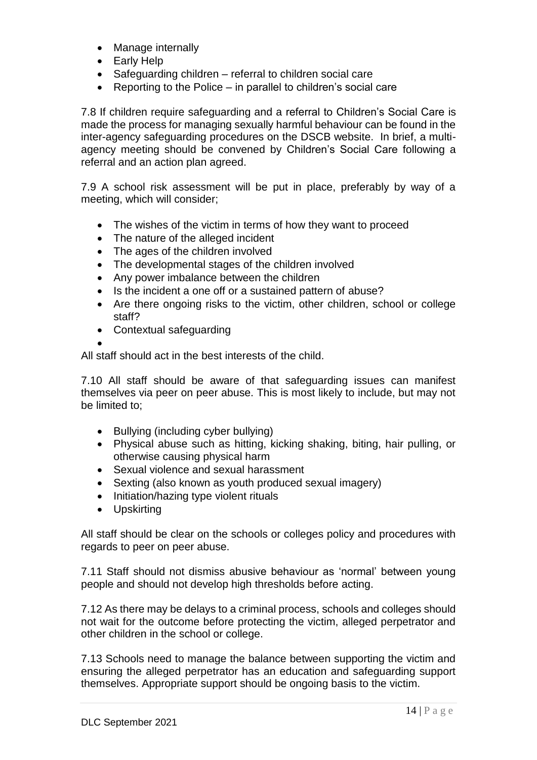- Manage internally
- Early Help
- Safeguarding children – referral to children social care
- Reporting to the Police – in parallel to children's social care

7.8 If children require safeguarding and a referral to Children's Social Care is made the process for managing sexually harmful behaviour can be found in the inter-agency safeguarding procedures on the DSCB website. In brief, a multi-agency meeting should be convened by Children's Social Care following a referral and an action plan agreed.

7.9 A school risk assessment will be put in place, preferably by way of a meeting, which will consider;

- The wishes of the victim in terms of how they want to proceed
- The nature of the alleged incident
- The ages of the children involved
- The developmental stages of the children involved
- Any power imbalance between the children
- Is the incident a one off or a sustained pattern of abuse?
- Are there ongoing risks to the victim, other children, school or college staff?
- Contextual safeguarding

All staff should act in the best interests of the child.

7.10 All staff should be aware of that safeguarding issues can manifest themselves via peer on peer abuse. This is most likely to include, but may not be limited to;

- Bullying (including cyber bullying)
- Physical abuse such as hitting, kicking shaking, biting, hair pulling, or otherwise causing physical harm
- Sexual violence and sexual harassment
- Sexting (also known as youth produced sexual imagery)
- Initiation/hazing type violent rituals
- Upskirting

All staff should be clear on the schools or colleges policy and procedures with regards to peer on peer abuse.

7.11 Staff should not dismiss abusive behaviour as 'normal' between young people and should not develop high thresholds before acting.

7.12 As there may be delays to a criminal process, schools and colleges should not wait for the outcome before protecting the victim, alleged perpetrator and other children in the school or college.

7.13 Schools need to manage the balance between supporting the victim and ensuring the alleged perpetrator has an education and safeguarding support themselves. Appropriate support should be ongoing basis to the victim.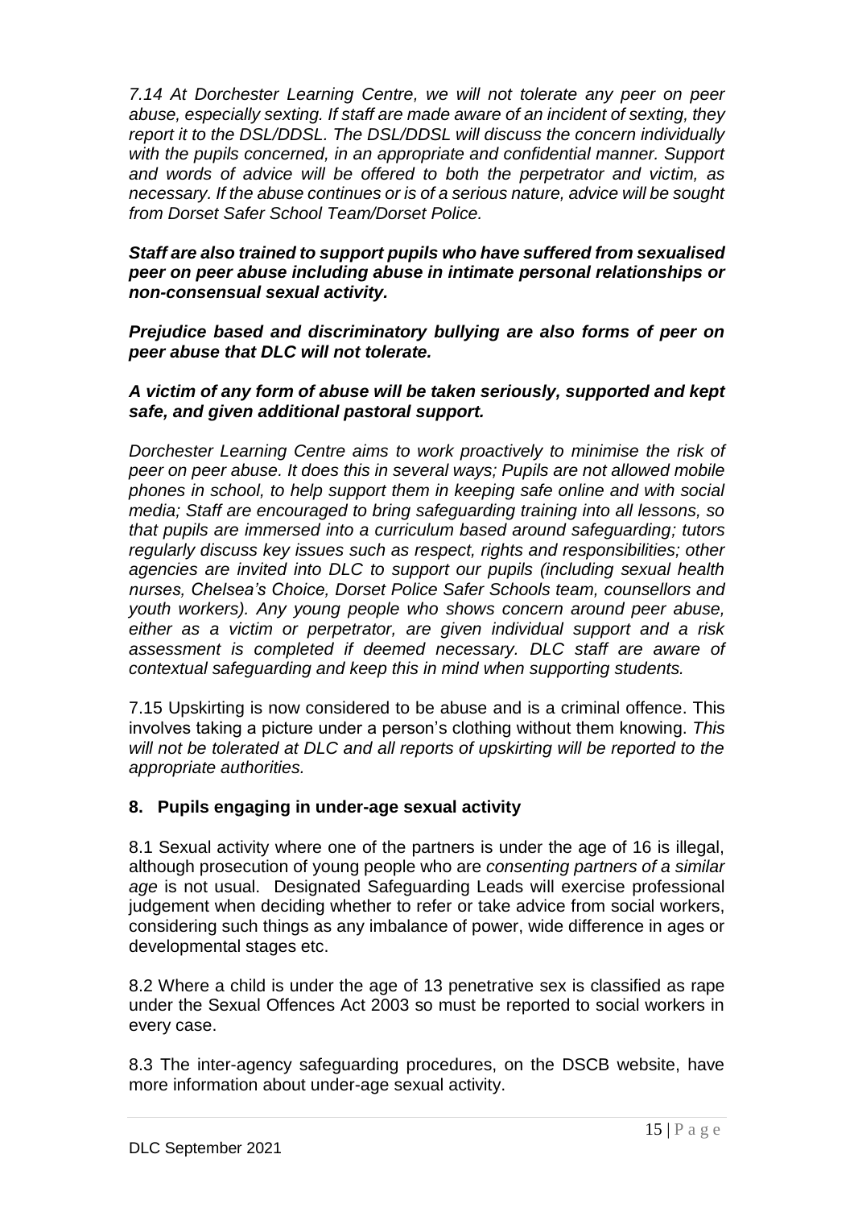*7.14 At Dorchester Learning Centre, we will not tolerate any peer on peer abuse, especially sexting. If staff are made aware of an incident of sexting, they report it to the DSL/DDSL. The DSL/DDSL will discuss the concern individually with the pupils concerned, in an appropriate and confidential manner. Support and words of advice will be offered to both the perpetrator and victim, as necessary. If the abuse continues or is of a serious nature, advice will be sought from Dorset Safer School Team/Dorset Police.*

***Staff are also trained to support pupils who have suffered from sexualised peer on peer abuse including abuse in intimate personal relationships or non-consensual sexual activity.***

***Prejudice based and discriminatory bullying are also forms of peer on peer abuse that DLC will not tolerate.***

***A victim of any form of abuse will be taken seriously, supported and kept safe, and given additional pastoral support.***

*Dorchester Learning Centre aims to work proactively to minimise the risk of peer on peer abuse. It does this in several ways; Pupils are not allowed mobile phones in school, to help support them in keeping safe online and with social media; Staff are encouraged to bring safeguarding training into all lessons, so that pupils are immersed into a curriculum based around safeguarding; tutors regularly discuss key issues such as respect, rights and responsibilities; other agencies are invited into DLC to support our pupils (including sexual health nurses, Chelsea's Choice, Dorset Police Safer Schools team, counsellors and youth workers). Any young people who shows concern around peer abuse, either as a victim or perpetrator, are given individual support and a risk assessment is completed if deemed necessary. DLC staff are aware of contextual safeguarding and keep this in mind when supporting students.*

7.15 Upskirting is now considered to be abuse and is a criminal offence. This involves taking a picture under a person's clothing without them knowing. *This will not be tolerated at DLC and all reports of upskirting will be reported to the appropriate authorities.*

## 8. Pupils engaging in under-age sexual activity

8.1 Sexual activity where one of the partners is under the age of 16 is illegal, although prosecution of young people who are *consenting partners of a similar age* is not usual. Designated Safeguarding Leads will exercise professional judgement when deciding whether to refer or take advice from social workers, considering such things as any imbalance of power, wide difference in ages or developmental stages etc.

8.2 Where a child is under the age of 13 penetrative sex is classified as rape under the Sexual Offences Act 2003 so must be reported to social workers in every case.

8.3 The inter-agency safeguarding procedures, on the DSCB website, have more information about under-age sexual activity.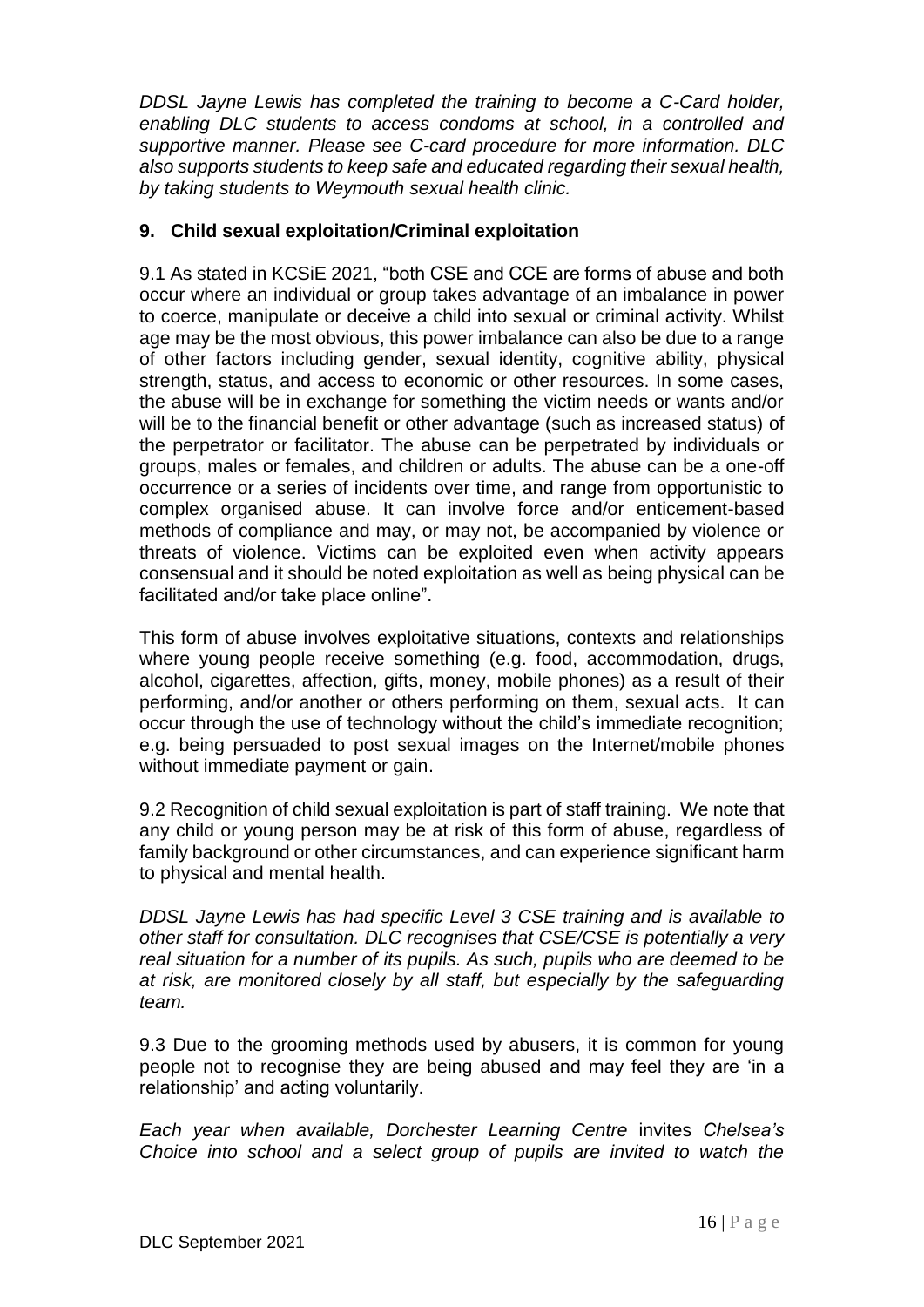*DDSL Jayne Lewis has completed the training to become a C-Card holder, enabling DLC students to access condoms at school, in a controlled and supportive manner. Please see C-card procedure for more information. DLC also supports students to keep safe and educated regarding their sexual health, by taking students to Weymouth sexual health clinic.*

## 9. Child sexual exploitation/Criminal exploitation

9.1 As stated in KCSiE 2021, "both CSE and CCE are forms of abuse and both occur where an individual or group takes advantage of an imbalance in power to coerce, manipulate or deceive a child into sexual or criminal activity. Whilst age may be the most obvious, this power imbalance can also be due to a range of other factors including gender, sexual identity, cognitive ability, physical strength, status, and access to economic or other resources. In some cases, the abuse will be in exchange for something the victim needs or wants and/or will be to the financial benefit or other advantage (such as increased status) of the perpetrator or facilitator. The abuse can be perpetrated by individuals or groups, males or females, and children or adults. The abuse can be a one-off occurrence or a series of incidents over time, and range from opportunistic to complex organised abuse. It can involve force and/or enticement-based methods of compliance and may, or may not, be accompanied by violence or threats of violence. Victims can be exploited even when activity appears consensual and it should be noted exploitation as well as being physical can be facilitated and/or take place online".

This form of abuse involves exploitative situations, contexts and relationships where young people receive something (e.g. food, accommodation, drugs, alcohol, cigarettes, affection, gifts, money, mobile phones) as a result of their performing, and/or another or others performing on them, sexual acts. It can occur through the use of technology without the child's immediate recognition; e.g. being persuaded to post sexual images on the Internet/mobile phones without immediate payment or gain.

9.2 Recognition of child sexual exploitation is part of staff training. We note that any child or young person may be at risk of this form of abuse, regardless of family background or other circumstances, and can experience significant harm to physical and mental health.

*DDSL Jayne Lewis has had specific Level 3 CSE training and is available to other staff for consultation. DLC recognises that CSE/CSE is potentially a very real situation for a number of its pupils. As such, pupils who are deemed to be at risk, are monitored closely by all staff, but especially by the safeguarding team.*

9.3 Due to the grooming methods used by abusers, it is common for young people not to recognise they are being abused and may feel they are 'in a relationship' and acting voluntarily.

*Each year when available, Dorchester Learning Centre* invites *Chelsea's Choice into school and a select group of pupils are invited to watch the*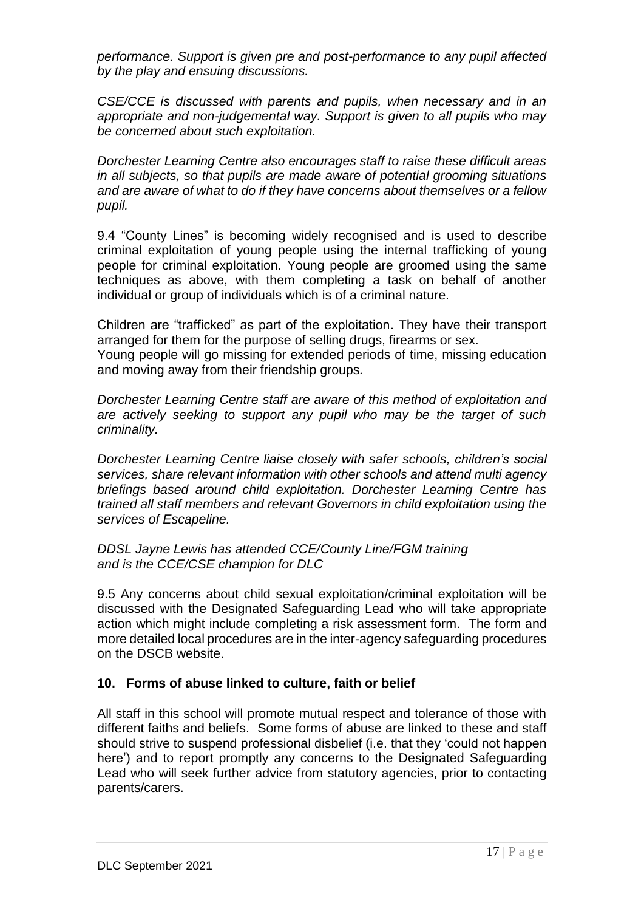*performance. Support is given pre and post-performance to any pupil affected by the play and ensuing discussions.*

*CSE/CCE is discussed with parents and pupils, when necessary and in an appropriate and non-judgemental way. Support is given to all pupils who may be concerned about such exploitation.*

*Dorchester Learning Centre also encourages staff to raise these difficult areas in all subjects, so that pupils are made aware of potential grooming situations and are aware of what to do if they have concerns about themselves or a fellow pupil.*

9.4 "County Lines" is becoming widely recognised and is used to describe criminal exploitation of young people using the internal trafficking of young people for criminal exploitation. Young people are groomed using the same techniques as above, with them completing a task on behalf of another individual or group of individuals which is of a criminal nature.

Children are "trafficked" as part of the exploitation. They have their transport arranged for them for the purpose of selling drugs, firearms or sex.
Young people will go missing for extended periods of time, missing education and moving away from their friendship groups.

*Dorchester Learning Centre staff are aware of this method of exploitation and are actively seeking to support any pupil who may be the target of such criminality.*

*Dorchester Learning Centre liaise closely with safer schools, children's social services, share relevant information with other schools and attend multi agency briefings based around child exploitation. Dorchester Learning Centre has trained all staff members and relevant Governors in child exploitation using the services of Escapeline.*

*DDSL Jayne Lewis has attended CCE/County Line/FGM training*
*and is the CCE/CSE champion for DLC*

9.5 Any concerns about child sexual exploitation/criminal exploitation will be discussed with the Designated Safeguarding Lead who will take appropriate action which might include completing a risk assessment form. The form and more detailed local procedures are in the inter-agency safeguarding procedures on the DSCB website.

## 10. Forms of abuse linked to culture, faith or belief

All staff in this school will promote mutual respect and tolerance of those with different faiths and beliefs. Some forms of abuse are linked to these and staff should strive to suspend professional disbelief (i.e. that they 'could not happen here') and to report promptly any concerns to the Designated Safeguarding Lead who will seek further advice from statutory agencies, prior to contacting parents/carers.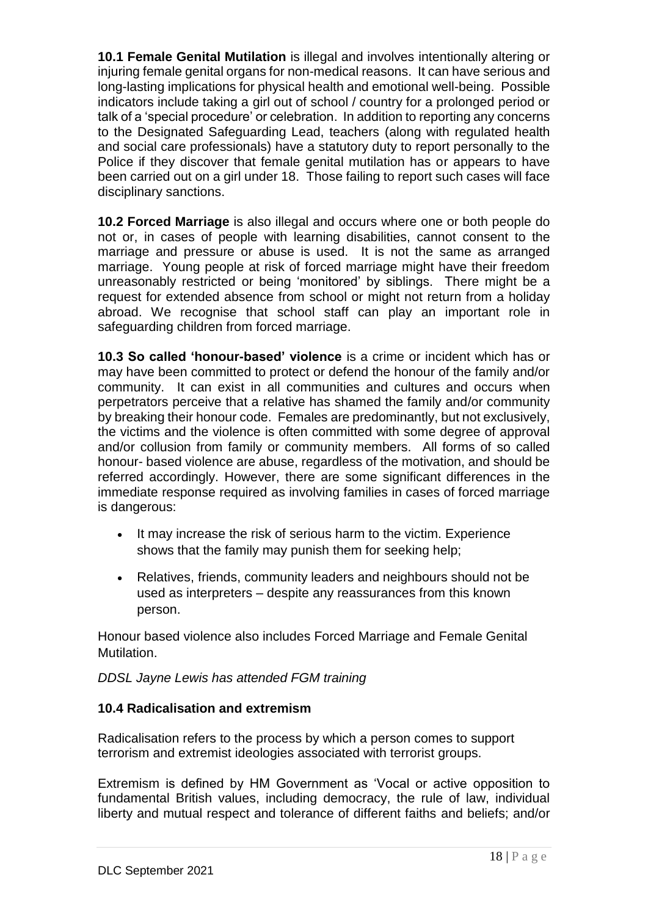**10.1 Female Genital Mutilation** is illegal and involves intentionally altering or injuring female genital organs for non-medical reasons. It can have serious and long-lasting implications for physical health and emotional well-being. Possible indicators include taking a girl out of school / country for a prolonged period or talk of a 'special procedure' or celebration. In addition to reporting any concerns to the Designated Safeguarding Lead, teachers (along with regulated health and social care professionals) have a statutory duty to report personally to the Police if they discover that female genital mutilation has or appears to have been carried out on a girl under 18. Those failing to report such cases will face disciplinary sanctions.

**10.2 Forced Marriage** is also illegal and occurs where one or both people do not or, in cases of people with learning disabilities, cannot consent to the marriage and pressure or abuse is used. It is not the same as arranged marriage. Young people at risk of forced marriage might have their freedom unreasonably restricted or being 'monitored' by siblings. There might be a request for extended absence from school or might not return from a holiday abroad. We recognise that school staff can play an important role in safeguarding children from forced marriage.

**10.3 So called 'honour-based' violence** is a crime or incident which has or may have been committed to protect or defend the honour of the family and/or community. It can exist in all communities and cultures and occurs when perpetrators perceive that a relative has shamed the family and/or community by breaking their honour code. Females are predominantly, but not exclusively, the victims and the violence is often committed with some degree of approval and/or collusion from family or community members. All forms of so called honour- based violence are abuse, regardless of the motivation, and should be referred accordingly. However, there are some significant differences in the immediate response required as involving families in cases of forced marriage is dangerous:

- It may increase the risk of serious harm to the victim. Experience shows that the family may punish them for seeking help;
- Relatives, friends, community leaders and neighbours should not be used as interpreters – despite any reassurances from this known person.

Honour based violence also includes Forced Marriage and Female Genital Mutilation.

*DDSL Jayne Lewis has attended FGM training*

### 10.4 Radicalisation and extremism

Radicalisation refers to the process by which a person comes to support terrorism and extremist ideologies associated with terrorist groups.

Extremism is defined by HM Government as 'Vocal or active opposition to fundamental British values, including democracy, the rule of law, individual liberty and mutual respect and tolerance of different faiths and beliefs; and/or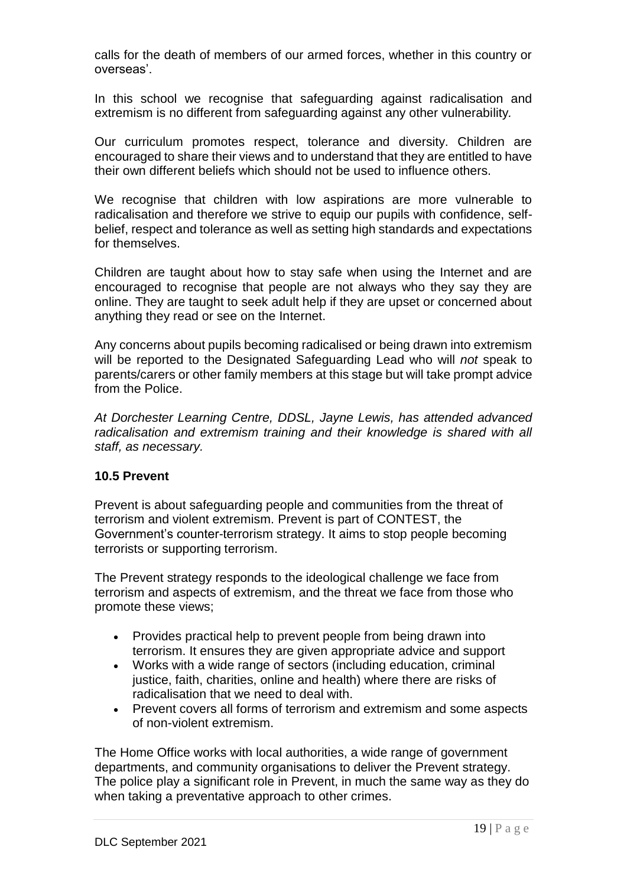calls for the death of members of our armed forces, whether in this country or overseas'.

In this school we recognise that safeguarding against radicalisation and extremism is no different from safeguarding against any other vulnerability.

Our curriculum promotes respect, tolerance and diversity. Children are encouraged to share their views and to understand that they are entitled to have their own different beliefs which should not be used to influence others.

We recognise that children with low aspirations are more vulnerable to radicalisation and therefore we strive to equip our pupils with confidence, self-belief, respect and tolerance as well as setting high standards and expectations for themselves.

Children are taught about how to stay safe when using the Internet and are encouraged to recognise that people are not always who they say they are online. They are taught to seek adult help if they are upset or concerned about anything they read or see on the Internet.

Any concerns about pupils becoming radicalised or being drawn into extremism will be reported to the Designated Safeguarding Lead who will *not* speak to parents/carers or other family members at this stage but will take prompt advice from the Police.

*At Dorchester Learning Centre, DDSL, Jayne Lewis, has attended advanced radicalisation and extremism training and their knowledge is shared with all staff, as necessary.*

### 10.5 Prevent

Prevent is about safeguarding people and communities from the threat of terrorism and violent extremism. Prevent is part of CONTEST, the Government's counter-terrorism strategy. It aims to stop people becoming terrorists or supporting terrorism.

The Prevent strategy responds to the ideological challenge we face from terrorism and aspects of extremism, and the threat we face from those who promote these views;

- Provides practical help to prevent people from being drawn into terrorism. It ensures they are given appropriate advice and support
- Works with a wide range of sectors (including education, criminal justice, faith, charities, online and health) where there are risks of radicalisation that we need to deal with.
- Prevent covers all forms of terrorism and extremism and some aspects of non-violent extremism.

The Home Office works with local authorities, a wide range of government departments, and community organisations to deliver the Prevent strategy. The police play a significant role in Prevent, in much the same way as they do when taking a preventative approach to other crimes.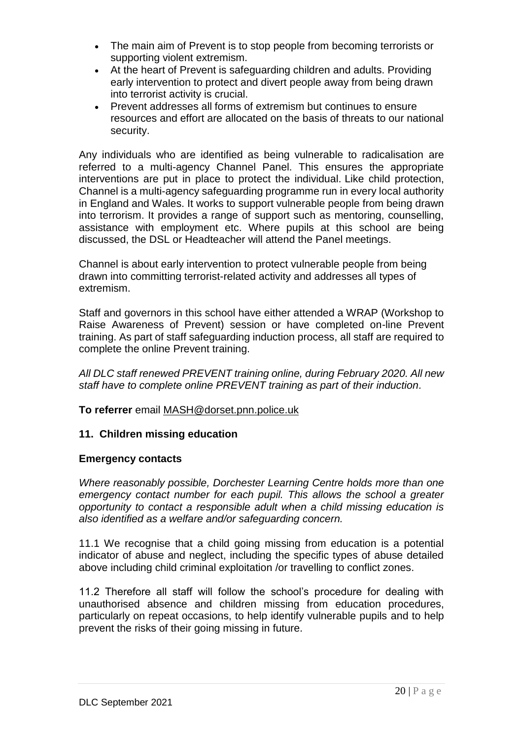- The main aim of Prevent is to stop people from becoming terrorists or supporting violent extremism.
- At the heart of Prevent is safeguarding children and adults. Providing early intervention to protect and divert people away from being drawn into terrorist activity is crucial.
- Prevent addresses all forms of extremism but continues to ensure resources and effort are allocated on the basis of threats to our national security.

Any individuals who are identified as being vulnerable to radicalisation are referred to a multi-agency Channel Panel. This ensures the appropriate interventions are put in place to protect the individual. Like child protection, Channel is a multi-agency safeguarding programme run in every local authority in England and Wales. It works to support vulnerable people from being drawn into terrorism. It provides a range of support such as mentoring, counselling, assistance with employment etc. Where pupils at this school are being discussed, the DSL or Headteacher will attend the Panel meetings.

Channel is about early intervention to protect vulnerable people from being drawn into committing terrorist-related activity and addresses all types of extremism.

Staff and governors in this school have either attended a WRAP (Workshop to Raise Awareness of Prevent) session or have completed on-line Prevent training. As part of staff safeguarding induction process, all staff are required to complete the online Prevent training.

*All DLC staff renewed PREVENT training online, during February 2020. All new staff have to complete online PREVENT training as part of their induction.*

**To referrer** email MASH@dorset.pnn.police.uk

## 11. Children missing education

### Emergency contacts

*Where reasonably possible, Dorchester Learning Centre holds more than one emergency contact number for each pupil. This allows the school a greater opportunity to contact a responsible adult when a child missing education is also identified as a welfare and/or safeguarding concern.*

11.1 We recognise that a child going missing from education is a potential indicator of abuse and neglect, including the specific types of abuse detailed above including child criminal exploitation /or travelling to conflict zones.

11.2 Therefore all staff will follow the school's procedure for dealing with unauthorised absence and children missing from education procedures, particularly on repeat occasions, to help identify vulnerable pupils and to help prevent the risks of their going missing in future.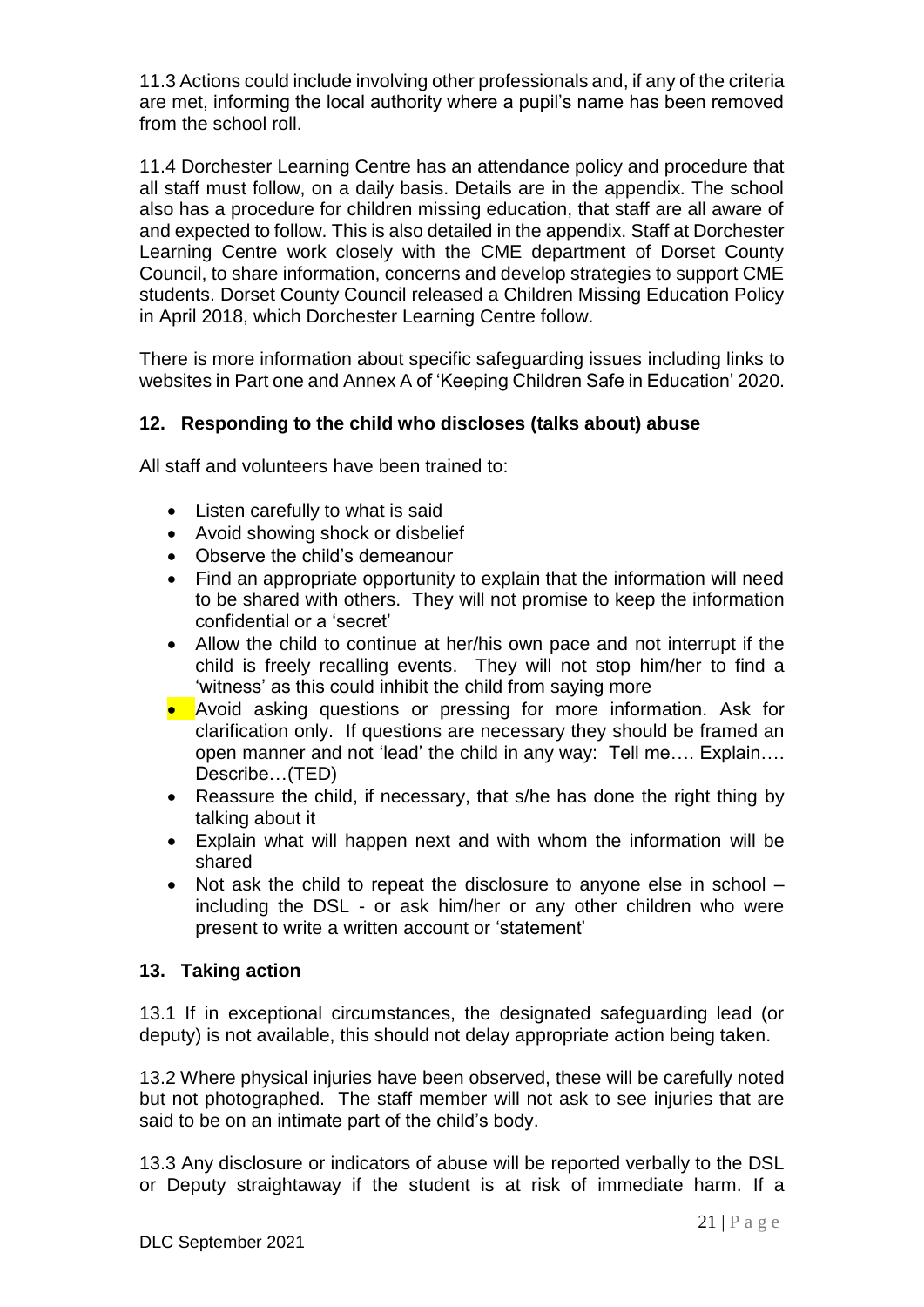11.3 Actions could include involving other professionals and, if any of the criteria are met, informing the local authority where a pupil's name has been removed from the school roll.

11.4 Dorchester Learning Centre has an attendance policy and procedure that all staff must follow, on a daily basis. Details are in the appendix. The school also has a procedure for children missing education, that staff are all aware of and expected to follow. This is also detailed in the appendix. Staff at Dorchester Learning Centre work closely with the CME department of Dorset County Council, to share information, concerns and develop strategies to support CME students. Dorset County Council released a Children Missing Education Policy in April 2018, which Dorchester Learning Centre follow.

There is more information about specific safeguarding issues including links to websites in Part one and Annex A of 'Keeping Children Safe in Education' 2020.

## 12. Responding to the child who discloses (talks about) abuse

All staff and volunteers have been trained to:

- Listen carefully to what is said
- Avoid showing shock or disbelief
- Observe the child's demeanour
- Find an appropriate opportunity to explain that the information will need to be shared with others. They will not promise to keep the information confidential or a 'secret'
- Allow the child to continue at her/his own pace and not interrupt if the child is freely recalling events. They will not stop him/her to find a 'witness' as this could inhibit the child from saying more
- Avoid asking questions or pressing for more information. Ask for clarification only. If questions are necessary they should be framed an open manner and not 'lead' the child in any way: Tell me…. Explain…. Describe…(TED)
- Reassure the child, if necessary, that s/he has done the right thing by talking about it
- Explain what will happen next and with whom the information will be shared
- Not ask the child to repeat the disclosure to anyone else in school – including the DSL - or ask him/her or any other children who were present to write a written account or 'statement'

## 13. Taking action

13.1 If in exceptional circumstances, the designated safeguarding lead (or deputy) is not available, this should not delay appropriate action being taken.

13.2 Where physical injuries have been observed, these will be carefully noted but not photographed. The staff member will not ask to see injuries that are said to be on an intimate part of the child's body.

13.3 Any disclosure or indicators of abuse will be reported verbally to the DSL or Deputy straightaway if the student is at risk of immediate harm. If a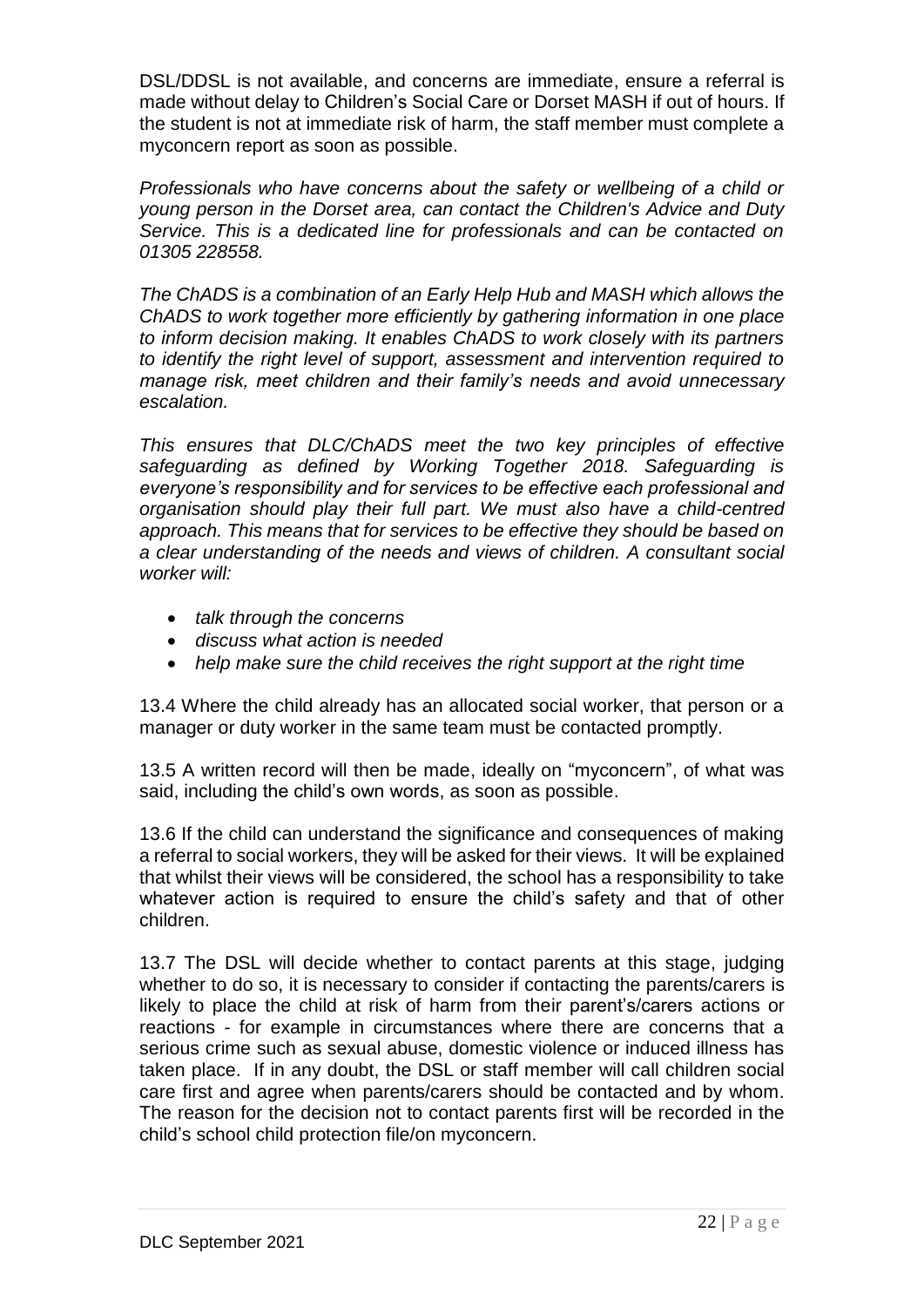DSL/DDSL is not available, and concerns are immediate, ensure a referral is made without delay to Children's Social Care or Dorset MASH if out of hours. If the student is not at immediate risk of harm, the staff member must complete a myconcern report as soon as possible.

*Professionals who have concerns about the safety or wellbeing of a child or young person in the Dorset area, can contact the Children's Advice and Duty Service. This is a dedicated line for professionals and can be contacted on 01305 228558.*

*The ChADS is a combination of an Early Help Hub and MASH which allows the ChADS to work together more efficiently by gathering information in one place to inform decision making. It enables ChADS to work closely with its partners to identify the right level of support, assessment and intervention required to manage risk, meet children and their family's needs and avoid unnecessary escalation.*

*This ensures that DLC/ChADS meet the two key principles of effective safeguarding as defined by Working Together 2018. Safeguarding is everyone's responsibility and for services to be effective each professional and organisation should play their full part. We must also have a child-centred approach. This means that for services to be effective they should be based on a clear understanding of the needs and views of children. A consultant social worker will:*

- *talk through the concerns*
- *discuss what action is needed*
- *help make sure the child receives the right support at the right time*

13.4 Where the child already has an allocated social worker, that person or a manager or duty worker in the same team must be contacted promptly.

13.5 A written record will then be made, ideally on "myconcern", of what was said, including the child's own words, as soon as possible.

13.6 If the child can understand the significance and consequences of making a referral to social workers, they will be asked for their views. It will be explained that whilst their views will be considered, the school has a responsibility to take whatever action is required to ensure the child's safety and that of other children.

13.7 The DSL will decide whether to contact parents at this stage, judging whether to do so, it is necessary to consider if contacting the parents/carers is likely to place the child at risk of harm from their parent's/carers actions or reactions - for example in circumstances where there are concerns that a serious crime such as sexual abuse, domestic violence or induced illness has taken place. If in any doubt, the DSL or staff member will call children social care first and agree when parents/carers should be contacted and by whom. The reason for the decision not to contact parents first will be recorded in the child's school child protection file/on myconcern.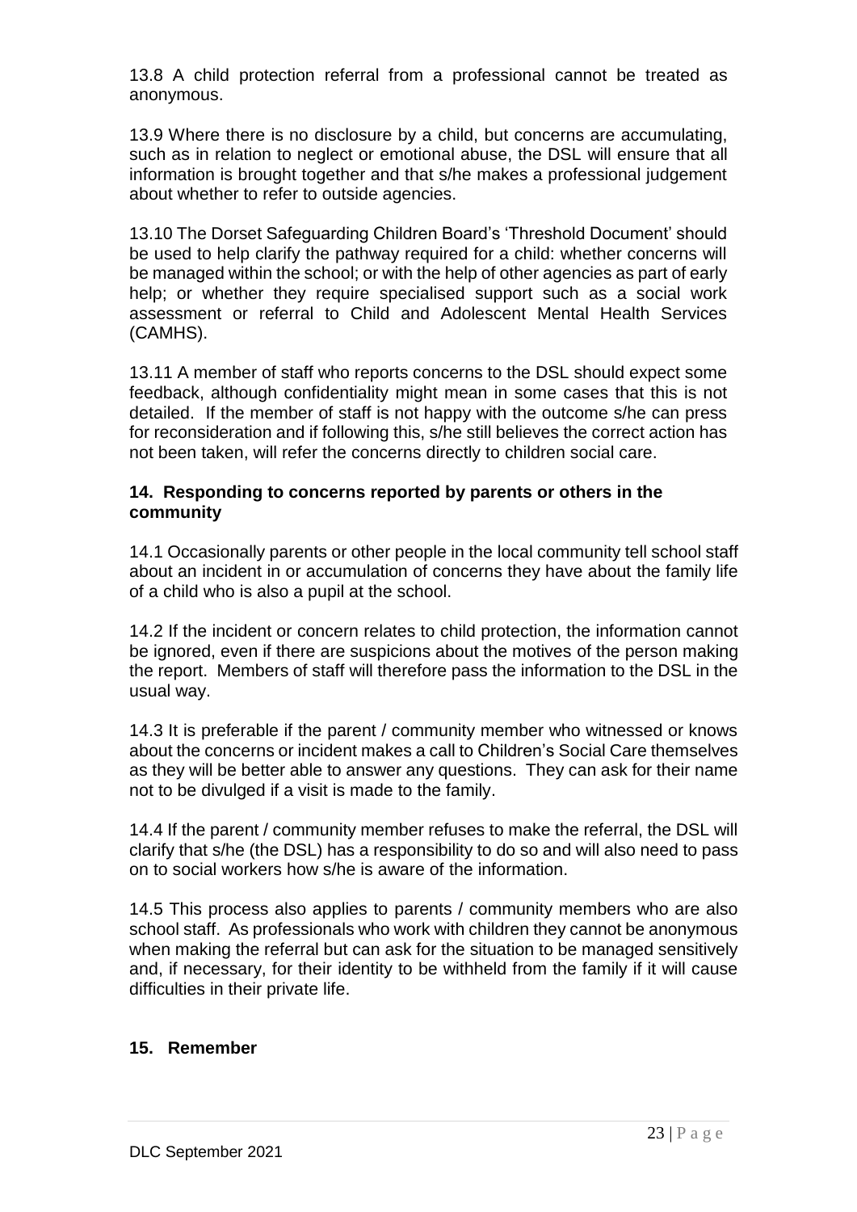13.8 A child protection referral from a professional cannot be treated as anonymous.

13.9 Where there is no disclosure by a child, but concerns are accumulating, such as in relation to neglect or emotional abuse, the DSL will ensure that all information is brought together and that s/he makes a professional judgement about whether to refer to outside agencies.

13.10 The Dorset Safeguarding Children Board's 'Threshold Document' should be used to help clarify the pathway required for a child: whether concerns will be managed within the school; or with the help of other agencies as part of early help; or whether they require specialised support such as a social work assessment or referral to Child and Adolescent Mental Health Services (CAMHS).

13.11 A member of staff who reports concerns to the DSL should expect some feedback, although confidentiality might mean in some cases that this is not detailed. If the member of staff is not happy with the outcome s/he can press for reconsideration and if following this, s/he still believes the correct action has not been taken, will refer the concerns directly to children social care.

## 14. Responding to concerns reported by parents or others in the community

14.1 Occasionally parents or other people in the local community tell school staff about an incident in or accumulation of concerns they have about the family life of a child who is also a pupil at the school.

14.2 If the incident or concern relates to child protection, the information cannot be ignored, even if there are suspicions about the motives of the person making the report. Members of staff will therefore pass the information to the DSL in the usual way.

14.3 It is preferable if the parent / community member who witnessed or knows about the concerns or incident makes a call to Children's Social Care themselves as they will be better able to answer any questions. They can ask for their name not to be divulged if a visit is made to the family.

14.4 If the parent / community member refuses to make the referral, the DSL will clarify that s/he (the DSL) has a responsibility to do so and will also need to pass on to social workers how s/he is aware of the information.

14.5 This process also applies to parents / community members who are also school staff. As professionals who work with children they cannot be anonymous when making the referral but can ask for the situation to be managed sensitively and, if necessary, for their identity to be withheld from the family if it will cause difficulties in their private life.

## 15. Remember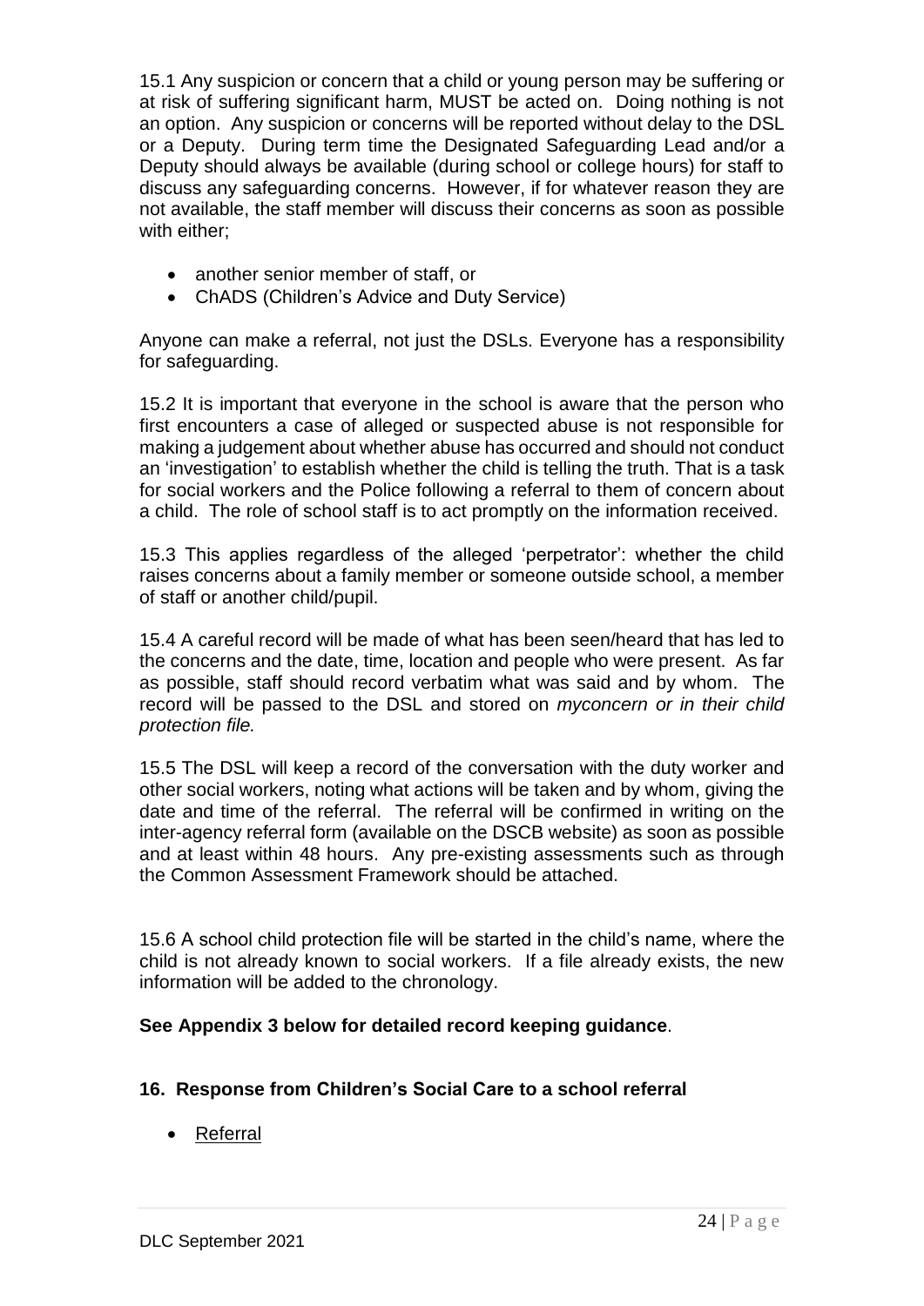15.1 Any suspicion or concern that a child or young person may be suffering or at risk of suffering significant harm, MUST be acted on. Doing nothing is not an option. Any suspicion or concerns will be reported without delay to the DSL or a Deputy. During term time the Designated Safeguarding Lead and/or a Deputy should always be available (during school or college hours) for staff to discuss any safeguarding concerns. However, if for whatever reason they are not available, the staff member will discuss their concerns as soon as possible with either;

- another senior member of staff, or
- ChADS (Children's Advice and Duty Service)

Anyone can make a referral, not just the DSLs. Everyone has a responsibility for safeguarding.

15.2 It is important that everyone in the school is aware that the person who first encounters a case of alleged or suspected abuse is not responsible for making a judgement about whether abuse has occurred and should not conduct an 'investigation' to establish whether the child is telling the truth. That is a task for social workers and the Police following a referral to them of concern about a child. The role of school staff is to act promptly on the information received.

15.3 This applies regardless of the alleged 'perpetrator': whether the child raises concerns about a family member or someone outside school, a member of staff or another child/pupil.

15.4 A careful record will be made of what has been seen/heard that has led to the concerns and the date, time, location and people who were present. As far as possible, staff should record verbatim what was said and by whom. The record will be passed to the DSL and stored on *myconcern or in their child protection file.*

15.5 The DSL will keep a record of the conversation with the duty worker and other social workers, noting what actions will be taken and by whom, giving the date and time of the referral. The referral will be confirmed in writing on the inter-agency referral form (available on the DSCB website) as soon as possible and at least within 48 hours. Any pre-existing assessments such as through the Common Assessment Framework should be attached.

15.6 A school child protection file will be started in the child's name, where the child is not already known to social workers. If a file already exists, the new information will be added to the chronology.

**See Appendix 3 below for detailed record keeping guidance**.

## 16. Response from Children's Social Care to a school referral

- Referral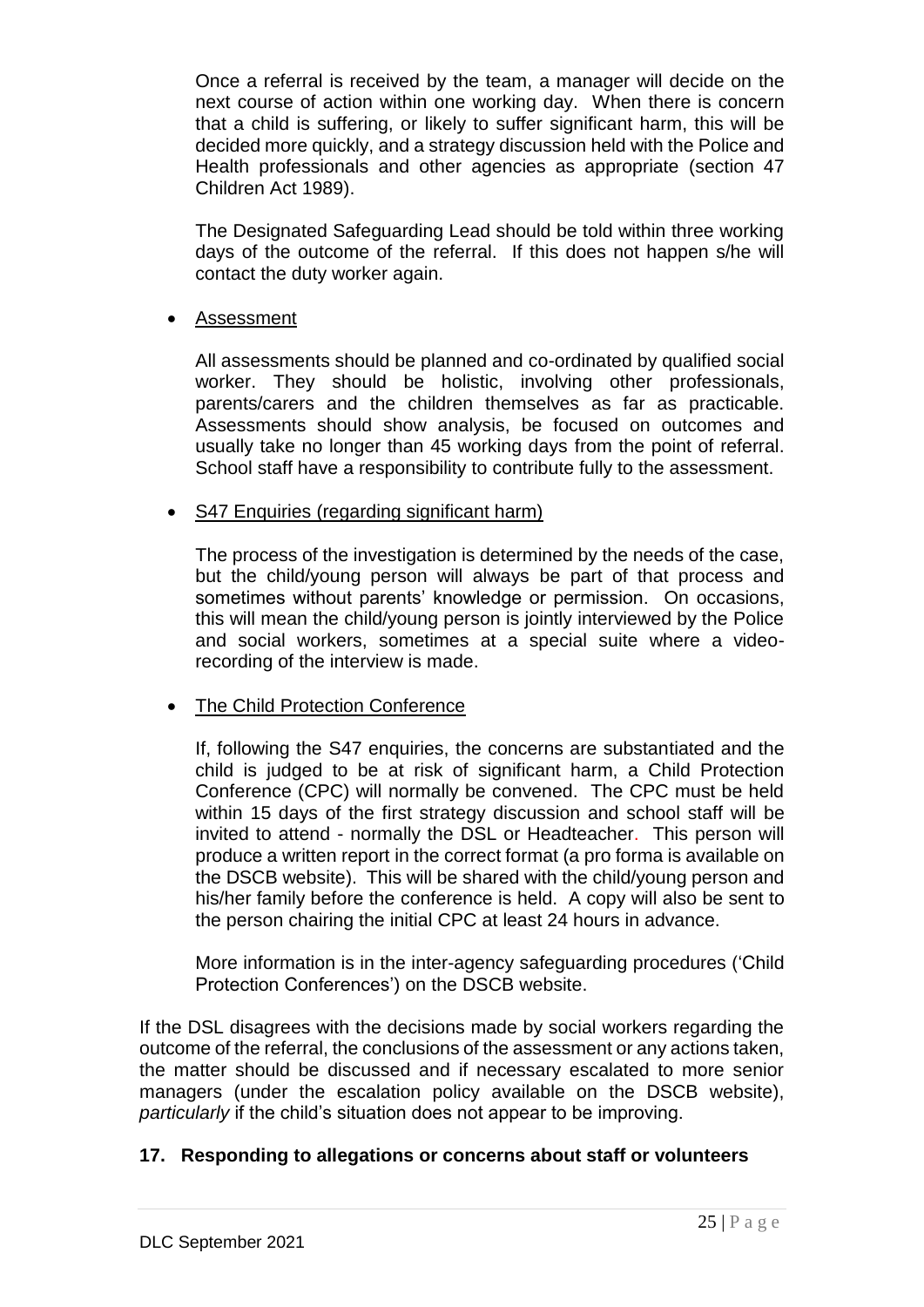Once a referral is received by the team, a manager will decide on the next course of action within one working day. When there is concern that a child is suffering, or likely to suffer significant harm, this will be decided more quickly, and a strategy discussion held with the Police and Health professionals and other agencies as appropriate (section 47 Children Act 1989).

The Designated Safeguarding Lead should be told within three working days of the outcome of the referral. If this does not happen s/he will contact the duty worker again.

- <u>Assessment</u>

  All assessments should be planned and co-ordinated by qualified social worker. They should be holistic, involving other professionals, parents/carers and the children themselves as far as practicable. Assessments should show analysis, be focused on outcomes and usually take no longer than 45 working days from the point of referral. School staff have a responsibility to contribute fully to the assessment.

- <u>S47 Enquiries (regarding significant harm)</u>

  The process of the investigation is determined by the needs of the case, but the child/young person will always be part of that process and sometimes without parents' knowledge or permission. On occasions, this will mean the child/young person is jointly interviewed by the Police and social workers, sometimes at a special suite where a video-recording of the interview is made.

- <u>The Child Protection Conference</u>

  If, following the S47 enquiries, the concerns are substantiated and the child is judged to be at risk of significant harm, a Child Protection Conference (CPC) will normally be convened. The CPC must be held within 15 days of the first strategy discussion and school staff will be invited to attend - normally the DSL or Headteacher. This person will produce a written report in the correct format (a pro forma is available on the DSCB website). This will be shared with the child/young person and his/her family before the conference is held. A copy will also be sent to the person chairing the initial CPC at least 24 hours in advance.

  More information is in the inter-agency safeguarding procedures ('Child Protection Conferences') on the DSCB website.

If the DSL disagrees with the decisions made by social workers regarding the outcome of the referral, the conclusions of the assessment or any actions taken, the matter should be discussed and if necessary escalated to more senior managers (under the escalation policy available on the DSCB website), *particularly* if the child's situation does not appear to be improving.

## 17. Responding to allegations or concerns about staff or volunteers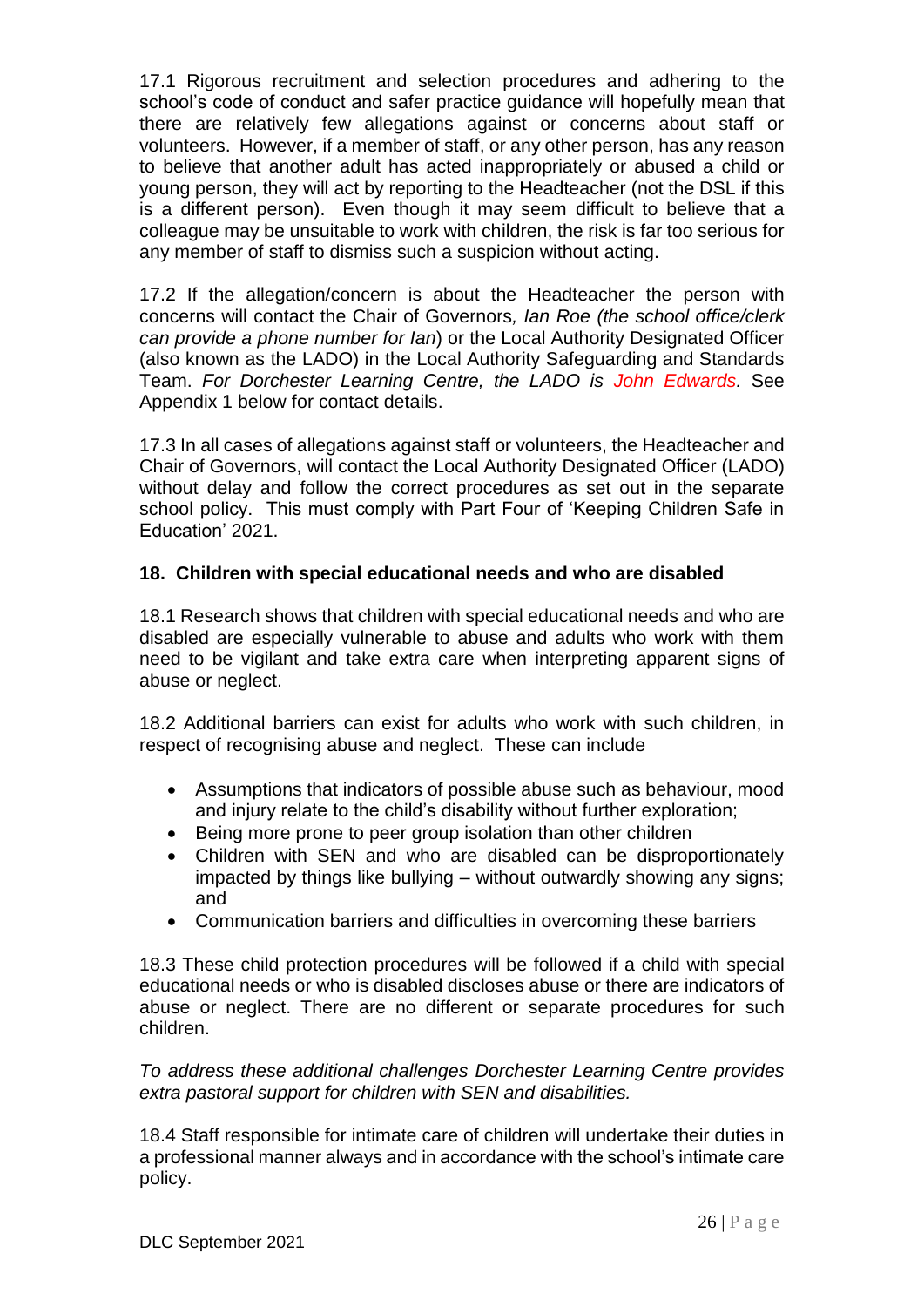17.1 Rigorous recruitment and selection procedures and adhering to the school's code of conduct and safer practice guidance will hopefully mean that there are relatively few allegations against or concerns about staff or volunteers. However, if a member of staff, or any other person, has any reason to believe that another adult has acted inappropriately or abused a child or young person, they will act by reporting to the Headteacher (not the DSL if this is a different person). Even though it may seem difficult to believe that a colleague may be unsuitable to work with children, the risk is far too serious for any member of staff to dismiss such a suspicion without acting.

17.2 If the allegation/concern is about the Headteacher the person with concerns will contact the Chair of Governors*, Ian Roe (the school office/clerk can provide a phone number for Ian*) or the Local Authority Designated Officer (also known as the LADO) in the Local Authority Safeguarding and Standards Team. *For Dorchester Learning Centre, the LADO is John Edwards.* See Appendix 1 below for contact details.

17.3 In all cases of allegations against staff or volunteers, the Headteacher and Chair of Governors, will contact the Local Authority Designated Officer (LADO) without delay and follow the correct procedures as set out in the separate school policy. This must comply with Part Four of 'Keeping Children Safe in Education' 2021.

## 18. Children with special educational needs and who are disabled

18.1 Research shows that children with special educational needs and who are disabled are especially vulnerable to abuse and adults who work with them need to be vigilant and take extra care when interpreting apparent signs of abuse or neglect.

18.2 Additional barriers can exist for adults who work with such children, in respect of recognising abuse and neglect. These can include

- Assumptions that indicators of possible abuse such as behaviour, mood and injury relate to the child's disability without further exploration;
- Being more prone to peer group isolation than other children
- Children with SEN and who are disabled can be disproportionately impacted by things like bullying – without outwardly showing any signs; and
- Communication barriers and difficulties in overcoming these barriers

18.3 These child protection procedures will be followed if a child with special educational needs or who is disabled discloses abuse or there are indicators of abuse or neglect. There are no different or separate procedures for such children.

*To address these additional challenges Dorchester Learning Centre provides extra pastoral support for children with SEN and disabilities.*

18.4 Staff responsible for intimate care of children will undertake their duties in a professional manner always and in accordance with the school's intimate care policy.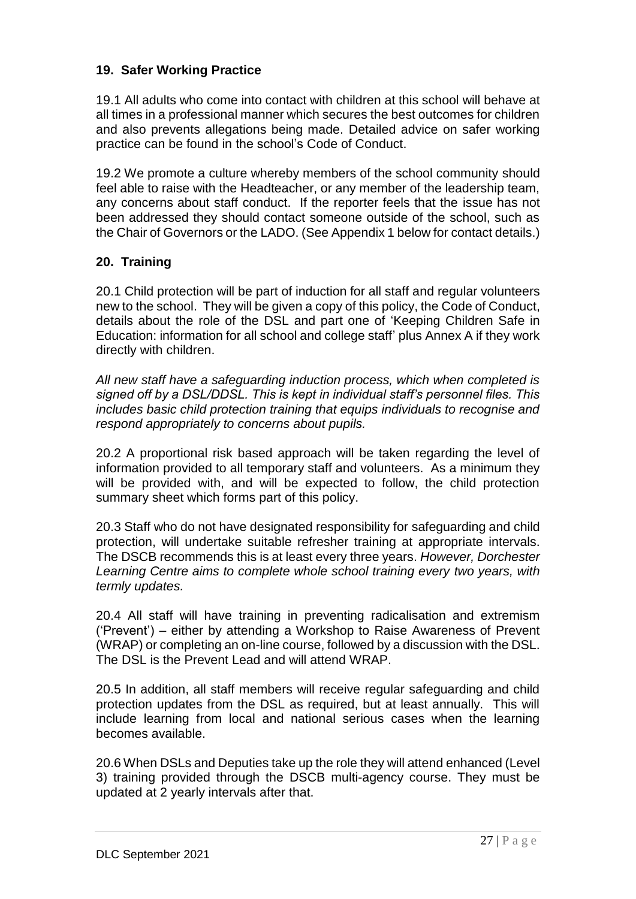## 19. Safer Working Practice

19.1 All adults who come into contact with children at this school will behave at all times in a professional manner which secures the best outcomes for children and also prevents allegations being made. Detailed advice on safer working practice can be found in the school's Code of Conduct.

19.2 We promote a culture whereby members of the school community should feel able to raise with the Headteacher, or any member of the leadership team, any concerns about staff conduct. If the reporter feels that the issue has not been addressed they should contact someone outside of the school, such as the Chair of Governors or the LADO. (See Appendix 1 below for contact details.)

## 20. Training

20.1 Child protection will be part of induction for all staff and regular volunteers new to the school. They will be given a copy of this policy, the Code of Conduct, details about the role of the DSL and part one of 'Keeping Children Safe in Education: information for all school and college staff' plus Annex A if they work directly with children.

*All new staff have a safeguarding induction process, which when completed is signed off by a DSL/DDSL. This is kept in individual staff's personnel files. This includes basic child protection training that equips individuals to recognise and respond appropriately to concerns about pupils.*

20.2 A proportional risk based approach will be taken regarding the level of information provided to all temporary staff and volunteers. As a minimum they will be provided with, and will be expected to follow, the child protection summary sheet which forms part of this policy.

20.3 Staff who do not have designated responsibility for safeguarding and child protection, will undertake suitable refresher training at appropriate intervals. The DSCB recommends this is at least every three years. *However, Dorchester Learning Centre aims to complete whole school training every two years, with termly updates.*

20.4 All staff will have training in preventing radicalisation and extremism ('Prevent') – either by attending a Workshop to Raise Awareness of Prevent (WRAP) or completing an on-line course, followed by a discussion with the DSL. The DSL is the Prevent Lead and will attend WRAP.

20.5 In addition, all staff members will receive regular safeguarding and child protection updates from the DSL as required, but at least annually. This will include learning from local and national serious cases when the learning becomes available.

20.6 When DSLs and Deputies take up the role they will attend enhanced (Level 3) training provided through the DSCB multi-agency course. They must be updated at 2 yearly intervals after that.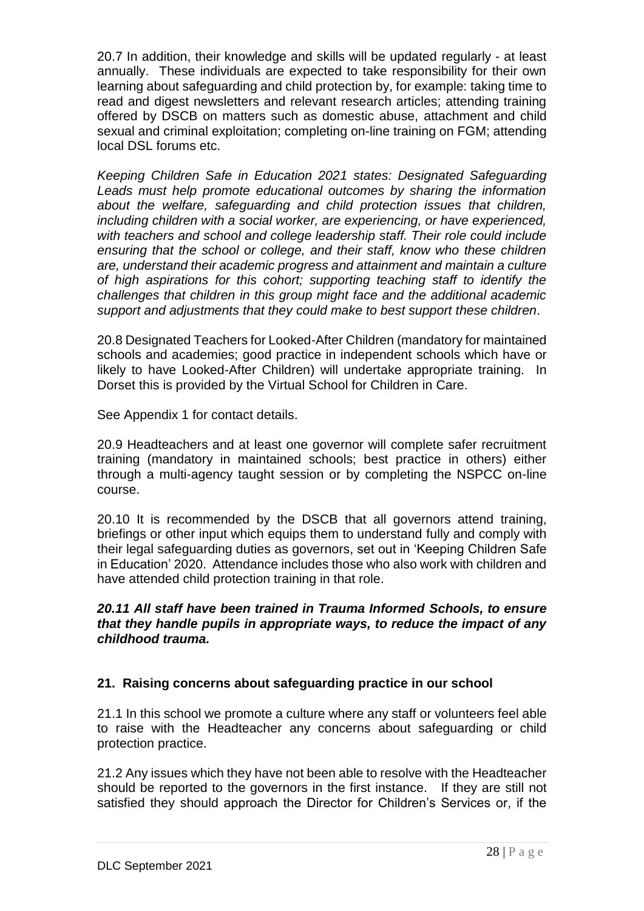20.7 In addition, their knowledge and skills will be updated regularly - at least annually. These individuals are expected to take responsibility for their own learning about safeguarding and child protection by, for example: taking time to read and digest newsletters and relevant research articles; attending training offered by DSCB on matters such as domestic abuse, attachment and child sexual and criminal exploitation; completing on-line training on FGM; attending local DSL forums etc.

*Keeping Children Safe in Education 2021 states: Designated Safeguarding Leads must help promote educational outcomes by sharing the information about the welfare, safeguarding and child protection issues that children, including children with a social worker, are experiencing, or have experienced, with teachers and school and college leadership staff. Their role could include ensuring that the school or college, and their staff, know who these children are, understand their academic progress and attainment and maintain a culture of high aspirations for this cohort; supporting teaching staff to identify the challenges that children in this group might face and the additional academic support and adjustments that they could make to best support these children*.

20.8 Designated Teachers for Looked-After Children (mandatory for maintained schools and academies; good practice in independent schools which have or likely to have Looked-After Children) will undertake appropriate training. In Dorset this is provided by the Virtual School for Children in Care.

See Appendix 1 for contact details.

20.9 Headteachers and at least one governor will complete safer recruitment training (mandatory in maintained schools; best practice in others) either through a multi-agency taught session or by completing the NSPCC on-line course.

20.10 It is recommended by the DSCB that all governors attend training, briefings or other input which equips them to understand fully and comply with their legal safeguarding duties as governors, set out in 'Keeping Children Safe in Education' 2020. Attendance includes those who also work with children and have attended child protection training in that role.

***20.11 All staff have been trained in Trauma Informed Schools, to ensure that they handle pupils in appropriate ways, to reduce the impact of any childhood trauma.***

## 21. Raising concerns about safeguarding practice in our school

21.1 In this school we promote a culture where any staff or volunteers feel able to raise with the Headteacher any concerns about safeguarding or child protection practice.

21.2 Any issues which they have not been able to resolve with the Headteacher should be reported to the governors in the first instance. If they are still not satisfied they should approach the Director for Children's Services or, if the

DLC September 2021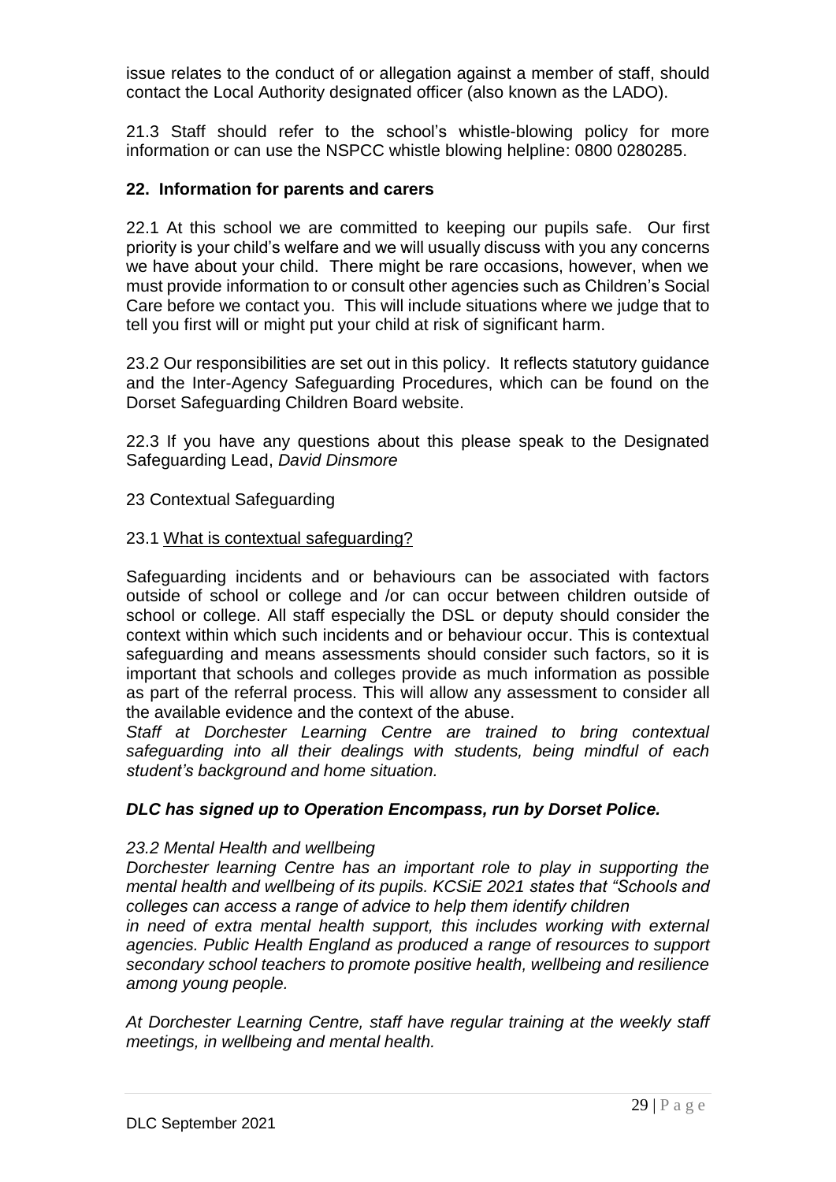issue relates to the conduct of or allegation against a member of staff, should contact the Local Authority designated officer (also known as the LADO).

21.3 Staff should refer to the school's whistle-blowing policy for more information or can use the NSPCC whistle blowing helpline: 0800 0280285.

## 22. Information for parents and carers

22.1 At this school we are committed to keeping our pupils safe. Our first priority is your child's welfare and we will usually discuss with you any concerns we have about your child. There might be rare occasions, however, when we must provide information to or consult other agencies such as Children's Social Care before we contact you. This will include situations where we judge that to tell you first will or might put your child at risk of significant harm.

23.2 Our responsibilities are set out in this policy. It reflects statutory guidance and the Inter-Agency Safeguarding Procedures, which can be found on the Dorset Safeguarding Children Board website.

22.3 If you have any questions about this please speak to the Designated Safeguarding Lead, *David Dinsmore*

23 Contextual Safeguarding

23.1 <u>What is contextual safeguarding?</u>

Safeguarding incidents and or behaviours can be associated with factors outside of school or college and /or can occur between children outside of school or college. All staff especially the DSL or deputy should consider the context within which such incidents and or behaviour occur. This is contextual safeguarding and means assessments should consider such factors, so it is important that schools and colleges provide as much information as possible as part of the referral process. This will allow any assessment to consider all the available evidence and the context of the abuse.
*Staff at Dorchester Learning Centre are trained to bring contextual safeguarding into all their dealings with students, being mindful of each student's background and home situation.*

***DLC has signed up to Operation Encompass, run by Dorset Police.***

*23.2 Mental Health and wellbeing*
*Dorchester learning Centre has an important role to play in supporting the mental health and wellbeing of its pupils. KCSiE 2021 states that "Schools and colleges can access a range of advice to help them identify children in need of extra mental health support, this includes working with external agencies. Public Health England as produced a range of resources to support secondary school teachers to promote positive health, wellbeing and resilience among young people.*

*At Dorchester Learning Centre, staff have regular training at the weekly staff meetings, in wellbeing and mental health.*

DLC September 2021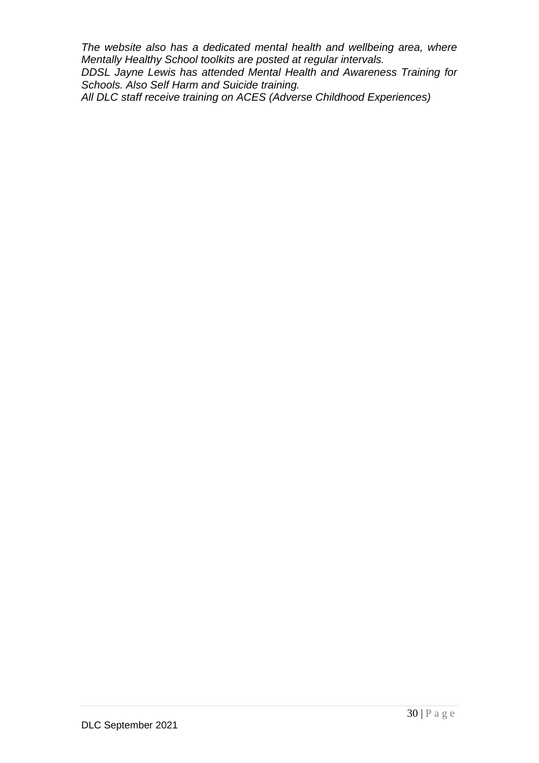*The website also has a dedicated mental health and wellbeing area, where Mentally Healthy School toolkits are posted at regular intervals.*
*DDSL Jayne Lewis has attended Mental Health and Awareness Training for Schools. Also Self Harm and Suicide training.*
*All DLC staff receive training on ACES (Adverse Childhood Experiences)*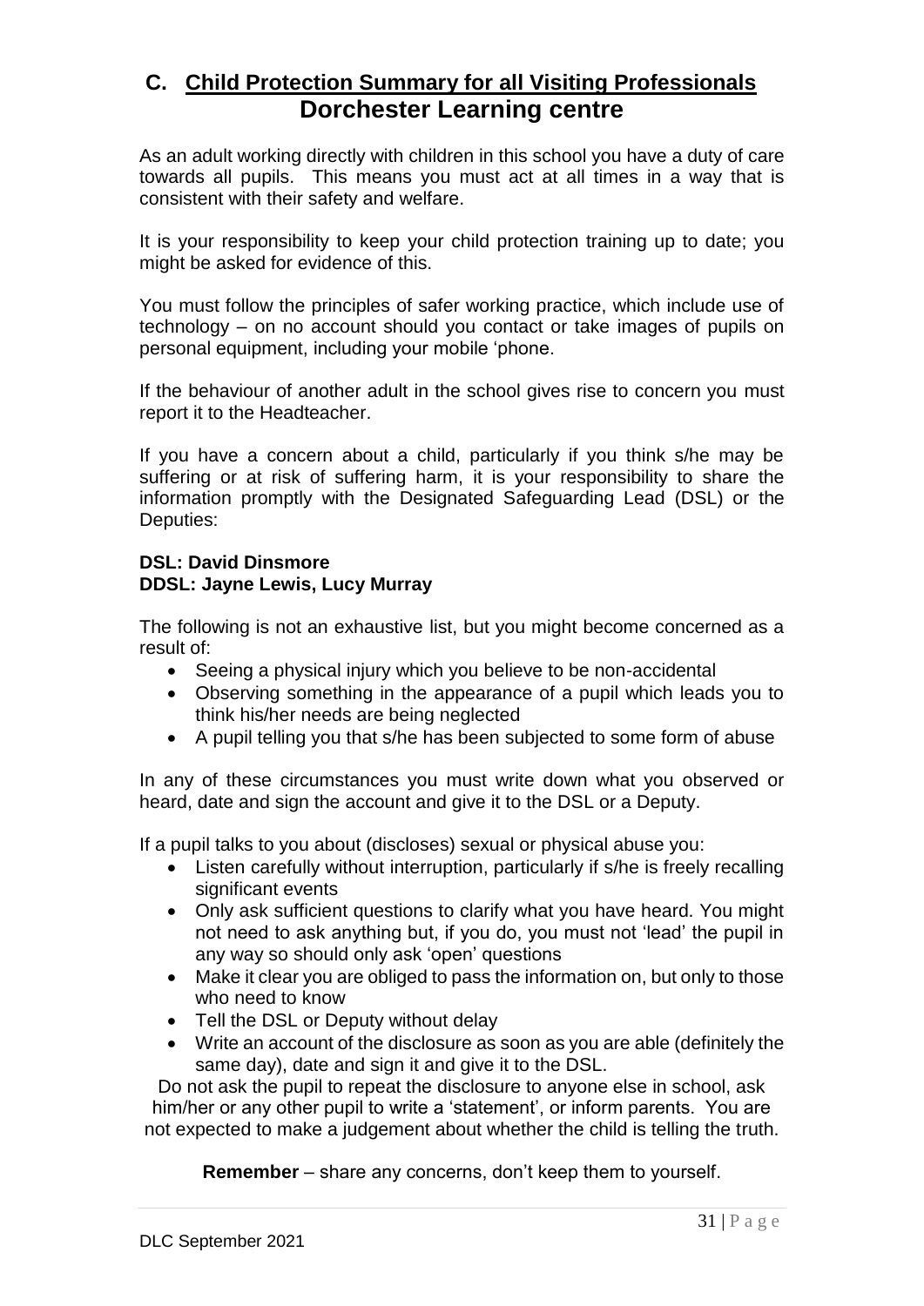## C. Child Protection Summary for all Visiting Professionals

## Dorchester Learning centre

As an adult working directly with children in this school you have a duty of care towards all pupils. This means you must act at all times in a way that is consistent with their safety and welfare.

It is your responsibility to keep your child protection training up to date; you might be asked for evidence of this.

You must follow the principles of safer working practice, which include use of technology – on no account should you contact or take images of pupils on personal equipment, including your mobile 'phone.

If the behaviour of another adult in the school gives rise to concern you must report it to the Headteacher.

If you have a concern about a child, particularly if you think s/he may be suffering or at risk of suffering harm, it is your responsibility to share the information promptly with the Designated Safeguarding Lead (DSL) or the Deputies:

**DSL: David Dinsmore**
**DDSL: Jayne Lewis, Lucy Murray**

The following is not an exhaustive list, but you might become concerned as a result of:

- Seeing a physical injury which you believe to be non-accidental
- Observing something in the appearance of a pupil which leads you to think his/her needs are being neglected
- A pupil telling you that s/he has been subjected to some form of abuse

In any of these circumstances you must write down what you observed or heard, date and sign the account and give it to the DSL or a Deputy.

If a pupil talks to you about (discloses) sexual or physical abuse you:

- Listen carefully without interruption, particularly if s/he is freely recalling significant events
- Only ask sufficient questions to clarify what you have heard. You might not need to ask anything but, if you do, you must not 'lead' the pupil in any way so should only ask 'open' questions
- Make it clear you are obliged to pass the information on, but only to those who need to know
- Tell the DSL or Deputy without delay
- Write an account of the disclosure as soon as you are able (definitely the same day), date and sign it and give it to the DSL.

Do not ask the pupil to repeat the disclosure to anyone else in school, ask him/her or any other pupil to write a 'statement', or inform parents. You are not expected to make a judgement about whether the child is telling the truth.

**Remember** – share any concerns, don't keep them to yourself.

DLC September 2021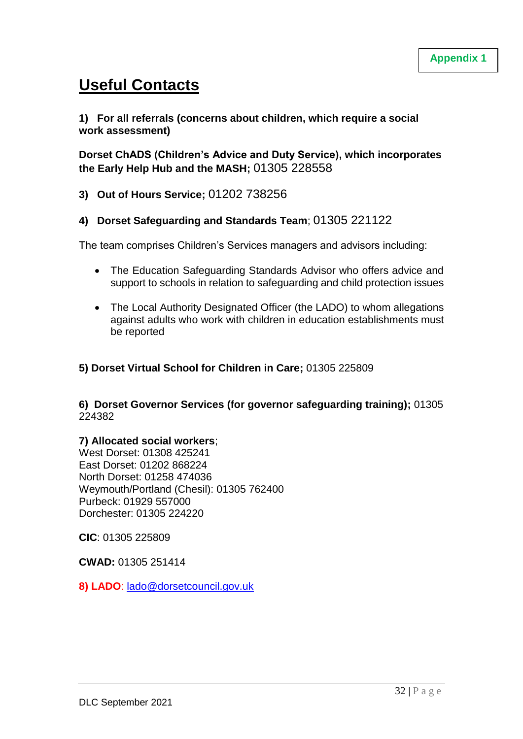Appendix 1

# Useful Contacts

**1) For all referrals (concerns about children, which require a social work assessment)**

**Dorset ChADS (Children's Advice and Duty Service), which incorporates the Early Help Hub and the MASH;** 01305 228558

**3) Out of Hours Service;** 01202 738256

**4) Dorset Safeguarding and Standards Team**; 01305 221122

The team comprises Children's Services managers and advisors including:

- The Education Safeguarding Standards Advisor who offers advice and support to schools in relation to safeguarding and child protection issues
- The Local Authority Designated Officer (the LADO) to whom allegations against adults who work with children in education establishments must be reported

**5) Dorset Virtual School for Children in Care;** 01305 225809

**6) Dorset Governor Services (for governor safeguarding training);** 01305 224382

**7) Allocated social workers**;
West Dorset: 01308 425241
East Dorset: 01202 868224
North Dorset: 01258 474036
Weymouth/Portland (Chesil): 01305 762400
Purbeck: 01929 557000
Dorchester: 01305 224220

**CIC**: 01305 225809

**CWAD:** 01305 251414

**8) LADO**: lado@dorsetcouncil.gov.uk

DLC September 2021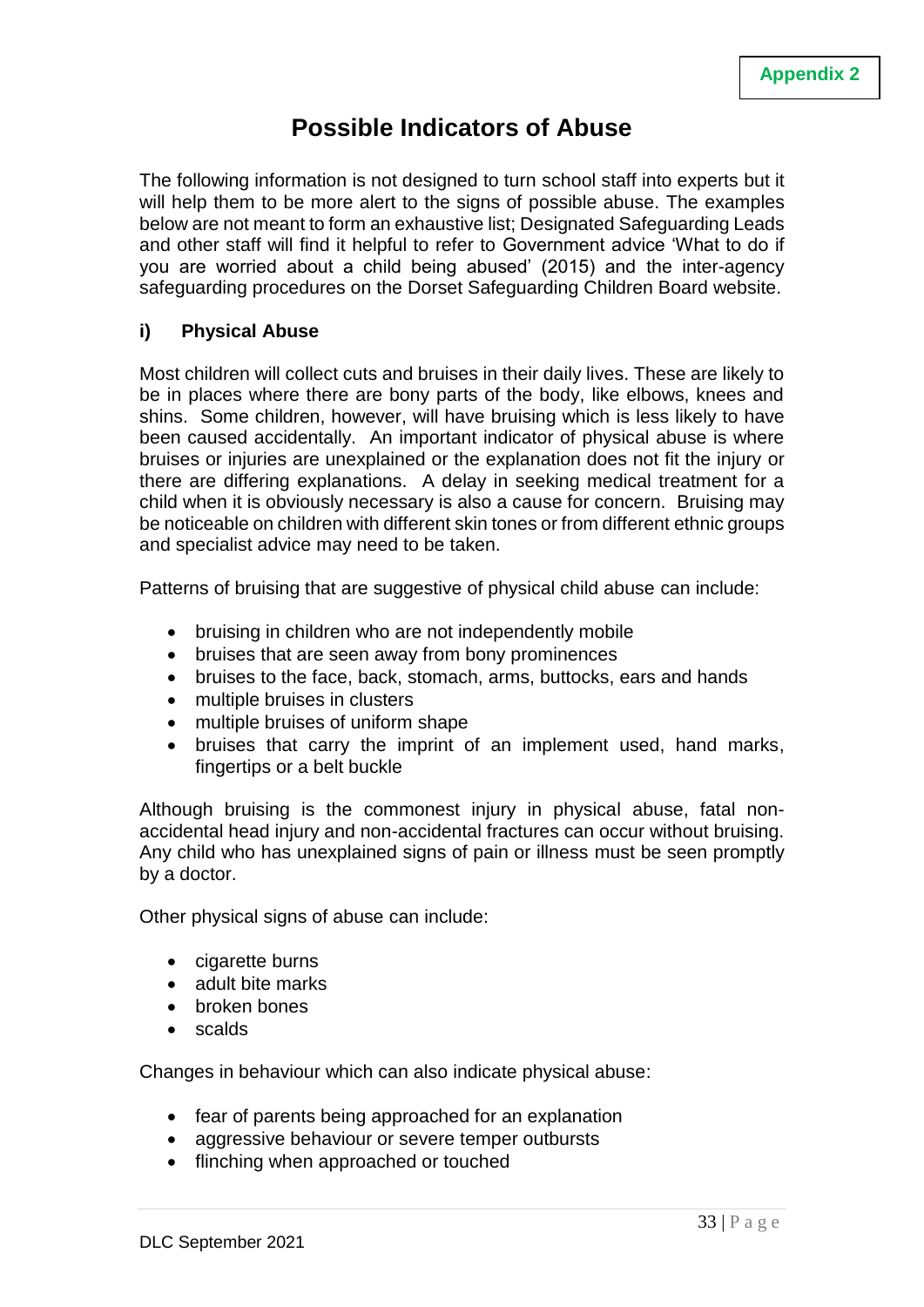Appendix 2

# Possible Indicators of Abuse

The following information is not designed to turn school staff into experts but it will help them to be more alert to the signs of possible abuse. The examples below are not meant to form an exhaustive list; Designated Safeguarding Leads and other staff will find it helpful to refer to Government advice 'What to do if you are worried about a child being abused' (2015) and the inter-agency safeguarding procedures on the Dorset Safeguarding Children Board website.

## i) Physical Abuse

Most children will collect cuts and bruises in their daily lives. These are likely to be in places where there are bony parts of the body, like elbows, knees and shins. Some children, however, will have bruising which is less likely to have been caused accidentally. An important indicator of physical abuse is where bruises or injuries are unexplained or the explanation does not fit the injury or there are differing explanations. A delay in seeking medical treatment for a child when it is obviously necessary is also a cause for concern. Bruising may be noticeable on children with different skin tones or from different ethnic groups and specialist advice may need to be taken.

Patterns of bruising that are suggestive of physical child abuse can include:

- bruising in children who are not independently mobile
- bruises that are seen away from bony prominences
- bruises to the face, back, stomach, arms, buttocks, ears and hands
- multiple bruises in clusters
- multiple bruises of uniform shape
- bruises that carry the imprint of an implement used, hand marks, fingertips or a belt buckle

Although bruising is the commonest injury in physical abuse, fatal non-accidental head injury and non-accidental fractures can occur without bruising. Any child who has unexplained signs of pain or illness must be seen promptly by a doctor.

Other physical signs of abuse can include:

- cigarette burns
- adult bite marks
- broken bones
- scalds

Changes in behaviour which can also indicate physical abuse:

- fear of parents being approached for an explanation
- aggressive behaviour or severe temper outbursts
- flinching when approached or touched

DLC September 2021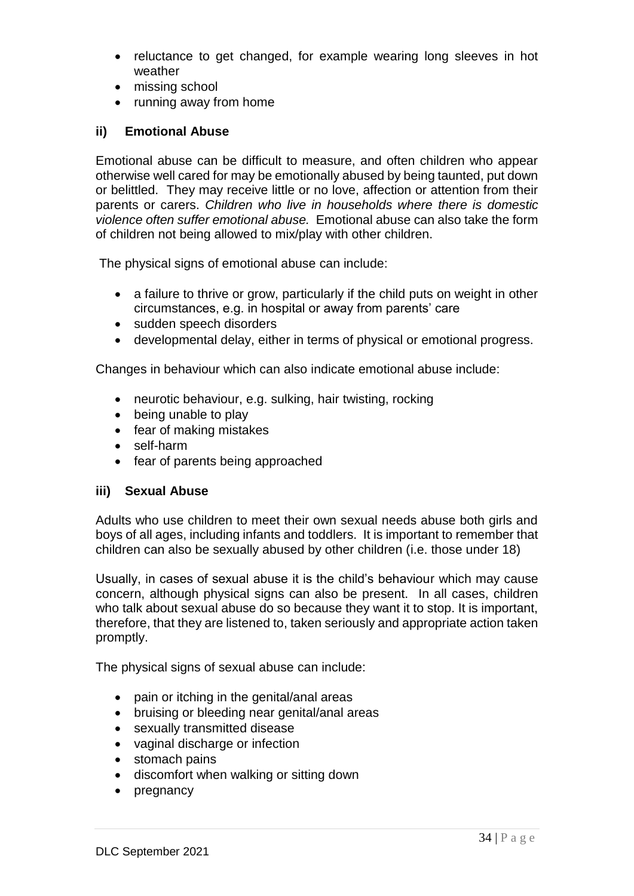- reluctance to get changed, for example wearing long sleeves in hot weather
- missing school
- running away from home

### ii) Emotional Abuse

Emotional abuse can be difficult to measure, and often children who appear otherwise well cared for may be emotionally abused by being taunted, put down or belittled. They may receive little or no love, affection or attention from their parents or carers. *Children who live in households where there is domestic violence often suffer emotional abuse.* Emotional abuse can also take the form of children not being allowed to mix/play with other children.

The physical signs of emotional abuse can include:

- a failure to thrive or grow, particularly if the child puts on weight in other circumstances, e.g. in hospital or away from parents' care
- sudden speech disorders
- developmental delay, either in terms of physical or emotional progress.

Changes in behaviour which can also indicate emotional abuse include:

- neurotic behaviour, e.g. sulking, hair twisting, rocking
- being unable to play
- fear of making mistakes
- self-harm
- fear of parents being approached

### iii) Sexual Abuse

Adults who use children to meet their own sexual needs abuse both girls and boys of all ages, including infants and toddlers. It is important to remember that children can also be sexually abused by other children (i.e. those under 18)

Usually, in cases of sexual abuse it is the child's behaviour which may cause concern, although physical signs can also be present. In all cases, children who talk about sexual abuse do so because they want it to stop. It is important, therefore, that they are listened to, taken seriously and appropriate action taken promptly.

The physical signs of sexual abuse can include:

- pain or itching in the genital/anal areas
- bruising or bleeding near genital/anal areas
- sexually transmitted disease
- vaginal discharge or infection
- stomach pains
- discomfort when walking or sitting down
- pregnancy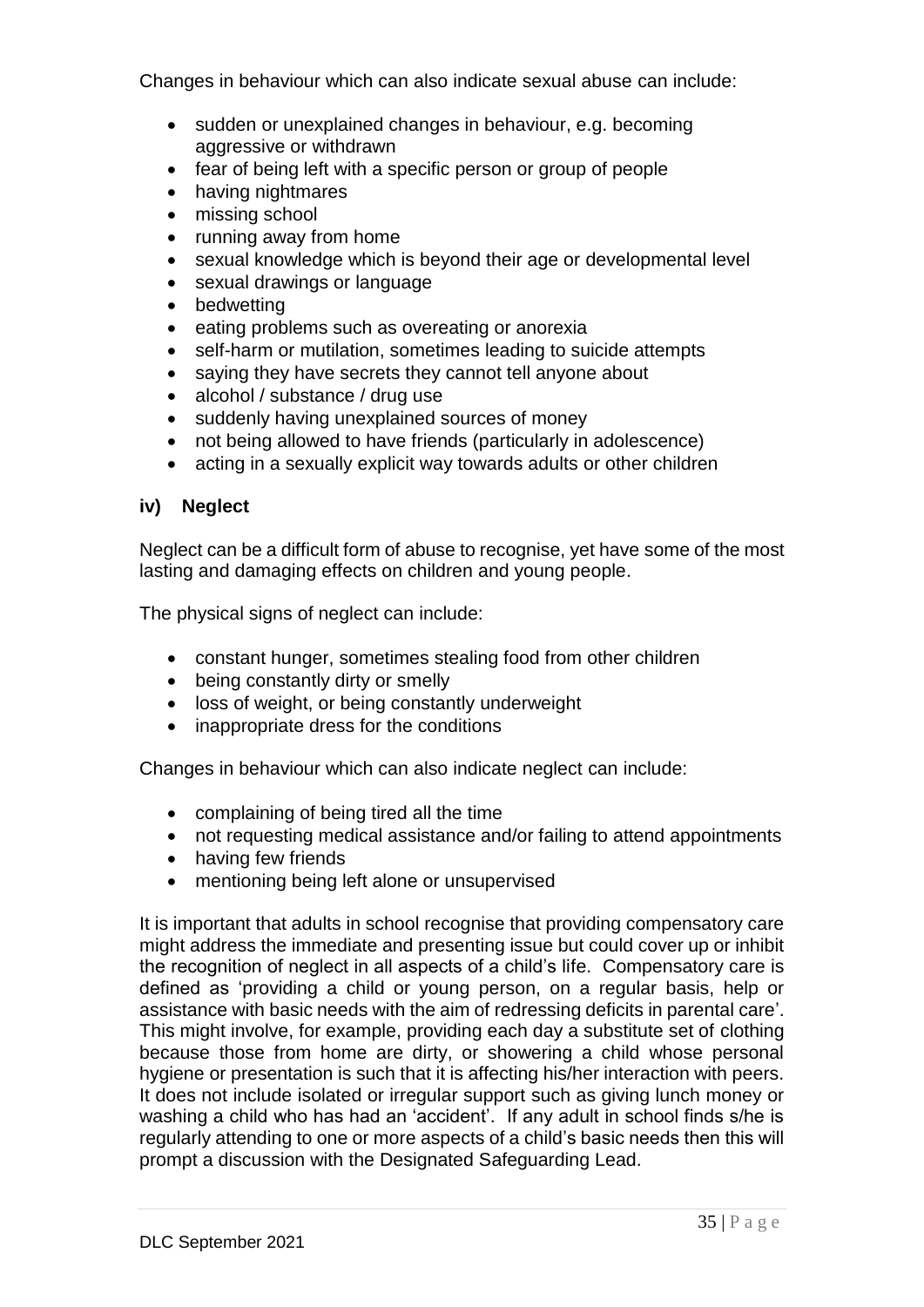Changes in behaviour which can also indicate sexual abuse can include:

- sudden or unexplained changes in behaviour, e.g. becoming aggressive or withdrawn
- fear of being left with a specific person or group of people
- having nightmares
- missing school
- running away from home
- sexual knowledge which is beyond their age or developmental level
- sexual drawings or language
- bedwetting
- eating problems such as overeating or anorexia
- self-harm or mutilation, sometimes leading to suicide attempts
- saying they have secrets they cannot tell anyone about
- alcohol / substance / drug use
- suddenly having unexplained sources of money
- not being allowed to have friends (particularly in adolescence)
- acting in a sexually explicit way towards adults or other children

### iv) Neglect

Neglect can be a difficult form of abuse to recognise, yet have some of the most lasting and damaging effects on children and young people.

The physical signs of neglect can include:

- constant hunger, sometimes stealing food from other children
- being constantly dirty or smelly
- loss of weight, or being constantly underweight
- inappropriate dress for the conditions

Changes in behaviour which can also indicate neglect can include:

- complaining of being tired all the time
- not requesting medical assistance and/or failing to attend appointments
- having few friends
- mentioning being left alone or unsupervised

It is important that adults in school recognise that providing compensatory care might address the immediate and presenting issue but could cover up or inhibit the recognition of neglect in all aspects of a child's life. Compensatory care is defined as 'providing a child or young person, on a regular basis, help or assistance with basic needs with the aim of redressing deficits in parental care'. This might involve, for example, providing each day a substitute set of clothing because those from home are dirty, or showering a child whose personal hygiene or presentation is such that it is affecting his/her interaction with peers. It does not include isolated or irregular support such as giving lunch money or washing a child who has had an 'accident'. If any adult in school finds s/he is regularly attending to one or more aspects of a child's basic needs then this will prompt a discussion with the Designated Safeguarding Lead.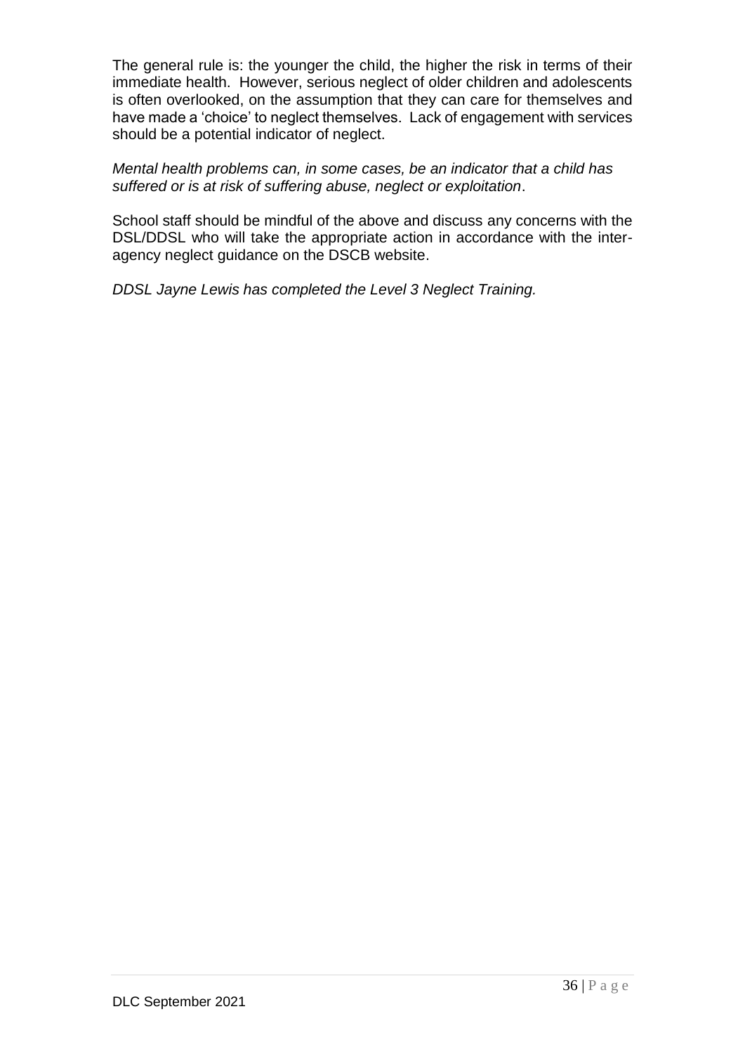The general rule is: the younger the child, the higher the risk in terms of their immediate health. However, serious neglect of older children and adolescents is often overlooked, on the assumption that they can care for themselves and have made a 'choice' to neglect themselves. Lack of engagement with services should be a potential indicator of neglect.

*Mental health problems can, in some cases, be an indicator that a child has suffered or is at risk of suffering abuse, neglect or exploitation*.

School staff should be mindful of the above and discuss any concerns with the DSL/DDSL who will take the appropriate action in accordance with the inter-agency neglect guidance on the DSCB website.

*DDSL Jayne Lewis has completed the Level 3 Neglect Training.*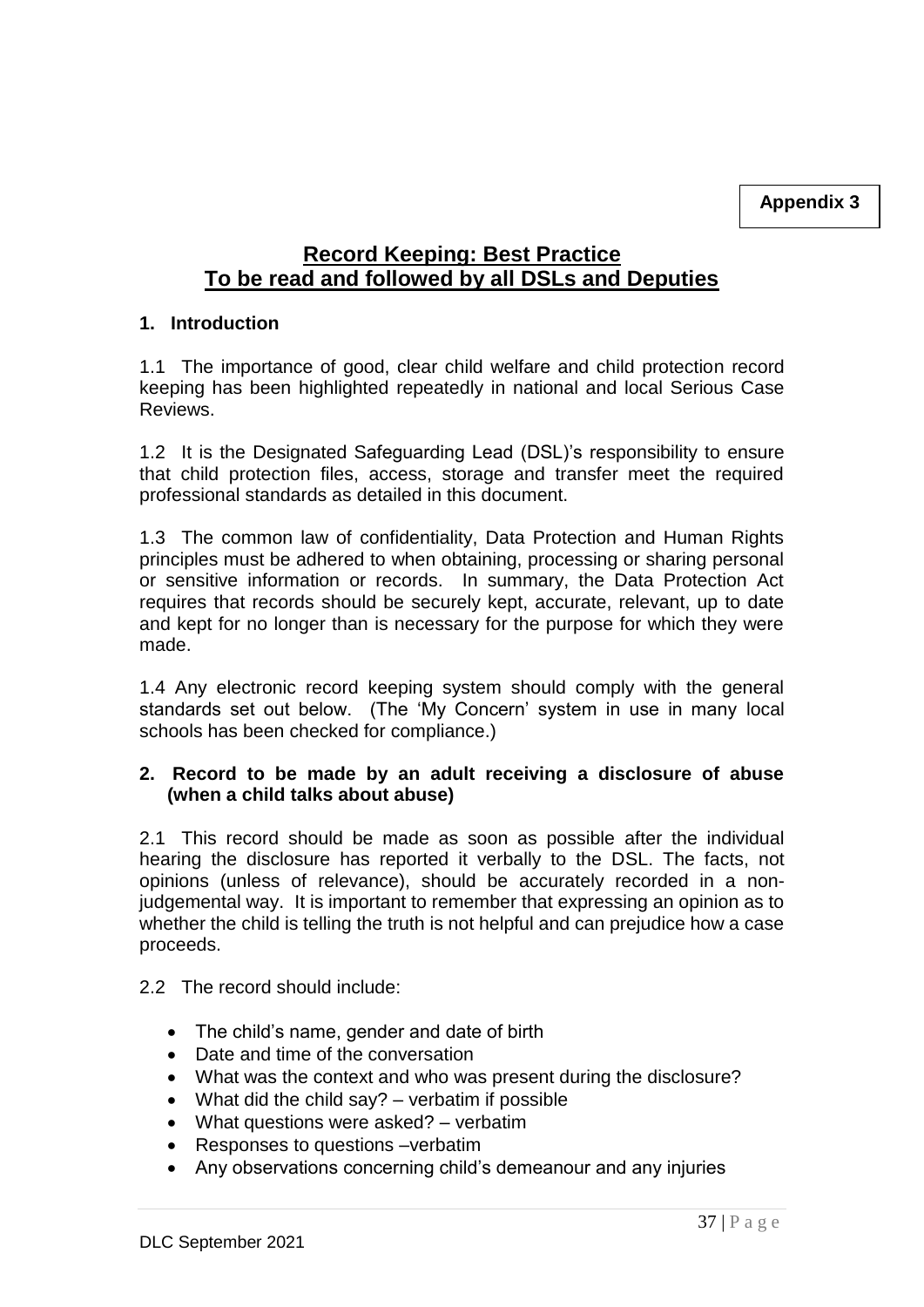**Appendix 3**

## Record Keeping: Best Practice
## To be read and followed by all DSLs and Deputies

### 1. Introduction

1.1 The importance of good, clear child welfare and child protection record keeping has been highlighted repeatedly in national and local Serious Case Reviews.

1.2 It is the Designated Safeguarding Lead (DSL)'s responsibility to ensure that child protection files, access, storage and transfer meet the required professional standards as detailed in this document.

1.3 The common law of confidentiality, Data Protection and Human Rights principles must be adhered to when obtaining, processing or sharing personal or sensitive information or records. In summary, the Data Protection Act requires that records should be securely kept, accurate, relevant, up to date and kept for no longer than is necessary for the purpose for which they were made.

1.4 Any electronic record keeping system should comply with the general standards set out below. (The 'My Concern' system in use in many local schools has been checked for compliance.)

### 2. Record to be made by an adult receiving a disclosure of abuse (when a child talks about abuse)

2.1 This record should be made as soon as possible after the individual hearing the disclosure has reported it verbally to the DSL. The facts, not opinions (unless of relevance), should be accurately recorded in a non-judgemental way. It is important to remember that expressing an opinion as to whether the child is telling the truth is not helpful and can prejudice how a case proceeds.

2.2 The record should include:

- The child's name, gender and date of birth
- Date and time of the conversation
- What was the context and who was present during the disclosure?
- What did the child say? – verbatim if possible
- What questions were asked? – verbatim
- Responses to questions –verbatim
- Any observations concerning child's demeanour and any injuries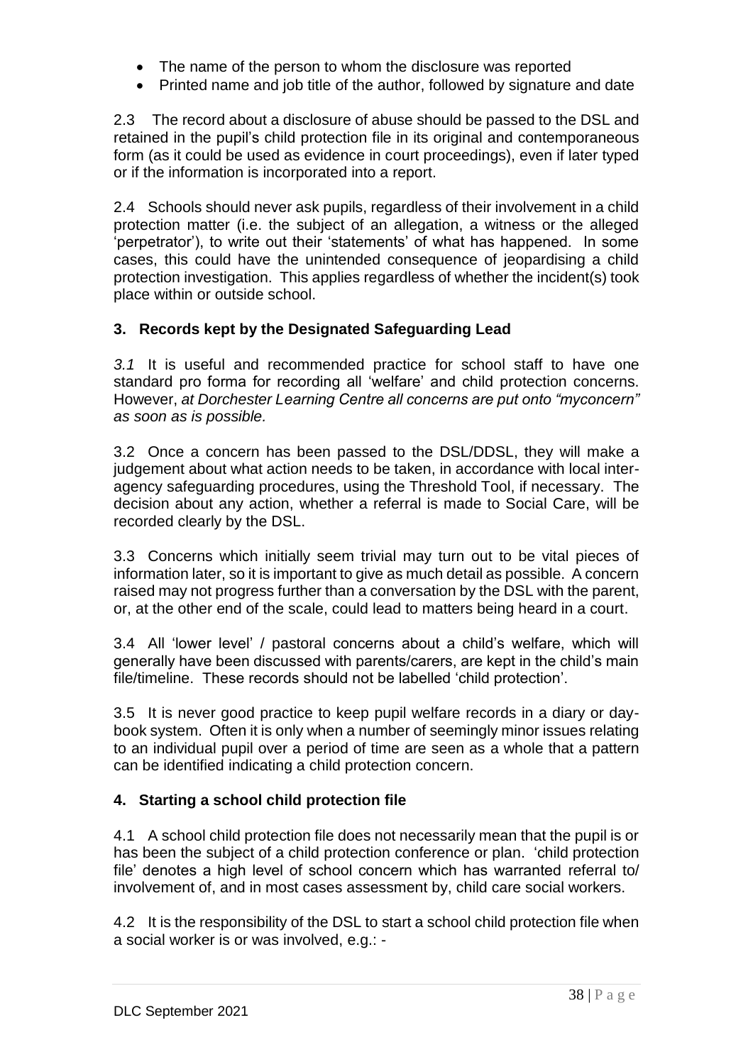- The name of the person to whom the disclosure was reported
- Printed name and job title of the author, followed by signature and date

2.3 The record about a disclosure of abuse should be passed to the DSL and retained in the pupil's child protection file in its original and contemporaneous form (as it could be used as evidence in court proceedings), even if later typed or if the information is incorporated into a report.

2.4 Schools should never ask pupils, regardless of their involvement in a child protection matter (i.e. the subject of an allegation, a witness or the alleged 'perpetrator'), to write out their 'statements' of what has happened. In some cases, this could have the unintended consequence of jeopardising a child protection investigation. This applies regardless of whether the incident(s) took place within or outside school.

### 3. Records kept by the Designated Safeguarding Lead

*3.1* It is useful and recommended practice for school staff to have one standard pro forma for recording all 'welfare' and child protection concerns. However, *at Dorchester Learning Centre all concerns are put onto "myconcern" as soon as is possible.*

3.2 Once a concern has been passed to the DSL/DDSL, they will make a judgement about what action needs to be taken, in accordance with local inter-agency safeguarding procedures, using the Threshold Tool, if necessary. The decision about any action, whether a referral is made to Social Care, will be recorded clearly by the DSL.

3.3 Concerns which initially seem trivial may turn out to be vital pieces of information later, so it is important to give as much detail as possible. A concern raised may not progress further than a conversation by the DSL with the parent, or, at the other end of the scale, could lead to matters being heard in a court.

3.4 All 'lower level' / pastoral concerns about a child's welfare, which will generally have been discussed with parents/carers, are kept in the child's main file/timeline. These records should not be labelled 'child protection'.

3.5 It is never good practice to keep pupil welfare records in a diary or day-book system. Often it is only when a number of seemingly minor issues relating to an individual pupil over a period of time are seen as a whole that a pattern can be identified indicating a child protection concern.

### 4. Starting a school child protection file

4.1 A school child protection file does not necessarily mean that the pupil is or has been the subject of a child protection conference or plan. 'child protection file' denotes a high level of school concern which has warranted referral to/ involvement of, and in most cases assessment by, child care social workers.

4.2 It is the responsibility of the DSL to start a school child protection file when a social worker is or was involved, e.g.: -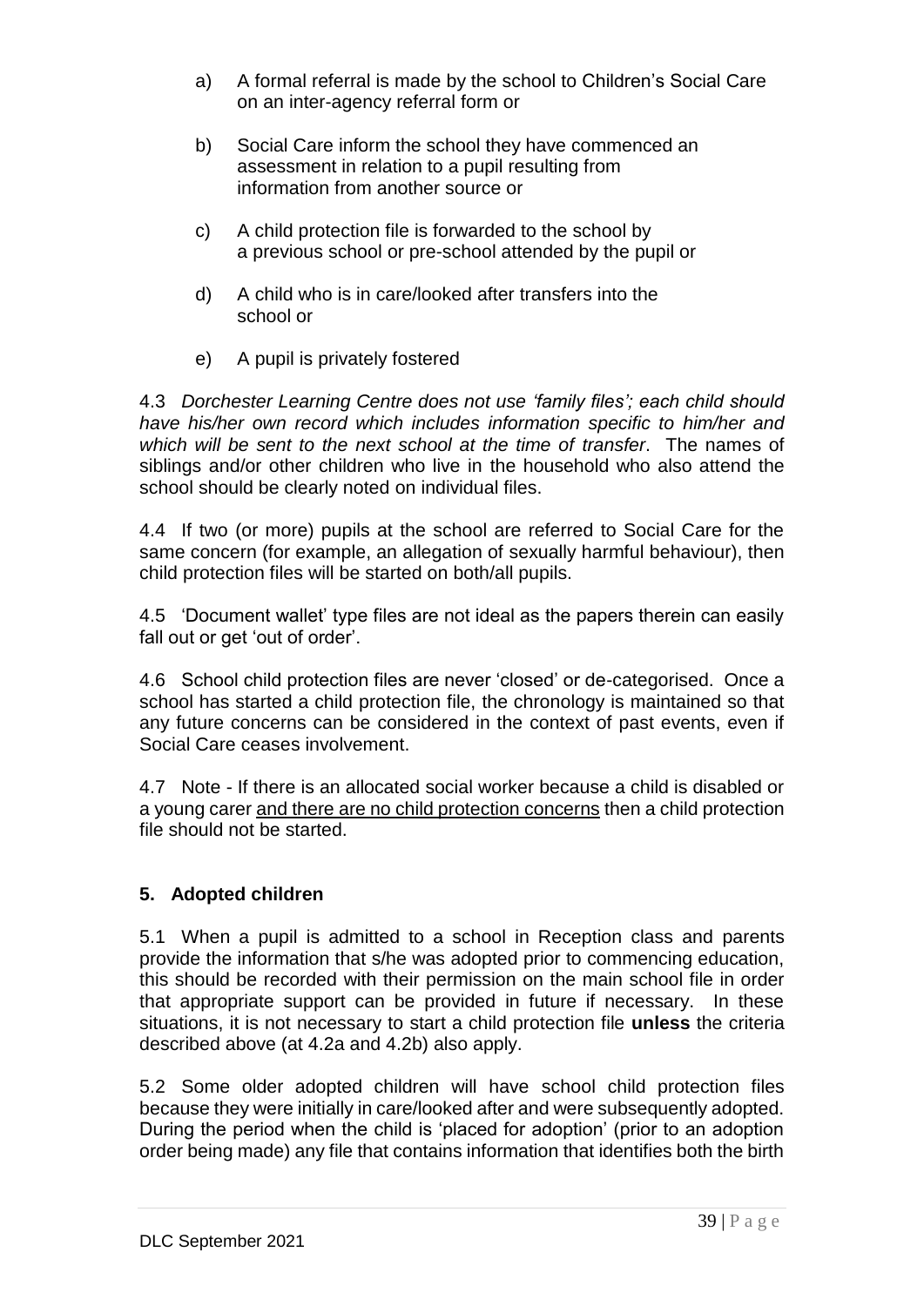a) A formal referral is made by the school to Children's Social Care on an inter-agency referral form or

b) Social Care inform the school they have commenced an assessment in relation to a pupil resulting from information from another source or

c) A child protection file is forwarded to the school by a previous school or pre-school attended by the pupil or

d) A child who is in care/looked after transfers into the school or

e) A pupil is privately fostered

4.3 *Dorchester Learning Centre does not use 'family files'; each child should have his/her own record which includes information specific to him/her and which will be sent to the next school at the time of transfer*. The names of siblings and/or other children who live in the household who also attend the school should be clearly noted on individual files.

4.4 If two (or more) pupils at the school are referred to Social Care for the same concern (for example, an allegation of sexually harmful behaviour), then child protection files will be started on both/all pupils.

4.5 'Document wallet' type files are not ideal as the papers therein can easily fall out or get 'out of order'.

4.6 School child protection files are never 'closed' or de-categorised. Once a school has started a child protection file, the chronology is maintained so that any future concerns can be considered in the context of past events, even if Social Care ceases involvement.

4.7 Note - If there is an allocated social worker because a child is disabled or a young carer <u>and there are no child protection concerns</u> then a child protection file should not be started.

## 5. Adopted children

5.1 When a pupil is admitted to a school in Reception class and parents provide the information that s/he was adopted prior to commencing education, this should be recorded with their permission on the main school file in order that appropriate support can be provided in future if necessary. In these situations, it is not necessary to start a child protection file **unless** the criteria described above (at 4.2a and 4.2b) also apply.

5.2 Some older adopted children will have school child protection files because they were initially in care/looked after and were subsequently adopted. During the period when the child is 'placed for adoption' (prior to an adoption order being made) any file that contains information that identifies both the birth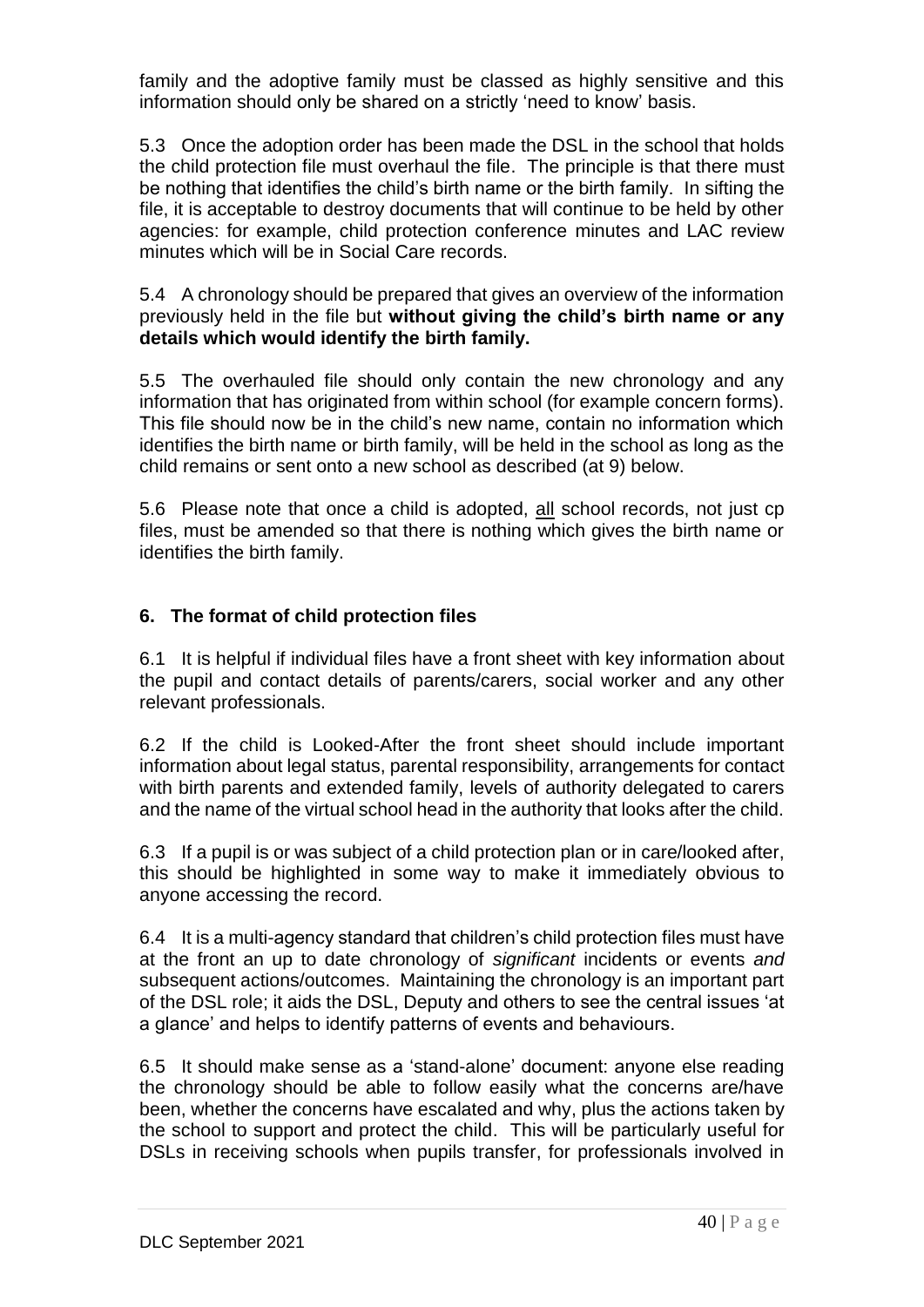family and the adoptive family must be classed as highly sensitive and this information should only be shared on a strictly 'need to know' basis.

5.3 Once the adoption order has been made the DSL in the school that holds the child protection file must overhaul the file. The principle is that there must be nothing that identifies the child's birth name or the birth family. In sifting the file, it is acceptable to destroy documents that will continue to be held by other agencies: for example, child protection conference minutes and LAC review minutes which will be in Social Care records.

5.4 A chronology should be prepared that gives an overview of the information previously held in the file but **without giving the child's birth name or any details which would identify the birth family.**

5.5 The overhauled file should only contain the new chronology and any information that has originated from within school (for example concern forms). This file should now be in the child's new name, contain no information which identifies the birth name or birth family, will be held in the school as long as the child remains or sent onto a new school as described (at 9) below.

5.6 Please note that once a child is adopted, <u>all</u> school records, not just cp files, must be amended so that there is nothing which gives the birth name or identifies the birth family.

## 6. The format of child protection files

6.1 It is helpful if individual files have a front sheet with key information about the pupil and contact details of parents/carers, social worker and any other relevant professionals.

6.2 If the child is Looked-After the front sheet should include important information about legal status, parental responsibility, arrangements for contact with birth parents and extended family, levels of authority delegated to carers and the name of the virtual school head in the authority that looks after the child.

6.3 If a pupil is or was subject of a child protection plan or in care/looked after, this should be highlighted in some way to make it immediately obvious to anyone accessing the record.

6.4 It is a multi-agency standard that children's child protection files must have at the front an up to date chronology of *significant* incidents or events *and* subsequent actions/outcomes. Maintaining the chronology is an important part of the DSL role; it aids the DSL, Deputy and others to see the central issues 'at a glance' and helps to identify patterns of events and behaviours.

6.5 It should make sense as a 'stand-alone' document: anyone else reading the chronology should be able to follow easily what the concerns are/have been, whether the concerns have escalated and why, plus the actions taken by the school to support and protect the child. This will be particularly useful for DSLs in receiving schools when pupils transfer, for professionals involved in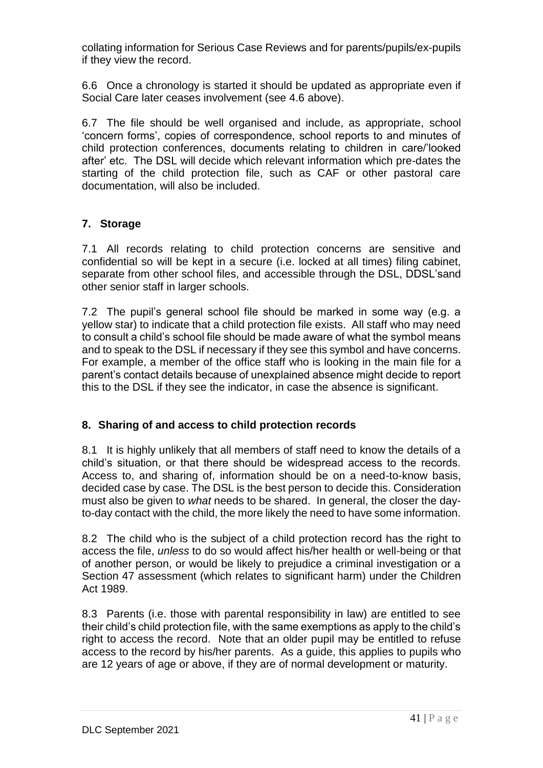collating information for Serious Case Reviews and for parents/pupils/ex-pupils if they view the record.

6.6 Once a chronology is started it should be updated as appropriate even if Social Care later ceases involvement (see 4.6 above).

6.7 The file should be well organised and include, as appropriate, school 'concern forms', copies of correspondence, school reports to and minutes of child protection conferences, documents relating to children in care/'looked after' etc. The DSL will decide which relevant information which pre-dates the starting of the child protection file, such as CAF or other pastoral care documentation, will also be included.

## 7. Storage

7.1 All records relating to child protection concerns are sensitive and confidential so will be kept in a secure (i.e. locked at all times) filing cabinet, separate from other school files, and accessible through the DSL, DDSL'sand other senior staff in larger schools.

7.2 The pupil's general school file should be marked in some way (e.g. a yellow star) to indicate that a child protection file exists. All staff who may need to consult a child's school file should be made aware of what the symbol means and to speak to the DSL if necessary if they see this symbol and have concerns. For example, a member of the office staff who is looking in the main file for a parent's contact details because of unexplained absence might decide to report this to the DSL if they see the indicator, in case the absence is significant.

## 8. Sharing of and access to child protection records

8.1 It is highly unlikely that all members of staff need to know the details of a child's situation, or that there should be widespread access to the records. Access to, and sharing of, information should be on a need-to-know basis, decided case by case. The DSL is the best person to decide this. Consideration must also be given to *what* needs to be shared. In general, the closer the day-to-day contact with the child, the more likely the need to have some information.

8.2 The child who is the subject of a child protection record has the right to access the file, *unless* to do so would affect his/her health or well-being or that of another person, or would be likely to prejudice a criminal investigation or a Section 47 assessment (which relates to significant harm) under the Children Act 1989.

8.3 Parents (i.e. those with parental responsibility in law) are entitled to see their child's child protection file, with the same exemptions as apply to the child's right to access the record. Note that an older pupil may be entitled to refuse access to the record by his/her parents. As a guide, this applies to pupils who are 12 years of age or above, if they are of normal development or maturity.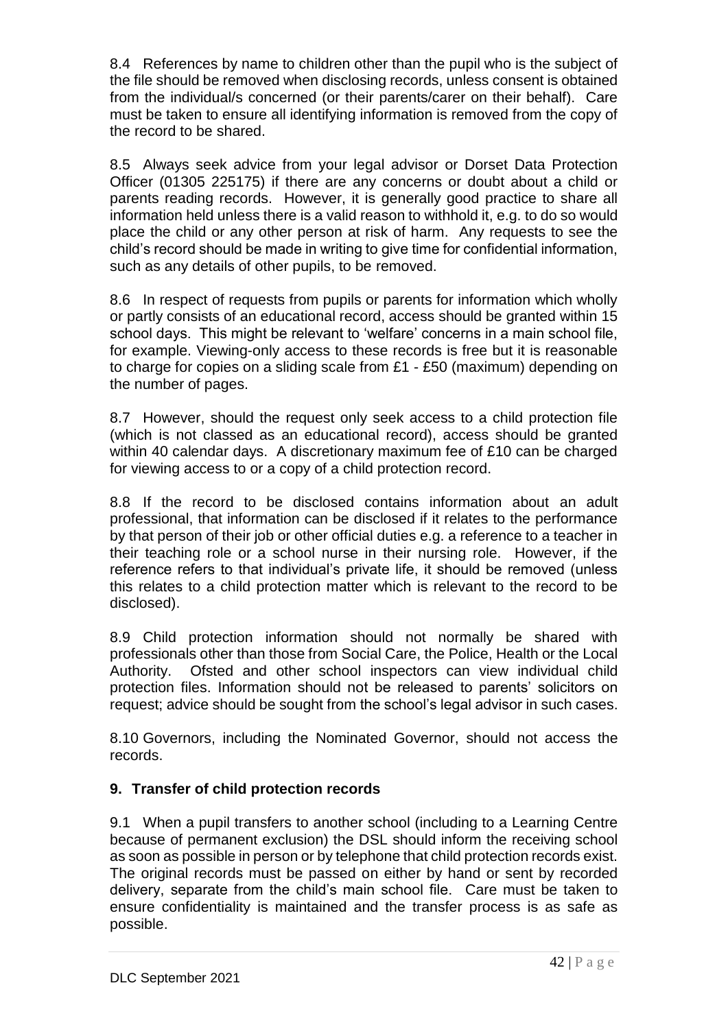8.4 References by name to children other than the pupil who is the subject of the file should be removed when disclosing records, unless consent is obtained from the individual/s concerned (or their parents/carer on their behalf). Care must be taken to ensure all identifying information is removed from the copy of the record to be shared.

8.5 Always seek advice from your legal advisor or Dorset Data Protection Officer (01305 225175) if there are any concerns or doubt about a child or parents reading records. However, it is generally good practice to share all information held unless there is a valid reason to withhold it, e.g. to do so would place the child or any other person at risk of harm. Any requests to see the child's record should be made in writing to give time for confidential information, such as any details of other pupils, to be removed.

8.6 In respect of requests from pupils or parents for information which wholly or partly consists of an educational record, access should be granted within 15 school days. This might be relevant to 'welfare' concerns in a main school file, for example. Viewing-only access to these records is free but it is reasonable to charge for copies on a sliding scale from £1 - £50 (maximum) depending on the number of pages.

8.7 However, should the request only seek access to a child protection file (which is not classed as an educational record), access should be granted within 40 calendar days. A discretionary maximum fee of £10 can be charged for viewing access to or a copy of a child protection record.

8.8 If the record to be disclosed contains information about an adult professional, that information can be disclosed if it relates to the performance by that person of their job or other official duties e.g. a reference to a teacher in their teaching role or a school nurse in their nursing role. However, if the reference refers to that individual's private life, it should be removed (unless this relates to a child protection matter which is relevant to the record to be disclosed).

8.9 Child protection information should not normally be shared with professionals other than those from Social Care, the Police, Health or the Local Authority. Ofsted and other school inspectors can view individual child protection files. Information should not be released to parents' solicitors on request; advice should be sought from the school's legal advisor in such cases.

8.10 Governors, including the Nominated Governor, should not access the records.

## 9. Transfer of child protection records

9.1 When a pupil transfers to another school (including to a Learning Centre because of permanent exclusion) the DSL should inform the receiving school as soon as possible in person or by telephone that child protection records exist. The original records must be passed on either by hand or sent by recorded delivery, separate from the child's main school file. Care must be taken to ensure confidentiality is maintained and the transfer process is as safe as possible.

DLC September 2021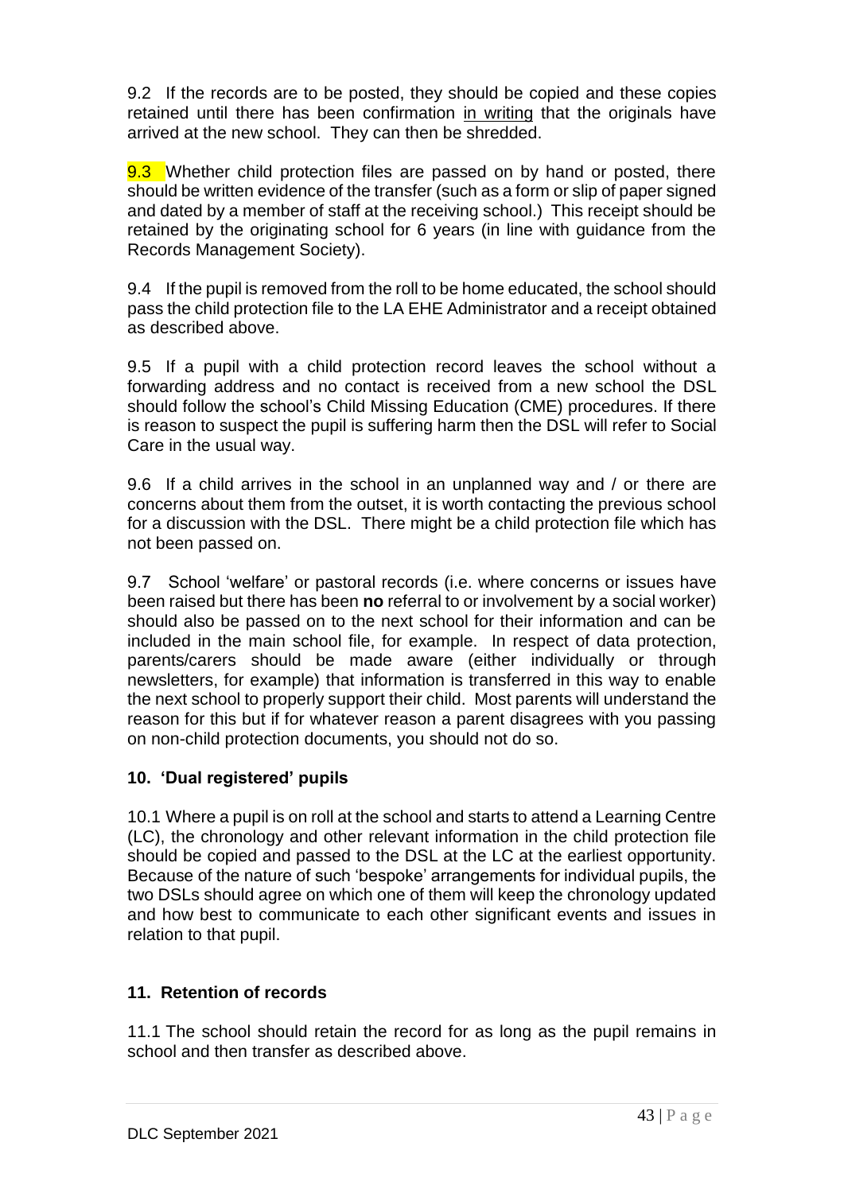9.2 If the records are to be posted, they should be copied and these copies retained until there has been confirmation in writing that the originals have arrived at the new school. They can then be shredded.

9.3 Whether child protection files are passed on by hand or posted, there should be written evidence of the transfer (such as a form or slip of paper signed and dated by a member of staff at the receiving school.) This receipt should be retained by the originating school for 6 years (in line with guidance from the Records Management Society).

9.4 If the pupil is removed from the roll to be home educated, the school should pass the child protection file to the LA EHE Administrator and a receipt obtained as described above.

9.5 If a pupil with a child protection record leaves the school without a forwarding address and no contact is received from a new school the DSL should follow the school's Child Missing Education (CME) procedures. If there is reason to suspect the pupil is suffering harm then the DSL will refer to Social Care in the usual way.

9.6 If a child arrives in the school in an unplanned way and / or there are concerns about them from the outset, it is worth contacting the previous school for a discussion with the DSL. There might be a child protection file which has not been passed on.

9.7 School 'welfare' or pastoral records (i.e. where concerns or issues have been raised but there has been **no** referral to or involvement by a social worker) should also be passed on to the next school for their information and can be included in the main school file, for example. In respect of data protection, parents/carers should be made aware (either individually or through newsletters, for example) that information is transferred in this way to enable the next school to properly support their child. Most parents will understand the reason for this but if for whatever reason a parent disagrees with you passing on non-child protection documents, you should not do so.

## 10. 'Dual registered' pupils

10.1 Where a pupil is on roll at the school and starts to attend a Learning Centre (LC), the chronology and other relevant information in the child protection file should be copied and passed to the DSL at the LC at the earliest opportunity. Because of the nature of such 'bespoke' arrangements for individual pupils, the two DSLs should agree on which one of them will keep the chronology updated and how best to communicate to each other significant events and issues in relation to that pupil.

## 11. Retention of records

11.1 The school should retain the record for as long as the pupil remains in school and then transfer as described above.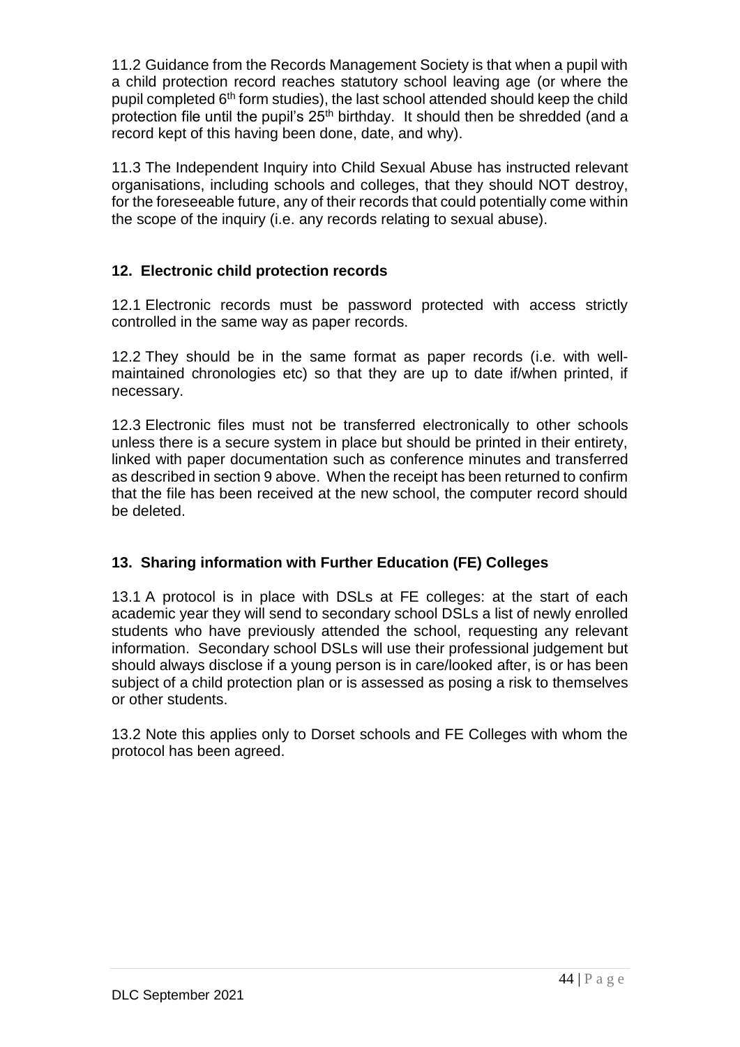11.2 Guidance from the Records Management Society is that when a pupil with a child protection record reaches statutory school leaving age (or where the pupil completed 6th form studies), the last school attended should keep the child protection file until the pupil's 25th birthday. It should then be shredded (and a record kept of this having been done, date, and why).

11.3 The Independent Inquiry into Child Sexual Abuse has instructed relevant organisations, including schools and colleges, that they should NOT destroy, for the foreseeable future, any of their records that could potentially come within the scope of the inquiry (i.e. any records relating to sexual abuse).

## 12. Electronic child protection records

12.1 Electronic records must be password protected with access strictly controlled in the same way as paper records.

12.2 They should be in the same format as paper records (i.e. with well-maintained chronologies etc) so that they are up to date if/when printed, if necessary.

12.3 Electronic files must not be transferred electronically to other schools unless there is a secure system in place but should be printed in their entirety, linked with paper documentation such as conference minutes and transferred as described in section 9 above. When the receipt has been returned to confirm that the file has been received at the new school, the computer record should be deleted.

## 13. Sharing information with Further Education (FE) Colleges

13.1 A protocol is in place with DSLs at FE colleges: at the start of each academic year they will send to secondary school DSLs a list of newly enrolled students who have previously attended the school, requesting any relevant information. Secondary school DSLs will use their professional judgement but should always disclose if a young person is in care/looked after, is or has been subject of a child protection plan or is assessed as posing a risk to themselves or other students.

13.2 Note this applies only to Dorset schools and FE Colleges with whom the protocol has been agreed.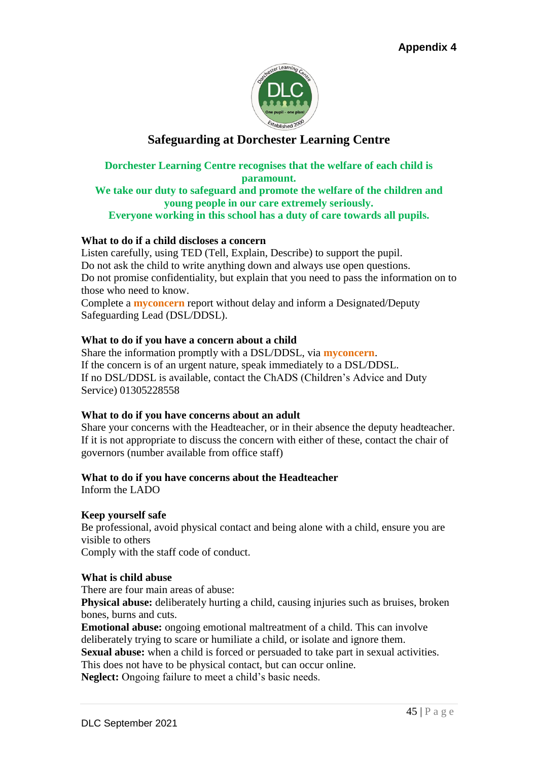**Appendix 4**

# Safeguarding at Dorchester Learning Centre

**Dorchester Learning Centre recognises that the welfare of each child is paramount.**
**We take our duty to safeguard and promote the welfare of the children and young people in our care extremely seriously.**
**Everyone working in this school has a duty of care towards all pupils.**

**What to do if a child discloses a concern**
Listen carefully, using TED (Tell, Explain, Describe) to support the pupil.
Do not ask the child to write anything down and always use open questions.
Do not promise confidentiality, but explain that you need to pass the information on to those who need to know.
Complete a **myconcern** report without delay and inform a Designated/Deputy Safeguarding Lead (DSL/DDSL).

**What to do if you have a concern about a child**
Share the information promptly with a DSL/DDSL, via **myconcern**.
If the concern is of an urgent nature, speak immediately to a DSL/DDSL.
If no DSL/DDSL is available, contact the ChADS (Children's Advice and Duty Service) 01305228558

**What to do if you have concerns about an adult**
Share your concerns with the Headteacher, or in their absence the deputy headteacher.
If it is not appropriate to discuss the concern with either of these, contact the chair of governors (number available from office staff)

**What to do if you have concerns about the Headteacher**
Inform the LADO

**Keep yourself safe**
Be professional, avoid physical contact and being alone with a child, ensure you are visible to others
Comply with the staff code of conduct.

**What is child abuse**
There are four main areas of abuse:
**Physical abuse:** deliberately hurting a child, causing injuries such as bruises, broken bones, burns and cuts.
**Emotional abuse:** ongoing emotional maltreatment of a child. This can involve deliberately trying to scare or humiliate a child, or isolate and ignore them.
**Sexual abuse:** when a child is forced or persuaded to take part in sexual activities. This does not have to be physical contact, but can occur online.
**Neglect:** Ongoing failure to meet a child's basic needs.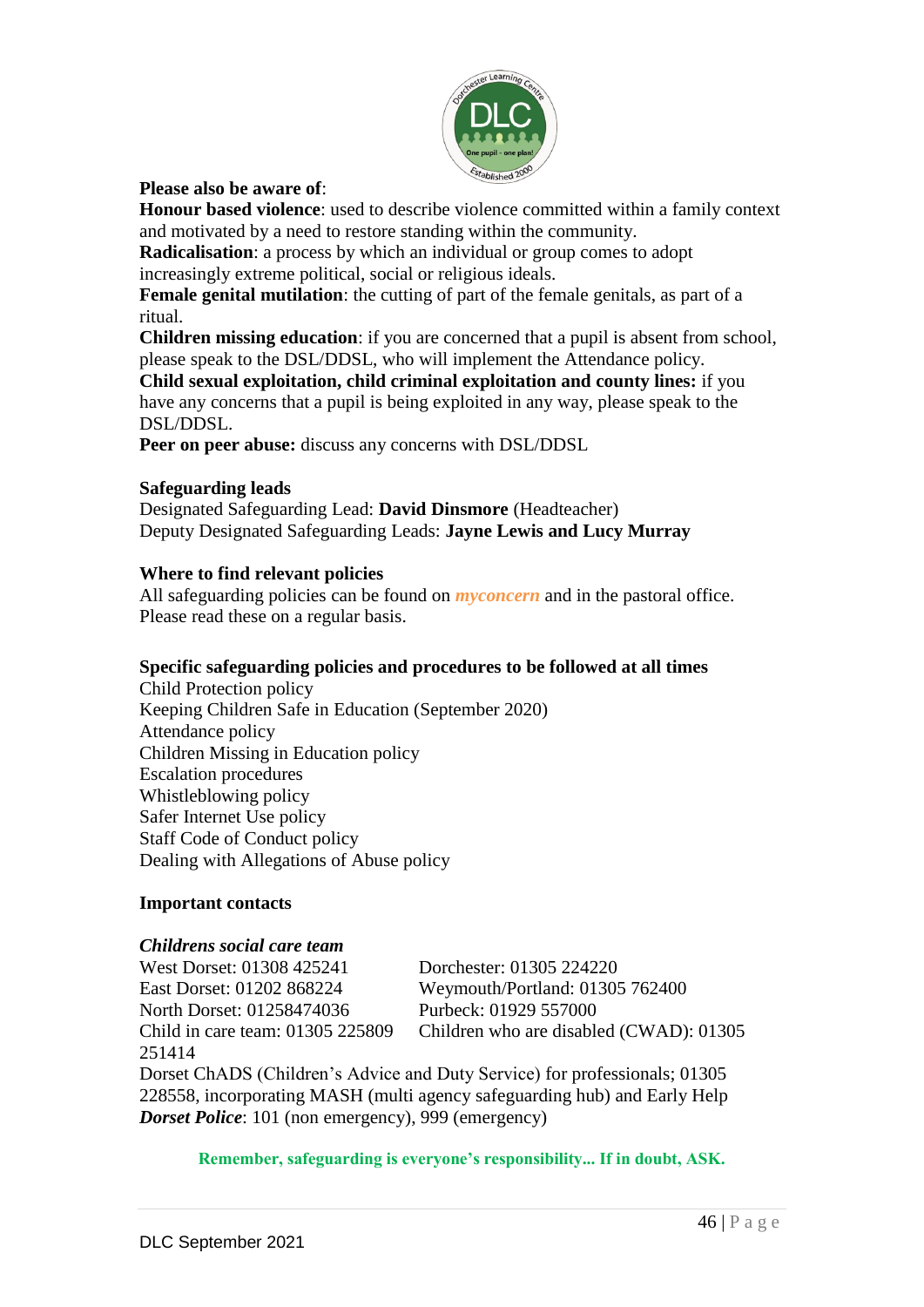**Please also be aware of**:

**Honour based violence**: used to describe violence committed within a family context and motivated by a need to restore standing within the community.

**Radicalisation**: a process by which an individual or group comes to adopt increasingly extreme political, social or religious ideals.

**Female genital mutilation**: the cutting of part of the female genitals, as part of a ritual.

**Children missing education**: if you are concerned that a pupil is absent from school, please speak to the DSL/DDSL, who will implement the Attendance policy.

**Child sexual exploitation, child criminal exploitation and county lines:** if you have any concerns that a pupil is being exploited in any way, please speak to the DSL/DDSL.

**Peer on peer abuse:** discuss any concerns with DSL/DDSL

**Safeguarding leads**

Designated Safeguarding Lead: **David Dinsmore** (Headteacher)
Deputy Designated Safeguarding Leads: **Jayne Lewis and Lucy Murray**

**Where to find relevant policies**

All safeguarding policies can be found on ***myconcern*** and in the pastoral office. Please read these on a regular basis.

**Specific safeguarding policies and procedures to be followed at all times**

Child Protection policy
Keeping Children Safe in Education (September 2020)
Attendance policy
Children Missing in Education policy
Escalation procedures
Whistleblowing policy
Safer Internet Use policy
Staff Code of Conduct policy
Dealing with Allegations of Abuse policy

**Important contacts**

***Childrens social care team***

West Dorset: 01308 425241
Dorchester: 01305 224220
East Dorset: 01202 868224
Weymouth/Portland: 01305 762400
North Dorset: 01258474036
Purbeck: 01929 557000
Child in care team: 01305 225809
Children who are disabled (CWAD): 01305 251414

Dorset ChADS (Children's Advice and Duty Service) for professionals; 01305 228558, incorporating MASH (multi agency safeguarding hub) and Early Help

***Dorset Police***: 101 (non emergency), 999 (emergency)

**Remember, safeguarding is everyone's responsibility... If in doubt, ASK.**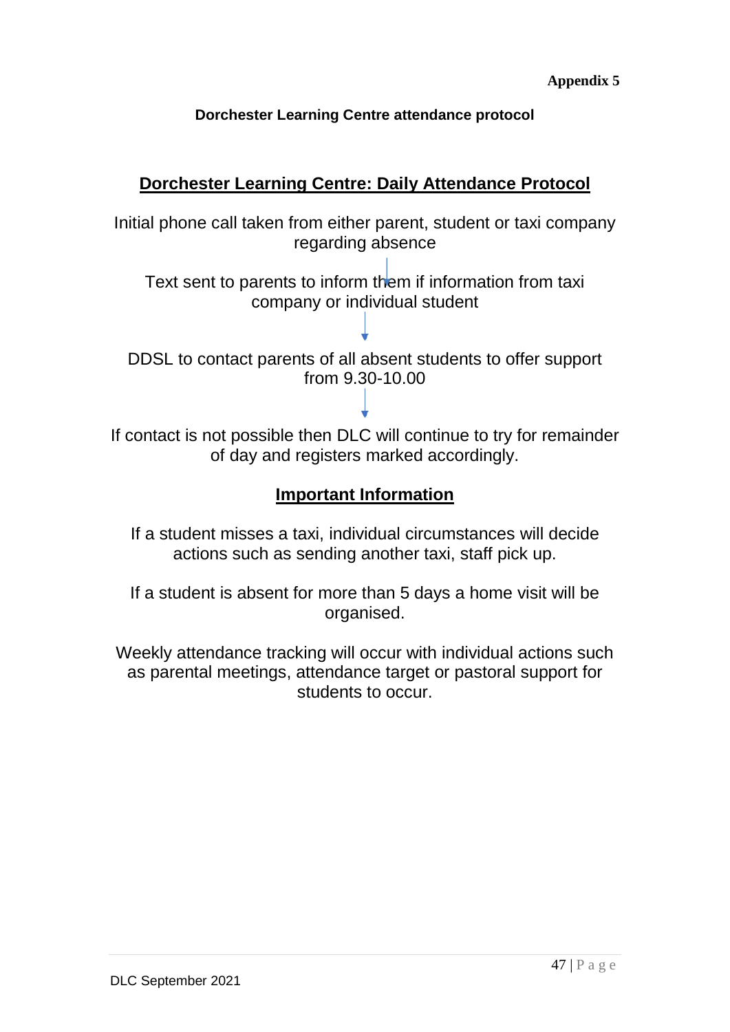**Appendix 5**

**Dorchester Learning Centre attendance protocol**

## Dorchester Learning Centre: Daily Attendance Protocol

Initial phone call taken from either parent, student or taxi company regarding absence

↓

Text sent to parents to inform them if information from taxi company or individual student

↓

DDSL to contact parents of all absent students to offer support from 9.30-10.00

↓

If contact is not possible then DLC will continue to try for remainder of day and registers marked accordingly.

## Important Information

If a student misses a taxi, individual circumstances will decide actions such as sending another taxi, staff pick up.

If a student is absent for more than 5 days a home visit will be organised.

Weekly attendance tracking will occur with individual actions such as parental meetings, attendance target or pastoral support for students to occur.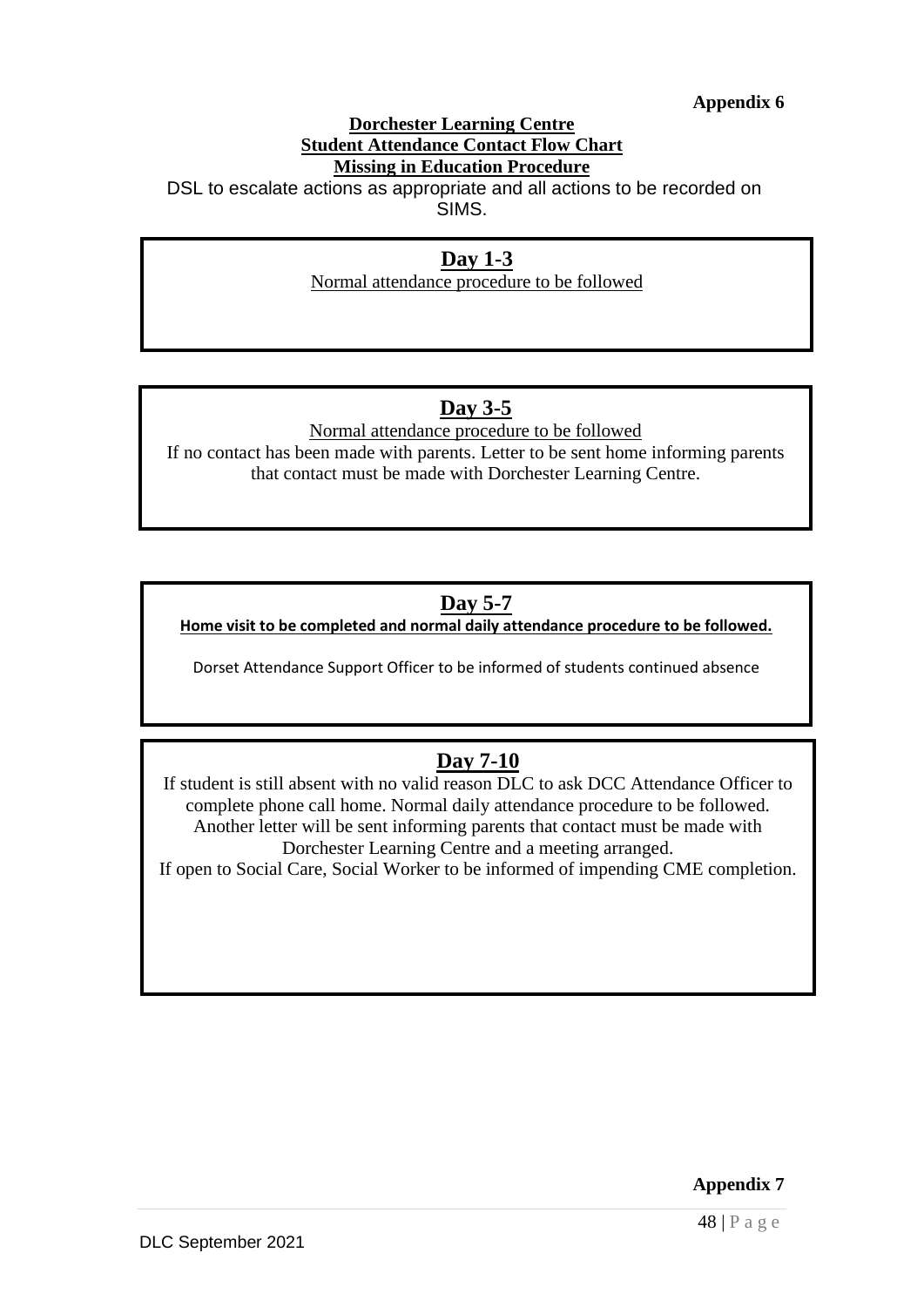**Appendix 6**

**Dorchester Learning Centre**
**Student Attendance Contact Flow Chart**
**Missing in Education Procedure**

DSL to escalate actions as appropriate and all actions to be recorded on SIMS.

## Day 1-3

Normal attendance procedure to be followed

## Day 3-5

Normal attendance procedure to be followed

If no contact has been made with parents. Letter to be sent home informing parents that contact must be made with Dorchester Learning Centre.

## Day 5-7

**Home visit to be completed and normal daily attendance procedure to be followed.**

Dorset Attendance Support Officer to be informed of students continued absence

## Day 7-10

If student is still absent with no valid reason DLC to ask DCC Attendance Officer to complete phone call home. Normal daily attendance procedure to be followed. Another letter will be sent informing parents that contact must be made with Dorchester Learning Centre and a meeting arranged.

If open to Social Care, Social Worker to be informed of impending CME completion.

**Appendix 7**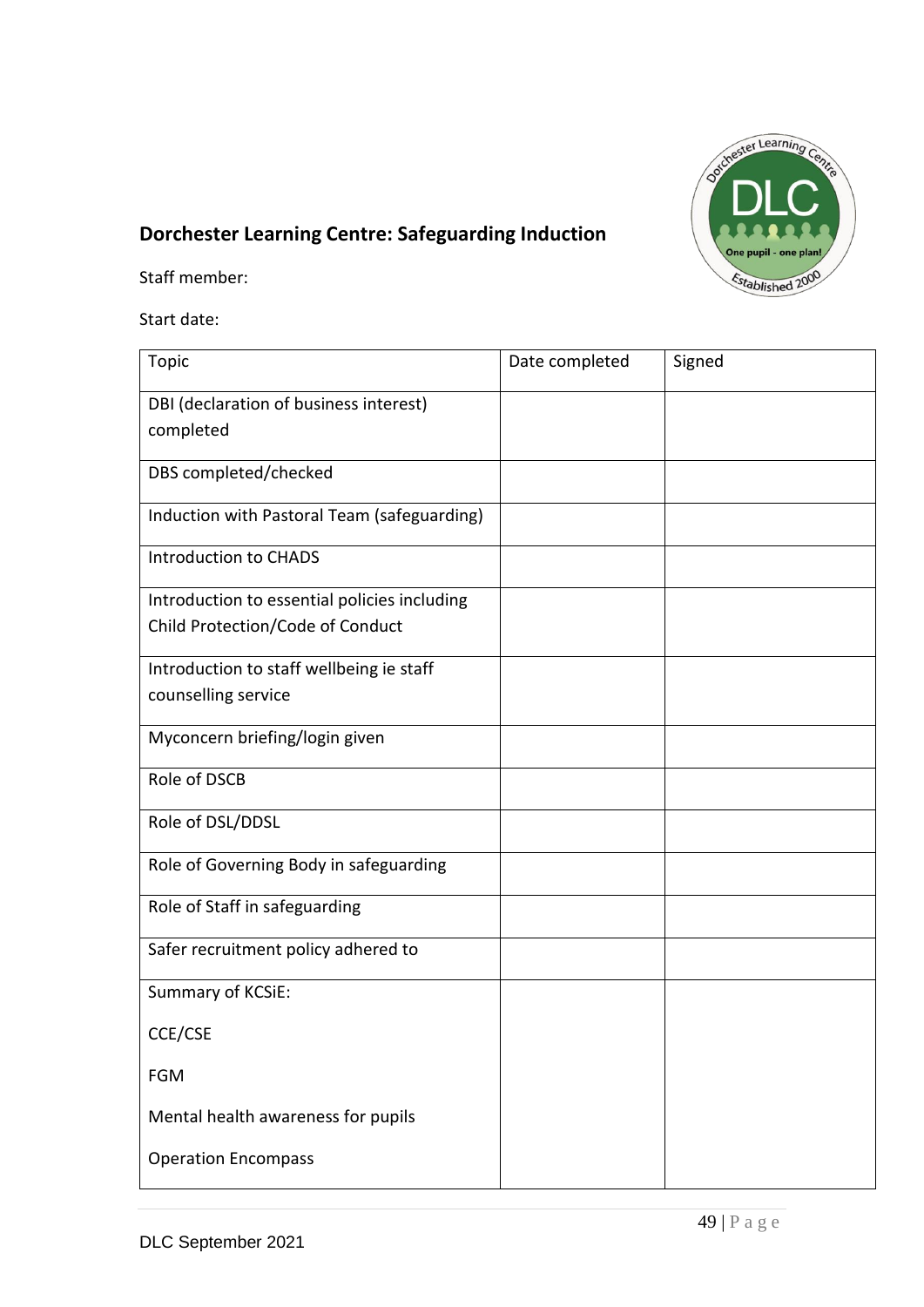## Dorchester Learning Centre: Safeguarding Induction

Staff member:

Start date:

| Topic | Date completed | Signed |
|---|---|---|
| DBI (declaration of business interest) completed | | |
| DBS completed/checked | | |
| Induction with Pastoral Team (safeguarding) | | |
| Introduction to CHADS | | |
| Introduction to essential policies including Child Protection/Code of Conduct | | |
| Introduction to staff wellbeing ie staff counselling service | | |
| Myconcern briefing/login given | | |
| Role of DSCB | | |
| Role of DSL/DDSL | | |
| Role of Governing Body in safeguarding | | |
| Role of Staff in safeguarding | | |
| Safer recruitment policy adhered to | | |
| Summary of KCSiE:<br><br>CCE/CSE<br><br>FGM<br><br>Mental health awareness for pupils<br><br>Operation Encompass | | |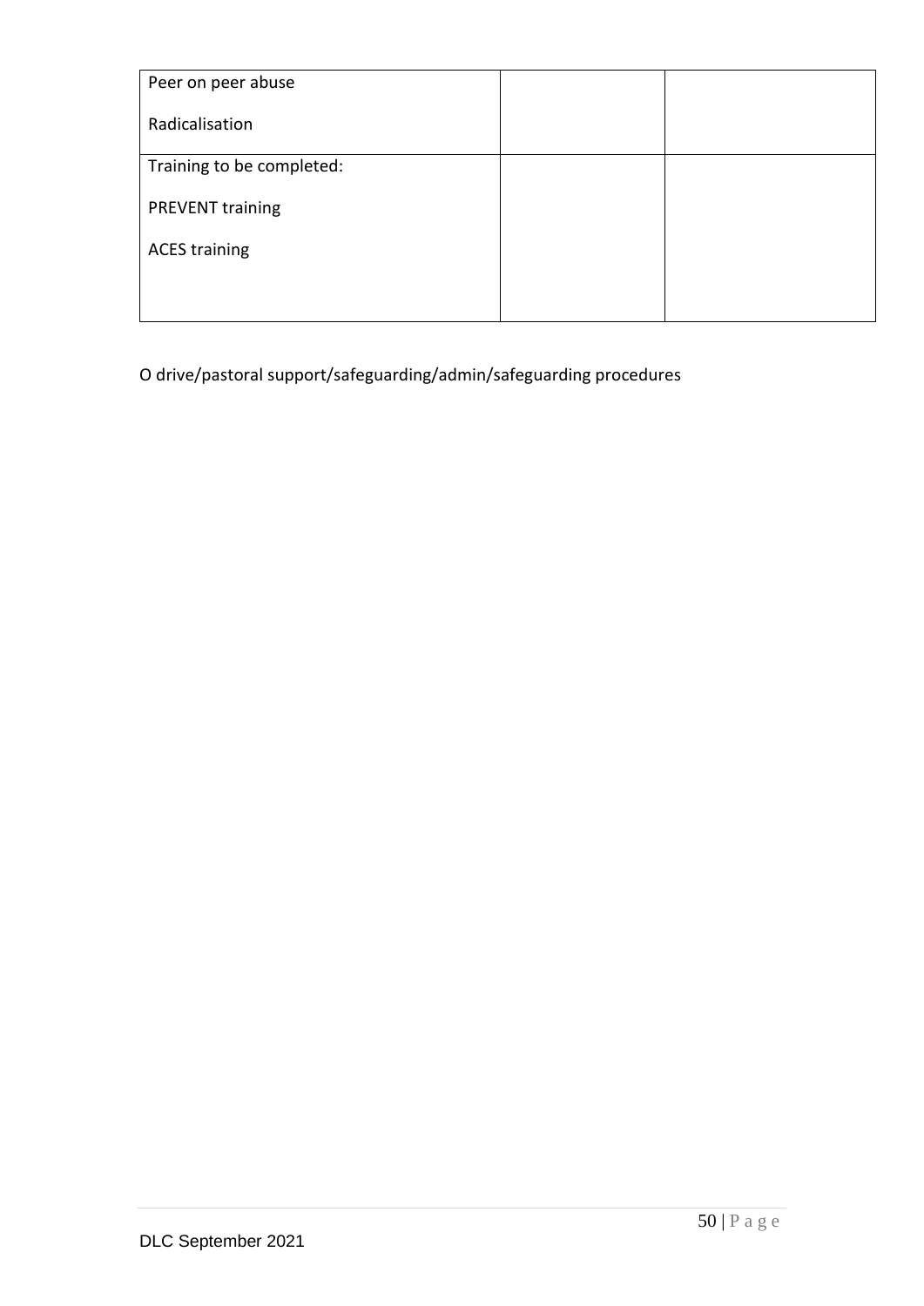| Peer on peer abuse<br><br>Radicalisation | | |
|---|---|---|
| Training to be completed:<br><br>PREVENT training<br><br>ACES training | | |

O drive/pastoral support/safeguarding/admin/safeguarding procedures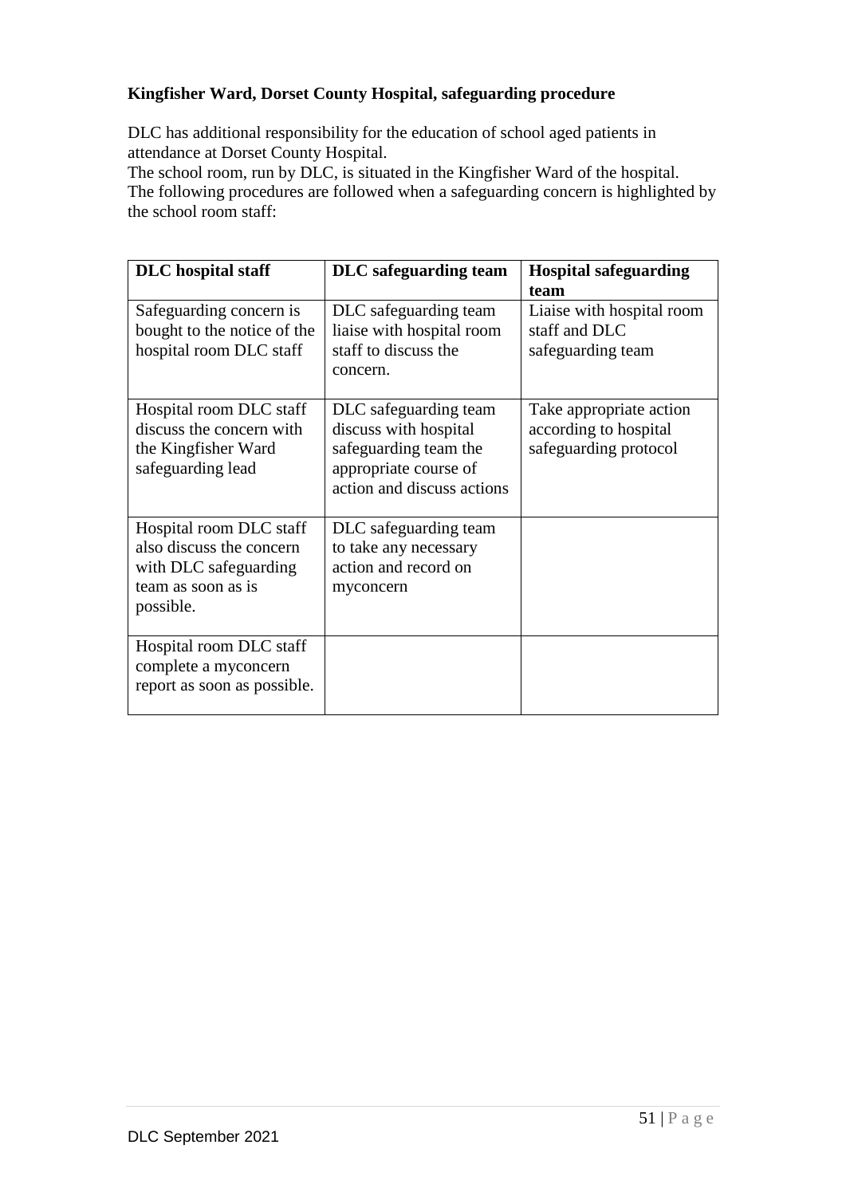**Kingfisher Ward, Dorset County Hospital, safeguarding procedure**

DLC has additional responsibility for the education of school aged patients in attendance at Dorset County Hospital.
The school room, run by DLC, is situated in the Kingfisher Ward of the hospital.
The following procedures are followed when a safeguarding concern is highlighted by the school room staff:

| DLC hospital staff | DLC safeguarding team | Hospital safeguarding team |
|---|---|---|
| Safeguarding concern is bought to the notice of the hospital room DLC staff | DLC safeguarding team liaise with hospital room staff to discuss the concern. | Liaise with hospital room staff and DLC safeguarding team |
| Hospital room DLC staff discuss the concern with the Kingfisher Ward safeguarding lead | DLC safeguarding team discuss with hospital safeguarding team the appropriate course of action and discuss actions | Take appropriate action according to hospital safeguarding protocol |
| Hospital room DLC staff also discuss the concern with DLC safeguarding team as soon as is possible. | DLC safeguarding team to take any necessary action and record on myconcern | |
| Hospital room DLC staff complete a myconcern report as soon as possible. | | |

DLC September 2021